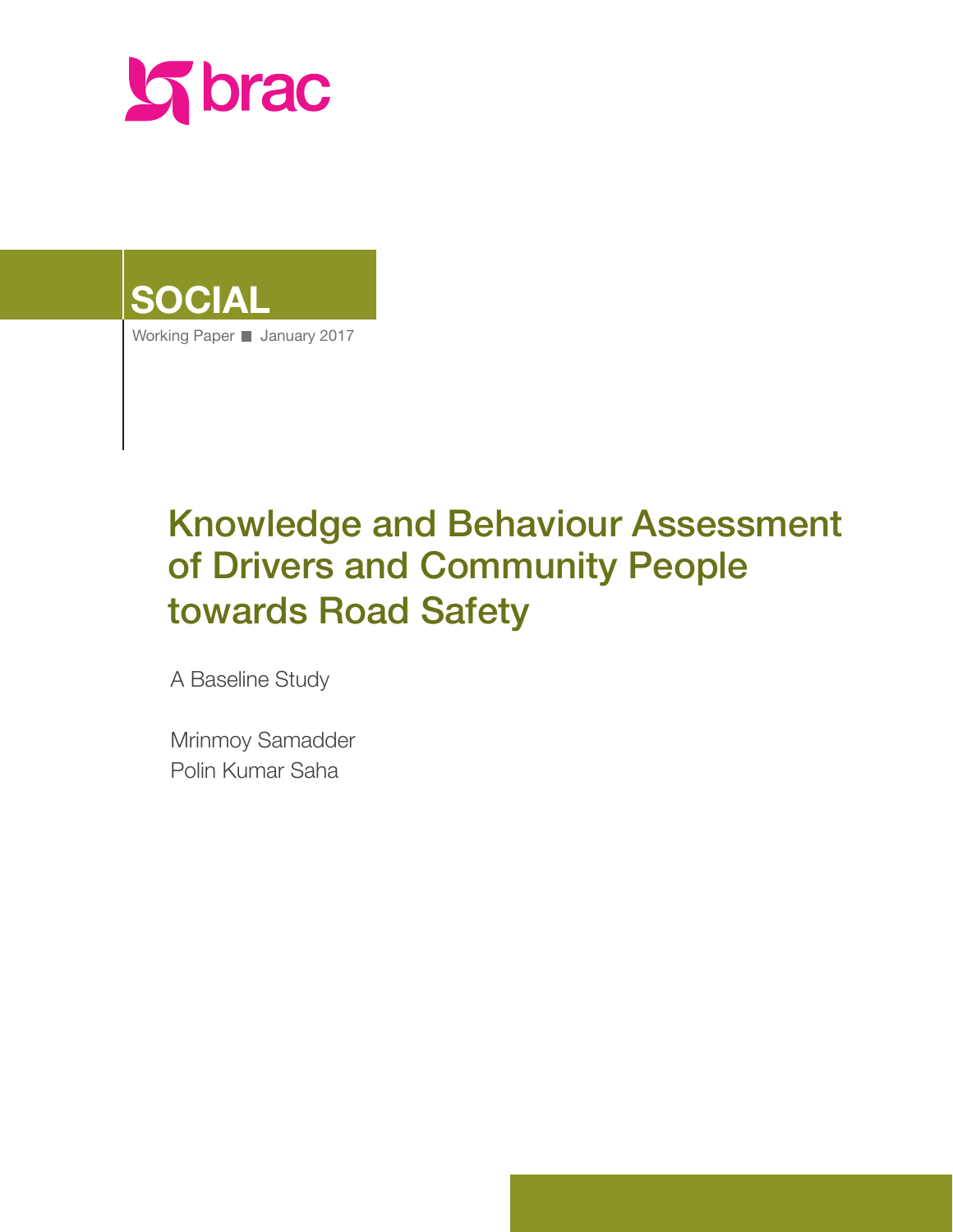brac

**SOCIAL**

Working Paper ■ January 2017

# Knowledge and Behaviour Assessment of Drivers and Community People towards Road Safety

A Baseline Study

Mrinmoy Samadder
Polin Kumar Saha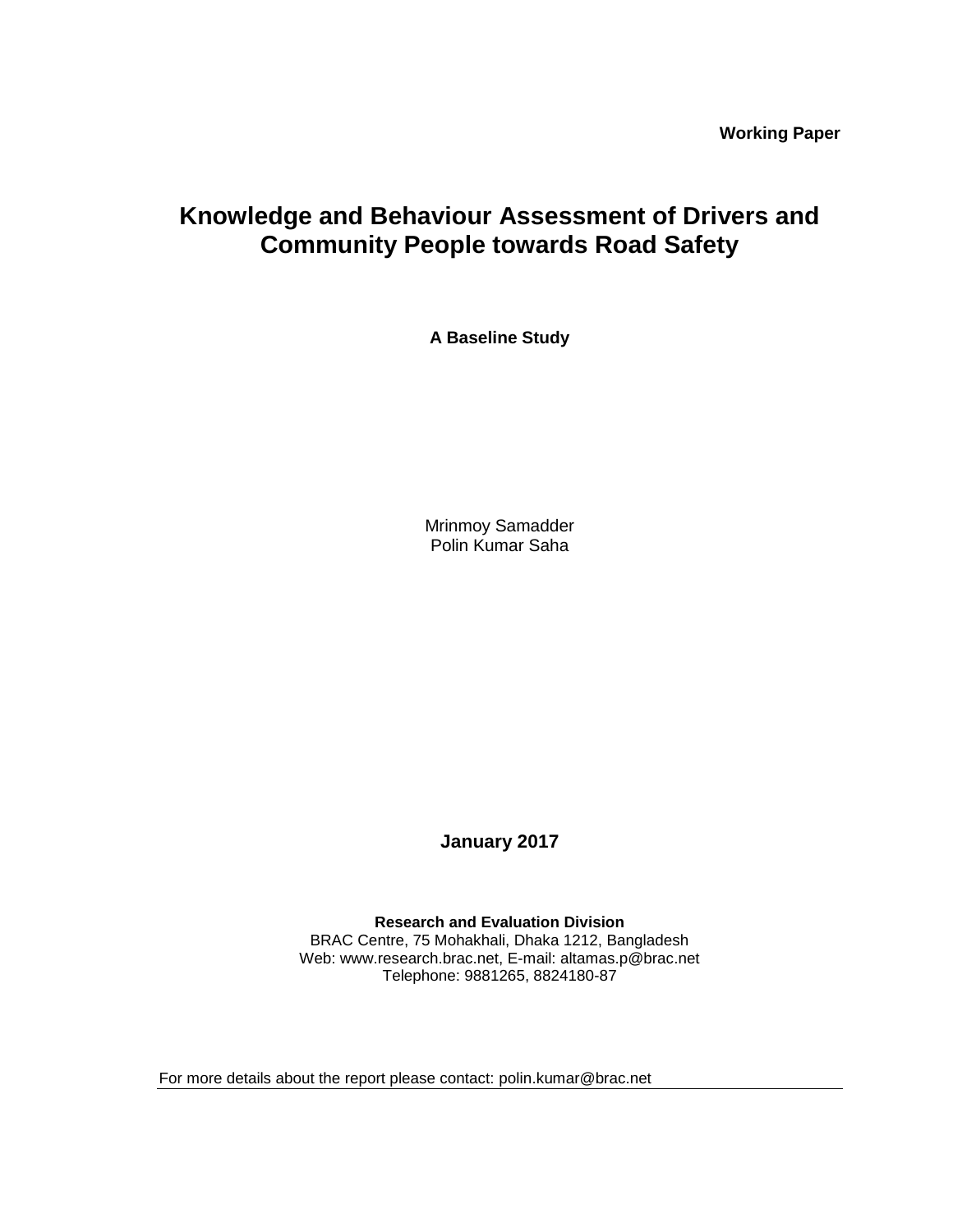**Working Paper**

# Knowledge and Behaviour Assessment of Drivers and Community People towards Road Safety

**A Baseline Study**

Mrinmoy Samadder
Polin Kumar Saha

**January 2017**

**Research and Evaluation Division**
BRAC Centre, 75 Mohakhali, Dhaka 1212, Bangladesh
Web: www.research.brac.net, E-mail: altamas.p@brac.net
Telephone: 9881265, 8824180-87

For more details about the report please contact: polin.kumar@brac.net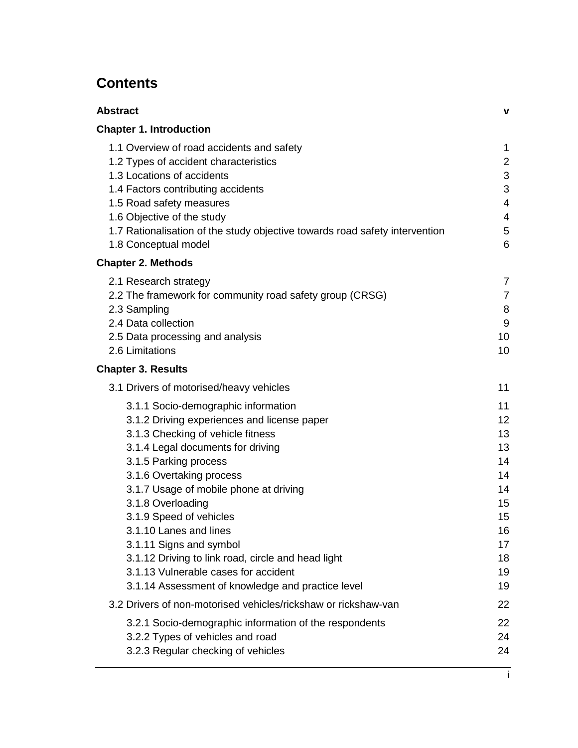# Contents

| | |
|---|---|
| **Abstract** | **v** |
| **Chapter 1. Introduction** | |
| 1.1 Overview of road accidents and safety | 1 |
| 1.2 Types of accident characteristics | 2 |
| 1.3 Locations of accidents | 3 |
| 1.4 Factors contributing accidents | 3 |
| 1.5 Road safety measures | 4 |
| 1.6 Objective of the study | 4 |
| 1.7 Rationalisation of the study objective towards road safety intervention | 5 |
| 1.8 Conceptual model | 6 |
| **Chapter 2. Methods** | |
| 2.1 Research strategy | 7 |
| 2.2 The framework for community road safety group (CRSG) | 7 |
| 2.3 Sampling | 8 |
| 2.4 Data collection | 9 |
| 2.5 Data processing and analysis | 10 |
| 2.6 Limitations | 10 |
| **Chapter 3. Results** | |
| 3.1 Drivers of motorised/heavy vehicles | 11 |
| 3.1.1 Socio-demographic information | 11 |
| 3.1.2 Driving experiences and license paper | 12 |
| 3.1.3 Checking of vehicle fitness | 13 |
| 3.1.4 Legal documents for driving | 13 |
| 3.1.5 Parking process | 14 |
| 3.1.6 Overtaking process | 14 |
| 3.1.7 Usage of mobile phone at driving | 14 |
| 3.1.8 Overloading | 15 |
| 3.1.9 Speed of vehicles | 15 |
| 3.1.10 Lanes and lines | 16 |
| 3.1.11 Signs and symbol | 17 |
| 3.1.12 Driving to link road, circle and head light | 18 |
| 3.1.13 Vulnerable cases for accident | 19 |
| 3.1.14 Assessment of knowledge and practice level | 19 |
| 3.2 Drivers of non-motorised vehicles/rickshaw or rickshaw-van | 22 |
| 3.2.1 Socio-demographic information of the respondents | 22 |
| 3.2.2 Types of vehicles and road | 24 |
| 3.2.3 Regular checking of vehicles | 24 |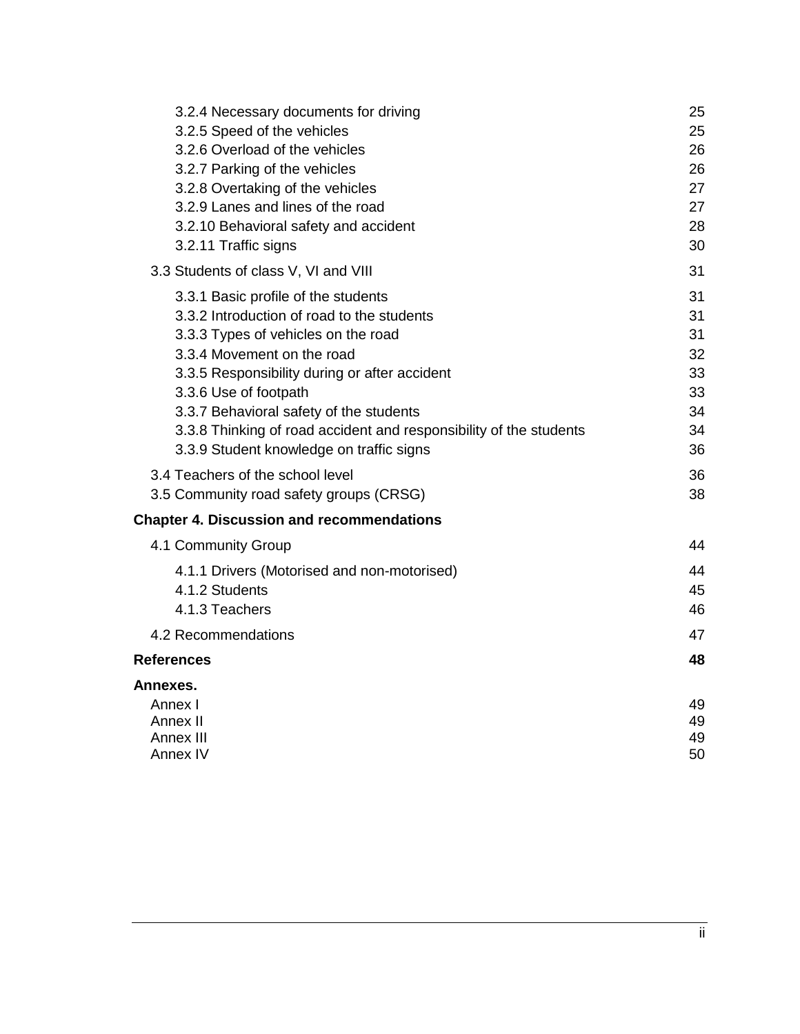3.2.4 Necessary documents for driving 25
3.2.5 Speed of the vehicles 25
3.2.6 Overload of the vehicles 26
3.2.7 Parking of the vehicles 26
3.2.8 Overtaking of the vehicles 27
3.2.9 Lanes and lines of the road 27
3.2.10 Behavioral safety and accident 28
3.2.11 Traffic signs 30

3.3 Students of class V, VI and VIII 31

3.3.1 Basic profile of the students 31
3.3.2 Introduction of road to the students 31
3.3.3 Types of vehicles on the road 31
3.3.4 Movement on the road 32
3.3.5 Responsibility during or after accident 33
3.3.6 Use of footpath 33
3.3.7 Behavioral safety of the students 34
3.3.8 Thinking of road accident and responsibility of the students 34
3.3.9 Student knowledge on traffic signs 36

3.4 Teachers of the school level 36
3.5 Community road safety groups (CRSG) 38

**Chapter 4. Discussion and recommendations**

4.1 Community Group 44

4.1.1 Drivers (Motorised and non-motorised) 44
4.1.2 Students 45
4.1.3 Teachers 46

4.2 Recommendations 47

**References** **48**

**Annexes.**

Annex I 49
Annex II 49
Annex III 49
Annex IV 50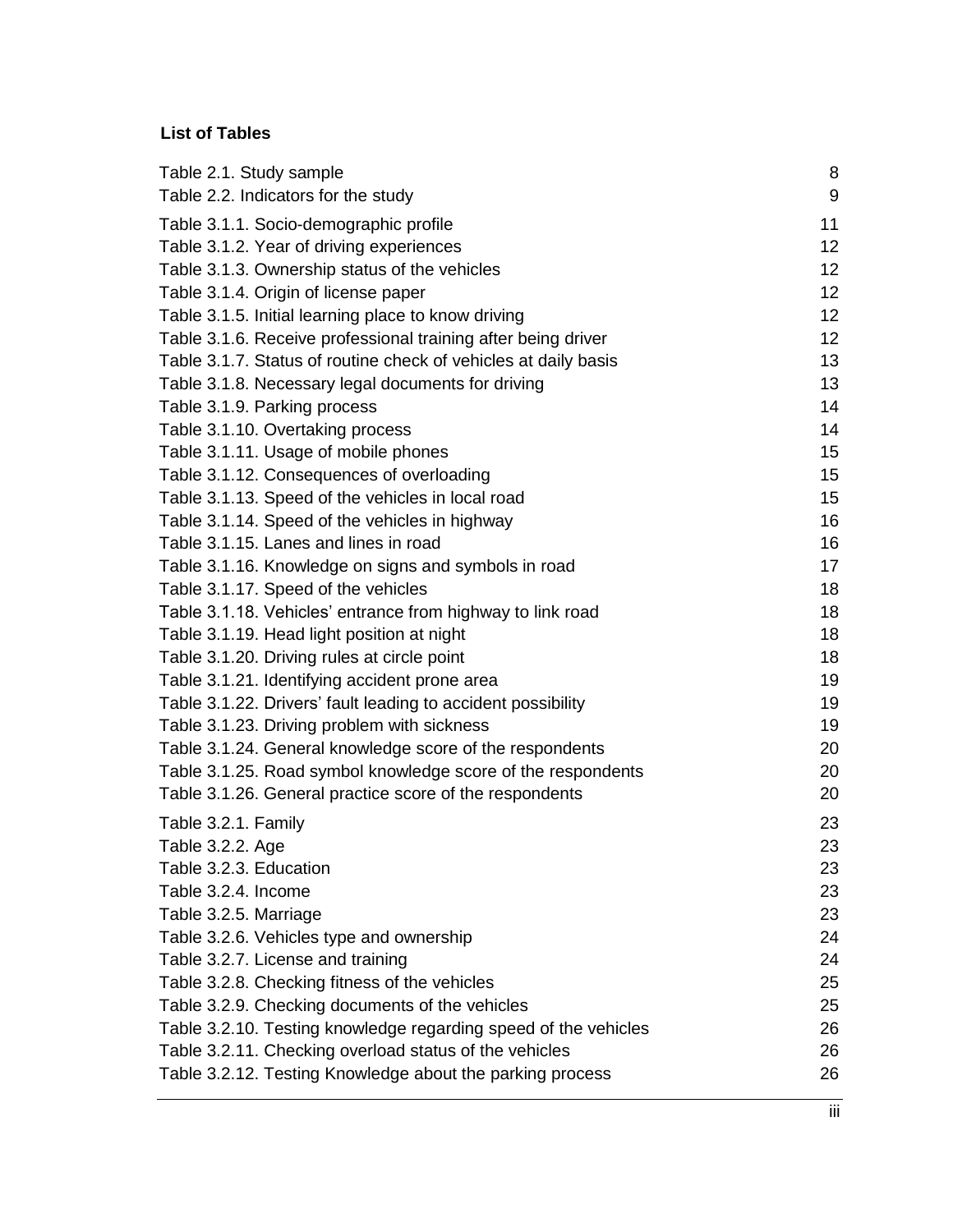**List of Tables**

| | |
|---|---|
| Table 2.1. Study sample | 8 |
| Table 2.2. Indicators for the study | 9 |
| Table 3.1.1. Socio-demographic profile | 11 |
| Table 3.1.2. Year of driving experiences | 12 |
| Table 3.1.3. Ownership status of the vehicles | 12 |
| Table 3.1.4. Origin of license paper | 12 |
| Table 3.1.5. Initial learning place to know driving | 12 |
| Table 3.1.6. Receive professional training after being driver | 12 |
| Table 3.1.7. Status of routine check of vehicles at daily basis | 13 |
| Table 3.1.8. Necessary legal documents for driving | 13 |
| Table 3.1.9. Parking process | 14 |
| Table 3.1.10. Overtaking process | 14 |
| Table 3.1.11. Usage of mobile phones | 15 |
| Table 3.1.12. Consequences of overloading | 15 |
| Table 3.1.13. Speed of the vehicles in local road | 15 |
| Table 3.1.14. Speed of the vehicles in highway | 16 |
| Table 3.1.15. Lanes and lines in road | 16 |
| Table 3.1.16. Knowledge on signs and symbols in road | 17 |
| Table 3.1.17. Speed of the vehicles | 18 |
| Table 3.1.18. Vehicles' entrance from highway to link road | 18 |
| Table 3.1.19. Head light position at night | 18 |
| Table 3.1.20. Driving rules at circle point | 18 |
| Table 3.1.21. Identifying accident prone area | 19 |
| Table 3.1.22. Drivers' fault leading to accident possibility | 19 |
| Table 3.1.23. Driving problem with sickness | 19 |
| Table 3.1.24. General knowledge score of the respondents | 20 |
| Table 3.1.25. Road symbol knowledge score of the respondents | 20 |
| Table 3.1.26. General practice score of the respondents | 20 |
| Table 3.2.1. Family | 23 |
| Table 3.2.2. Age | 23 |
| Table 3.2.3. Education | 23 |
| Table 3.2.4. Income | 23 |
| Table 3.2.5. Marriage | 23 |
| Table 3.2.6. Vehicles type and ownership | 24 |
| Table 3.2.7. License and training | 24 |
| Table 3.2.8. Checking fitness of the vehicles | 25 |
| Table 3.2.9. Checking documents of the vehicles | 25 |
| Table 3.2.10. Testing knowledge regarding speed of the vehicles | 26 |
| Table 3.2.11. Checking overload status of the vehicles | 26 |
| Table 3.2.12. Testing Knowledge about the parking process | 26 |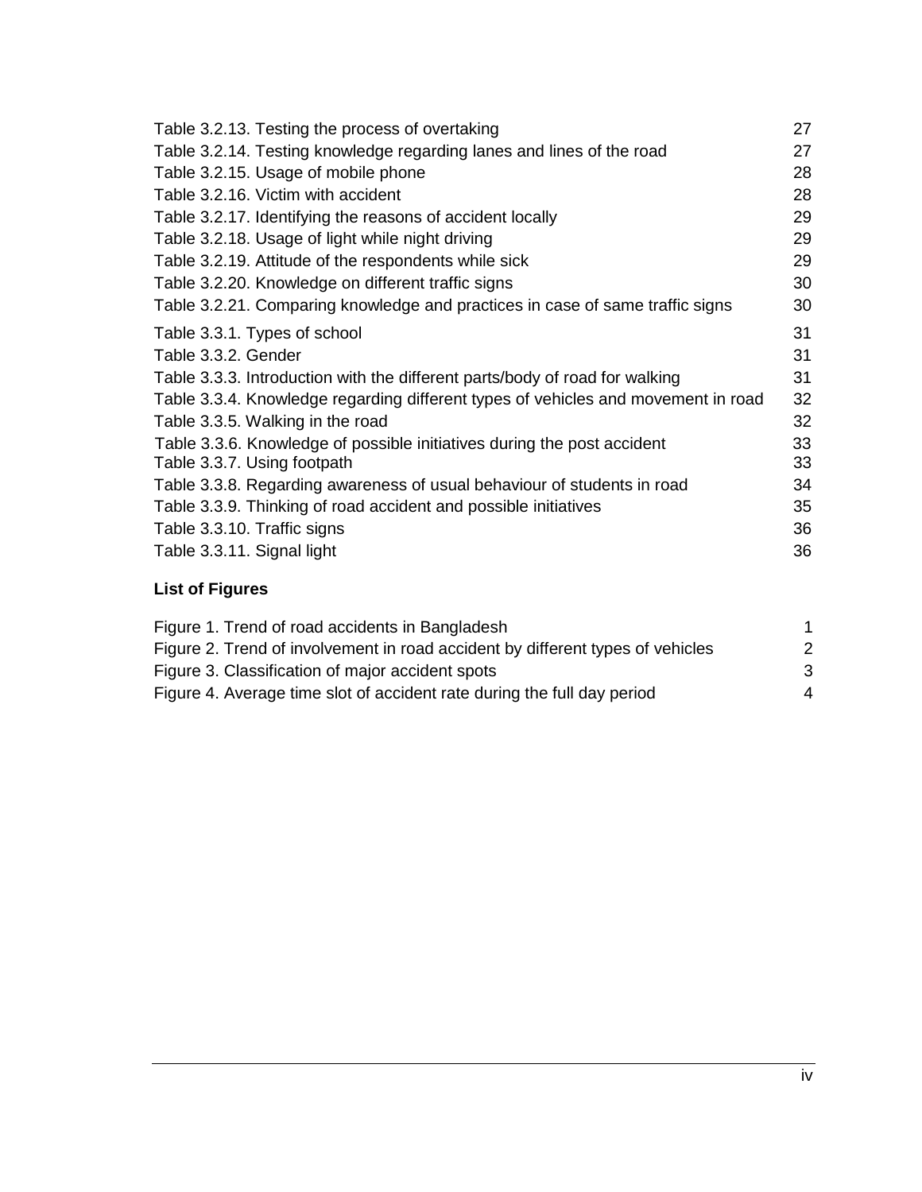Table 3.2.13. Testing the process of overtaking 27
Table 3.2.14. Testing knowledge regarding lanes and lines of the road 27
Table 3.2.15. Usage of mobile phone 28
Table 3.2.16. Victim with accident 28
Table 3.2.17. Identifying the reasons of accident locally 29
Table 3.2.18. Usage of light while night driving 29
Table 3.2.19. Attitude of the respondents while sick 29
Table 3.2.20. Knowledge on different traffic signs 30
Table 3.2.21. Comparing knowledge and practices in case of same traffic signs 30
Table 3.3.1. Types of school 31
Table 3.3.2. Gender 31
Table 3.3.3. Introduction with the different parts/body of road for walking 31
Table 3.3.4. Knowledge regarding different types of vehicles and movement in road 32
Table 3.3.5. Walking in the road 32
Table 3.3.6. Knowledge of possible initiatives during the post accident 33
Table 3.3.7. Using footpath 33
Table 3.3.8. Regarding awareness of usual behaviour of students in road 34
Table 3.3.9. Thinking of road accident and possible initiatives 35
Table 3.3.10. Traffic signs 36
Table 3.3.11. Signal light 36

**List of Figures**

Figure 1. Trend of road accidents in Bangladesh 1
Figure 2. Trend of involvement in road accident by different types of vehicles 2
Figure 3. Classification of major accident spots 3
Figure 4. Average time slot of accident rate during the full day period 4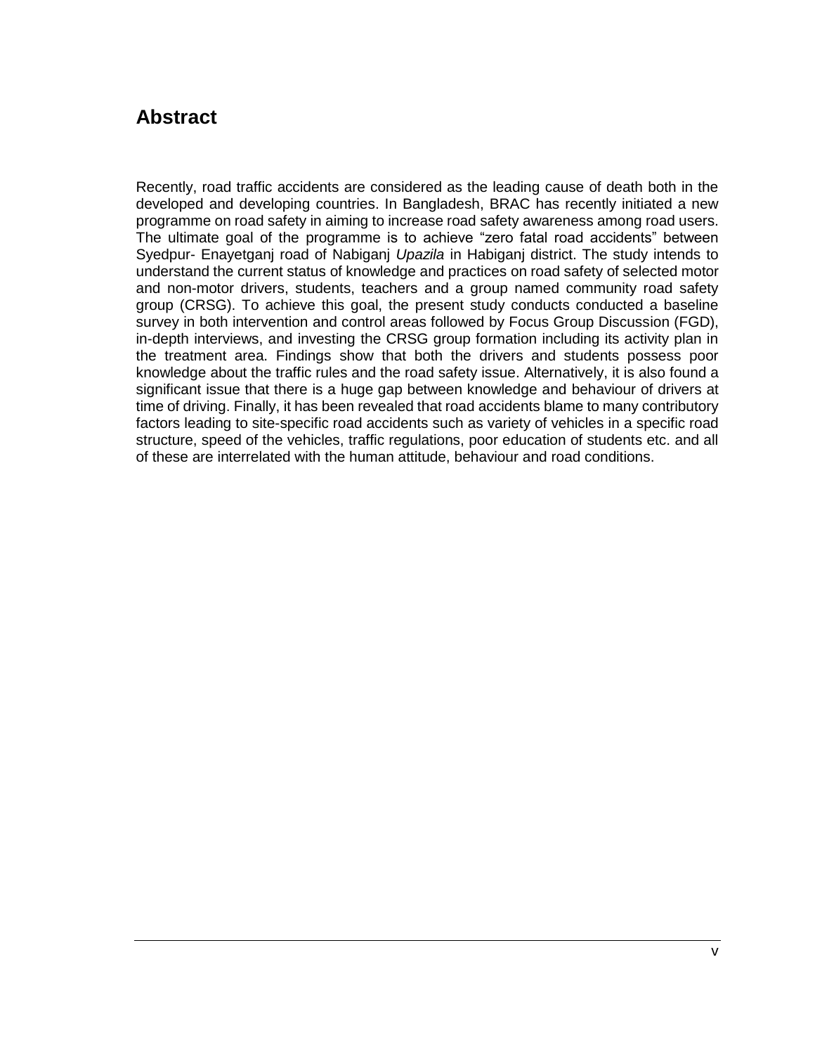# Abstract

Recently, road traffic accidents are considered as the leading cause of death both in the developed and developing countries. In Bangladesh, BRAC has recently initiated a new programme on road safety in aiming to increase road safety awareness among road users. The ultimate goal of the programme is to achieve "zero fatal road accidents" between Syedpur- Enayetganj road of Nabiganj *Upazila* in Habiganj district. The study intends to understand the current status of knowledge and practices on road safety of selected motor and non-motor drivers, students, teachers and a group named community road safety group (CRSG). To achieve this goal, the present study conducts conducted a baseline survey in both intervention and control areas followed by Focus Group Discussion (FGD), in-depth interviews, and investing the CRSG group formation including its activity plan in the treatment area. Findings show that both the drivers and students possess poor knowledge about the traffic rules and the road safety issue. Alternatively, it is also found a significant issue that there is a huge gap between knowledge and behaviour of drivers at time of driving. Finally, it has been revealed that road accidents blame to many contributory factors leading to site-specific road accidents such as variety of vehicles in a specific road structure, speed of the vehicles, traffic regulations, poor education of students etc. and all of these are interrelated with the human attitude, behaviour and road conditions.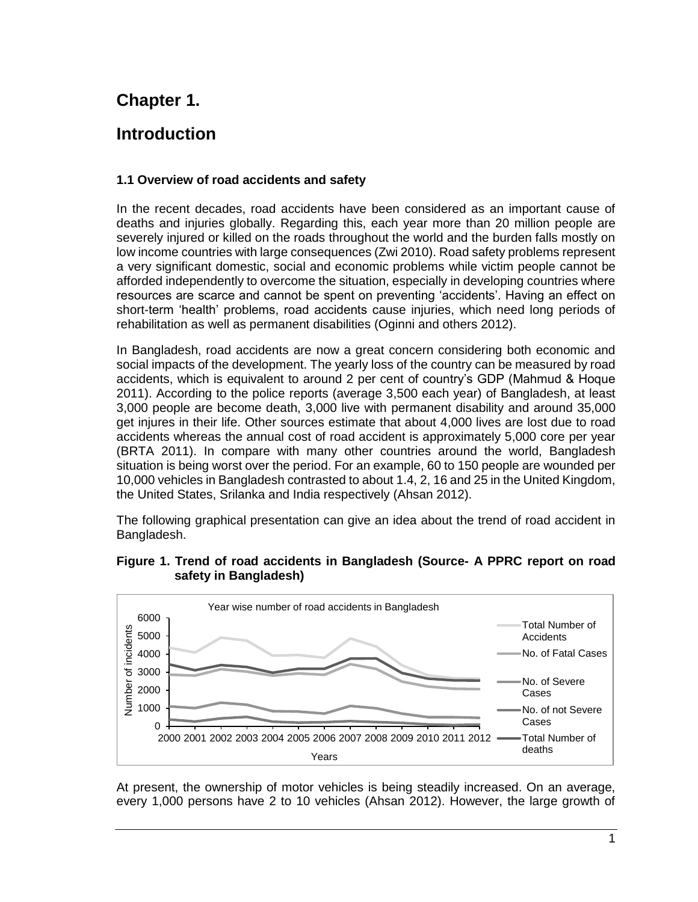# Chapter 1.

# Introduction

### 1.1 Overview of road accidents and safety

In the recent decades, road accidents have been considered as an important cause of deaths and injuries globally. Regarding this, each year more than 20 million people are severely injured or killed on the roads throughout the world and the burden falls mostly on low income countries with large consequences (Zwi 2010). Road safety problems represent a very significant domestic, social and economic problems while victim people cannot be afforded independently to overcome the situation, especially in developing countries where resources are scarce and cannot be spent on preventing 'accidents'. Having an effect on short-term 'health' problems, road accidents cause injuries, which need long periods of rehabilitation as well as permanent disabilities (Oginni and others 2012).

In Bangladesh, road accidents are now a great concern considering both economic and social impacts of the development. The yearly loss of the country can be measured by road accidents, which is equivalent to around 2 per cent of country's GDP (Mahmud & Hoque 2011). According to the police reports (average 3,500 each year) of Bangladesh, at least 3,000 people are become death, 3,000 live with permanent disability and around 35,000 get injures in their life. Other sources estimate that about 4,000 lives are lost due to road accidents whereas the annual cost of road accident is approximately 5,000 core per year (BRTA 2011). In compare with many other countries around the world, Bangladesh situation is being worst over the period. For an example, 60 to 150 people are wounded per 10,000 vehicles in Bangladesh contrasted to about 1.4, 2, 16 and 25 in the United Kingdom, the United States, Srilanka and India respectively (Ahsan 2012).

The following graphical presentation can give an idea about the trend of road accident in Bangladesh.

**Figure 1. Trend of road accidents in Bangladesh (Source- A PPRC report on road safety in Bangladesh)**

At present, the ownership of motor vehicles is being steadily increased. On an average, every 1,000 persons have 2 to 10 vehicles (Ahsan 2012). However, the large growth of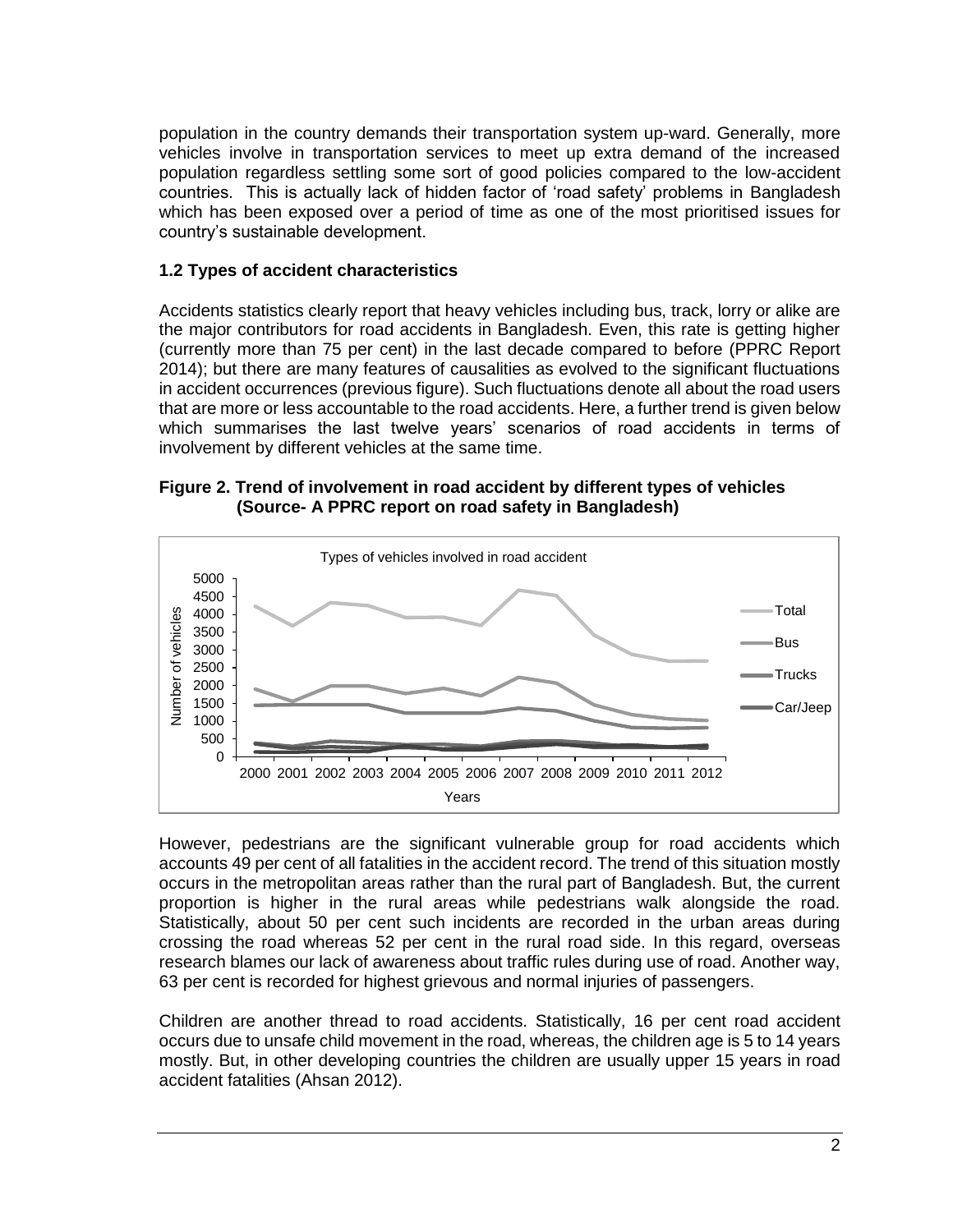population in the country demands their transportation system up-ward. Generally, more vehicles involve in transportation services to meet up extra demand of the increased population regardless settling some sort of good policies compared to the low-accident countries. This is actually lack of hidden factor of 'road safety' problems in Bangladesh which has been exposed over a period of time as one of the most prioritised issues for country's sustainable development.

### 1.2 Types of accident characteristics

Accidents statistics clearly report that heavy vehicles including bus, track, lorry or alike are the major contributors for road accidents in Bangladesh. Even, this rate is getting higher (currently more than 75 per cent) in the last decade compared to before (PPRC Report 2014); but there are many features of causalities as evolved to the significant fluctuations in accident occurrences (previous figure). Such fluctuations denote all about the road users that are more or less accountable to the road accidents. Here, a further trend is given below which summarises the last twelve years' scenarios of road accidents in terms of involvement by different vehicles at the same time.

**Figure 2. Trend of involvement in road accident by different types of vehicles (Source- A PPRC report on road safety in Bangladesh)**

However, pedestrians are the significant vulnerable group for road accidents which accounts 49 per cent of all fatalities in the accident record. The trend of this situation mostly occurs in the metropolitan areas rather than the rural part of Bangladesh. But, the current proportion is higher in the rural areas while pedestrians walk alongside the road. Statistically, about 50 per cent such incidents are recorded in the urban areas during crossing the road whereas 52 per cent in the rural road side. In this regard, overseas research blames our lack of awareness about traffic rules during use of road. Another way, 63 per cent is recorded for highest grievous and normal injuries of passengers.

Children are another thread to road accidents. Statistically, 16 per cent road accident occurs due to unsafe child movement in the road, whereas, the children age is 5 to 14 years mostly. But, in other developing countries the children are usually upper 15 years in road accident fatalities (Ahsan 2012).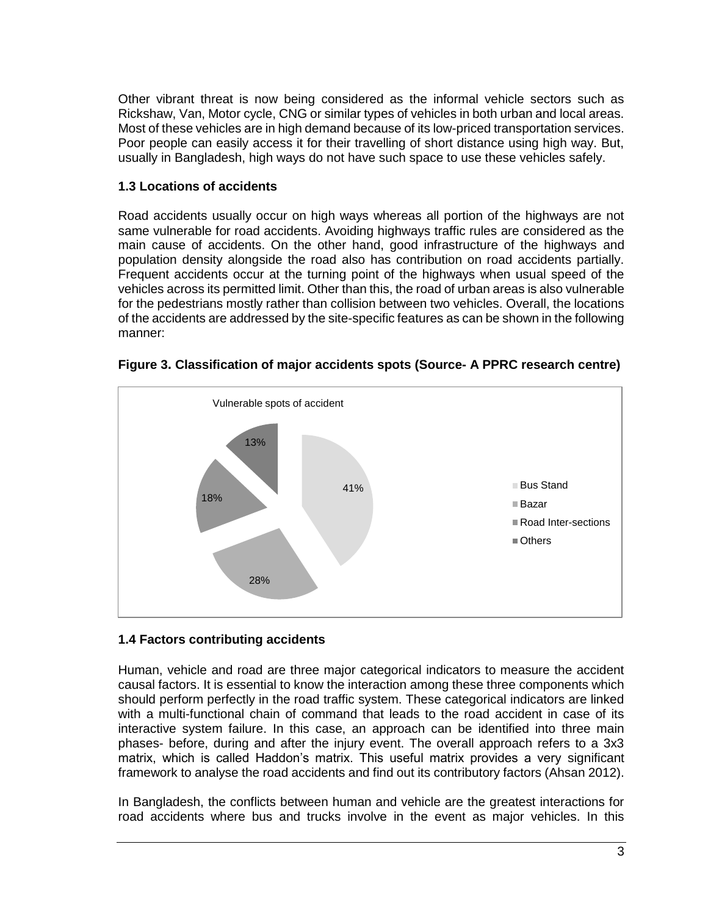Other vibrant threat is now being considered as the informal vehicle sectors such as Rickshaw, Van, Motor cycle, CNG or similar types of vehicles in both urban and local areas. Most of these vehicles are in high demand because of its low-priced transportation services. Poor people can easily access it for their travelling of short distance using high way. But, usually in Bangladesh, high ways do not have such space to use these vehicles safely.

### 1.3 Locations of accidents

Road accidents usually occur on high ways whereas all portion of the highways are not same vulnerable for road accidents. Avoiding highways traffic rules are considered as the main cause of accidents. On the other hand, good infrastructure of the highways and population density alongside the road also has contribution on road accidents partially. Frequent accidents occur at the turning point of the highways when usual speed of the vehicles across its permitted limit. Other than this, the road of urban areas is also vulnerable for the pedestrians mostly rather than collision between two vehicles. Overall, the locations of the accidents are addressed by the site-specific features as can be shown in the following manner:

**Figure 3. Classification of major accidents spots (Source- A PPRC research centre)**

Vulnerable spots of accident

| Spot | Share |
|---|---|
| Bus Stand | 41% |
| Bazar | 28% |
| Road Inter-sections | 18% |
| Others | 13% |

### 1.4 Factors contributing accidents

Human, vehicle and road are three major categorical indicators to measure the accident causal factors. It is essential to know the interaction among these three components which should perform perfectly in the road traffic system. These categorical indicators are linked with a multi-functional chain of command that leads to the road accident in case of its interactive system failure. In this case, an approach can be identified into three main phases- before, during and after the injury event. The overall approach refers to a 3x3 matrix, which is called Haddon's matrix. This useful matrix provides a very significant framework to analyse the road accidents and find out its contributory factors (Ahsan 2012).

In Bangladesh, the conflicts between human and vehicle are the greatest interactions for road accidents where bus and trucks involve in the event as major vehicles. In this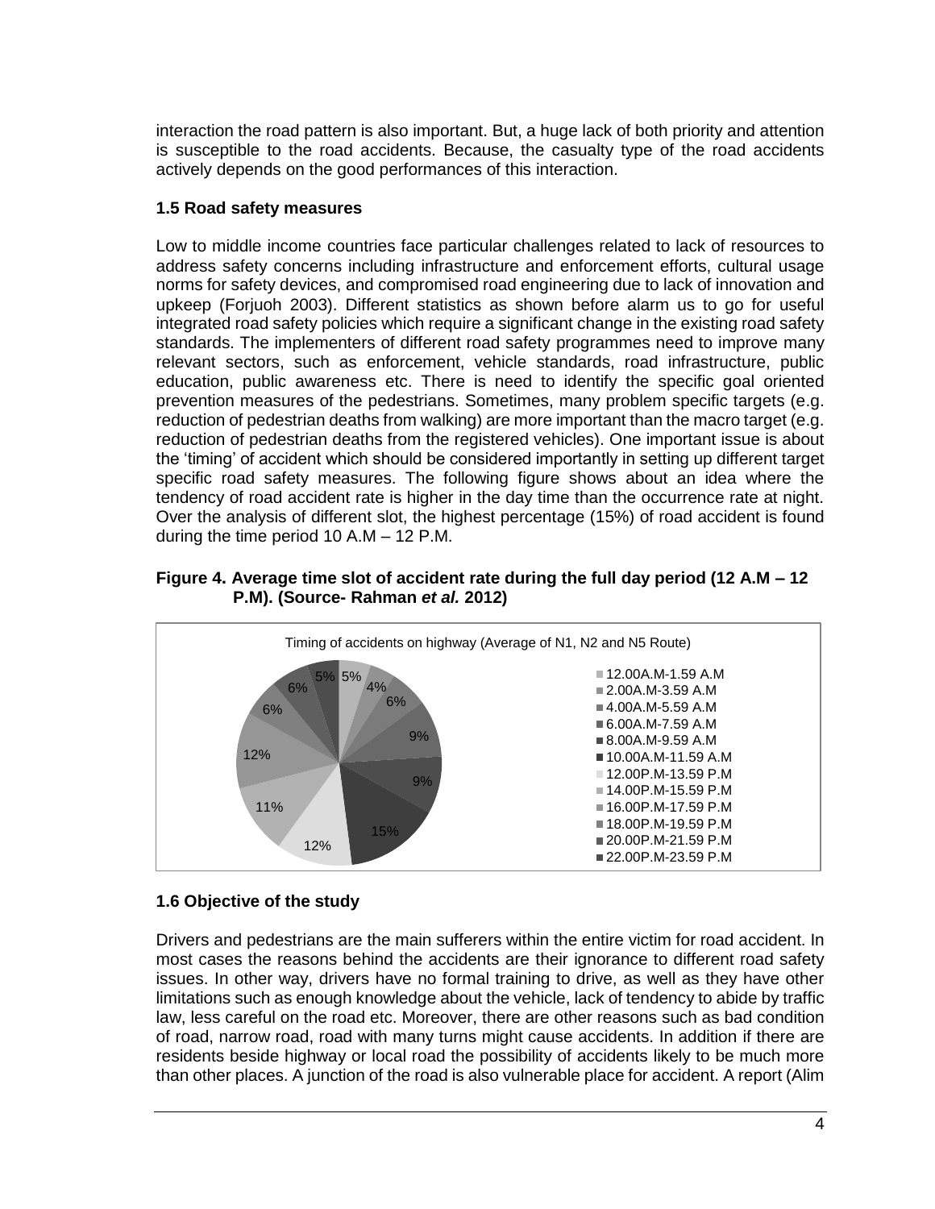interaction the road pattern is also important. But, a huge lack of both priority and attention is susceptible to the road accidents. Because, the casualty type of the road accidents actively depends on the good performances of this interaction.

### 1.5 Road safety measures

Low to middle income countries face particular challenges related to lack of resources to address safety concerns including infrastructure and enforcement efforts, cultural usage norms for safety devices, and compromised road engineering due to lack of innovation and upkeep (Forjuoh 2003). Different statistics as shown before alarm us to go for useful integrated road safety policies which require a significant change in the existing road safety standards. The implementers of different road safety programmes need to improve many relevant sectors, such as enforcement, vehicle standards, road infrastructure, public education, public awareness etc. There is need to identify the specific goal oriented prevention measures of the pedestrians. Sometimes, many problem specific targets (e.g. reduction of pedestrian deaths from walking) are more important than the macro target (e.g. reduction of pedestrian deaths from the registered vehicles). One important issue is about the 'timing' of accident which should be considered importantly in setting up different target specific road safety measures. The following figure shows about an idea where the tendency of road accident rate is higher in the day time than the occurrence rate at night. Over the analysis of different slot, the highest percentage (15%) of road accident is found during the time period 10 A.M – 12 P.M.

**Figure 4. Average time slot of accident rate during the full day period (12 A.M – 12 P.M). (Source- Rahman *et al.* 2012)**

Timing of accidents on highway (Average of N1, N2 and N5 Route)

| Time slot | Percentage |
|---|---|
| 12.00A.M-1.59 A.M | 5% |
| 2.00A.M-3.59 A.M | 4% |
| 4.00A.M-5.59 A.M | 6% |
| 6.00A.M-7.59 A.M | 9% |
| 8.00A.M-9.59 A.M | 9% |
| 10.00A.M-11.59 A.M | 15% |
| 12.00P.M-13.59 P.M | 12% |
| 14.00P.M-15.59 P.M | 11% |
| 16.00P.M-17.59 P.M | 12% |
| 18.00P.M-19.59 P.M | 6% |
| 20.00P.M-21.59 P.M | 6% |
| 22.00P.M-23.59 P.M | 5% |

### 1.6 Objective of the study

Drivers and pedestrians are the main sufferers within the entire victim for road accident. In most cases the reasons behind the accidents are their ignorance to different road safety issues. In other way, drivers have no formal training to drive, as well as they have other limitations such as enough knowledge about the vehicle, lack of tendency to abide by traffic law, less careful on the road etc. Moreover, there are other reasons such as bad condition of road, narrow road, road with many turns might cause accidents. In addition if there are residents beside highway or local road the possibility of accidents likely to be much more than other places. A junction of the road is also vulnerable place for accident. A report (Alim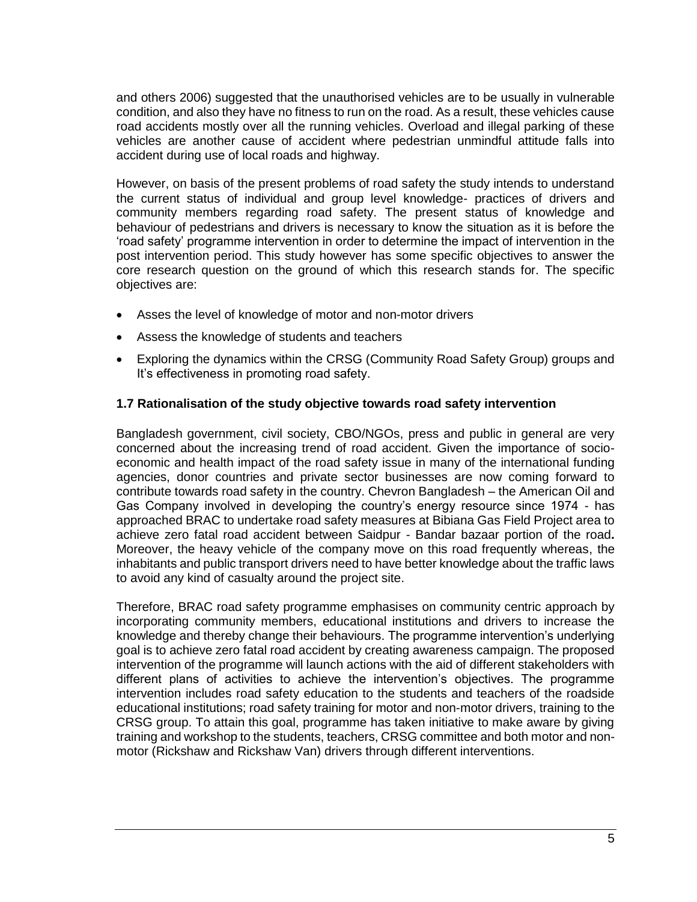and others 2006) suggested that the unauthorised vehicles are to be usually in vulnerable condition, and also they have no fitness to run on the road. As a result, these vehicles cause road accidents mostly over all the running vehicles. Overload and illegal parking of these vehicles are another cause of accident where pedestrian unmindful attitude falls into accident during use of local roads and highway.

However, on basis of the present problems of road safety the study intends to understand the current status of individual and group level knowledge- practices of drivers and community members regarding road safety. The present status of knowledge and behaviour of pedestrians and drivers is necessary to know the situation as it is before the 'road safety' programme intervention in order to determine the impact of intervention in the post intervention period. This study however has some specific objectives to answer the core research question on the ground of which this research stands for. The specific objectives are:

- Asses the level of knowledge of motor and non-motor drivers
- Assess the knowledge of students and teachers
- Exploring the dynamics within the CRSG (Community Road Safety Group) groups and It's effectiveness in promoting road safety.

### 1.7 Rationalisation of the study objective towards road safety intervention

Bangladesh government, civil society, CBO/NGOs, press and public in general are very concerned about the increasing trend of road accident. Given the importance of socio-economic and health impact of the road safety issue in many of the international funding agencies, donor countries and private sector businesses are now coming forward to contribute towards road safety in the country. Chevron Bangladesh – the American Oil and Gas Company involved in developing the country's energy resource since 1974 - has approached BRAC to undertake road safety measures at Bibiana Gas Field Project area to achieve zero fatal road accident between Saidpur - Bandar bazaar portion of the road**.** Moreover, the heavy vehicle of the company move on this road frequently whereas, the inhabitants and public transport drivers need to have better knowledge about the traffic laws to avoid any kind of casualty around the project site.

Therefore, BRAC road safety programme emphasises on community centric approach by incorporating community members, educational institutions and drivers to increase the knowledge and thereby change their behaviours. The programme intervention's underlying goal is to achieve zero fatal road accident by creating awareness campaign. The proposed intervention of the programme will launch actions with the aid of different stakeholders with different plans of activities to achieve the intervention's objectives. The programme intervention includes road safety education to the students and teachers of the roadside educational institutions; road safety training for motor and non-motor drivers, training to the CRSG group. To attain this goal, programme has taken initiative to make aware by giving training and workshop to the students, teachers, CRSG committee and both motor and non-motor (Rickshaw and Rickshaw Van) drivers through different interventions.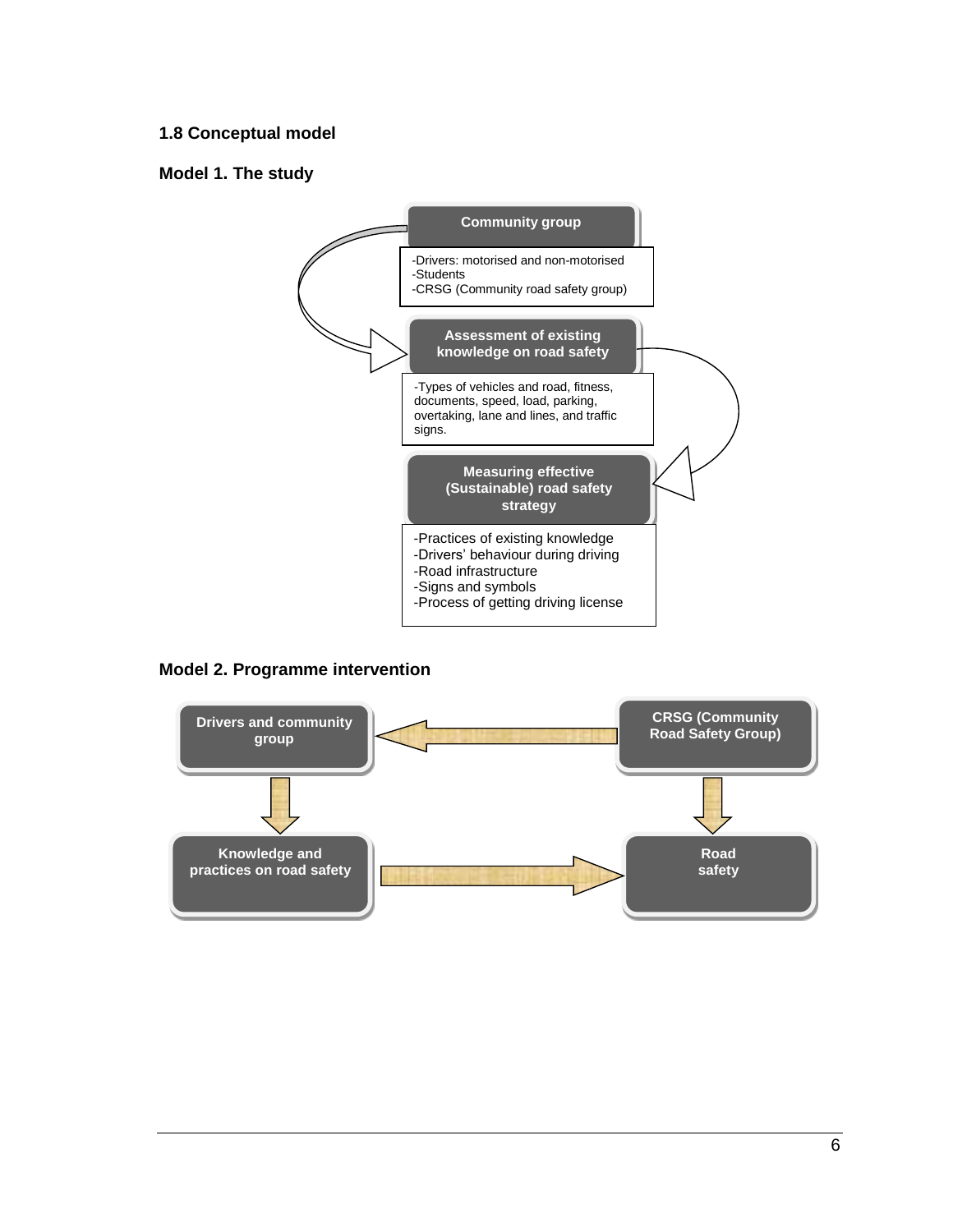## 1.8 Conceptual model

### Model 1. The study

**Community group**

- Drivers: motorised and non-motorised
- Students
- CRSG (Community road safety group)

**Assessment of existing knowledge on road safety**

- Types of vehicles and road, fitness, documents, speed, load, parking, overtaking, lane and lines, and traffic signs.

**Measuring effective (Sustainable) road safety strategy**

- Practices of existing knowledge
- Drivers' behaviour during driving
- Road infrastructure
- Signs and symbols
- Process of getting driving license

### Model 2. Programme intervention

**Drivers and community group**

**CRSG (Community Road Safety Group)**

**Knowledge and practices on road safety**

**Road safety**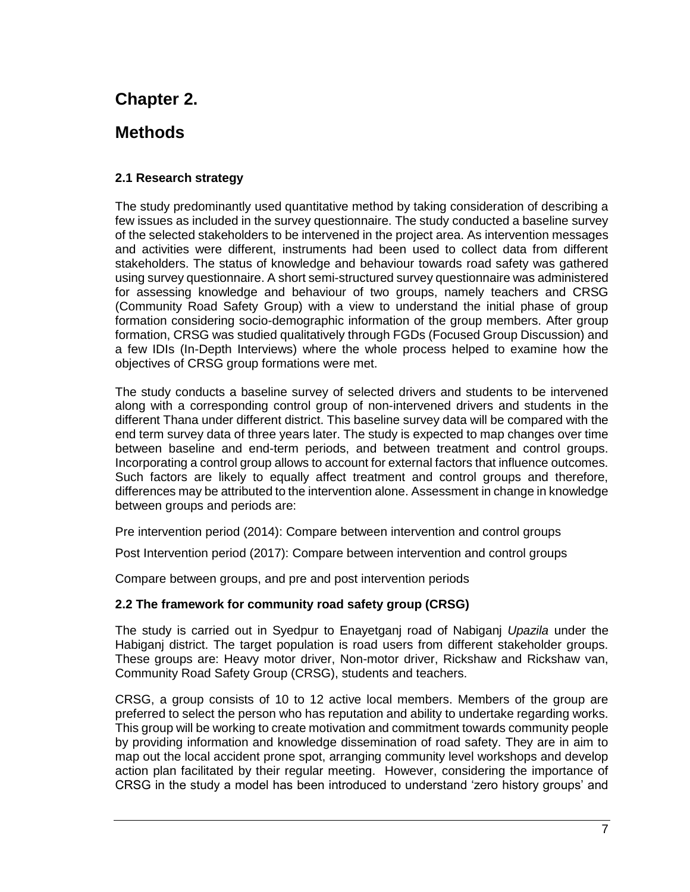# Chapter 2.

# Methods

### 2.1 Research strategy

The study predominantly used quantitative method by taking consideration of describing a few issues as included in the survey questionnaire. The study conducted a baseline survey of the selected stakeholders to be intervened in the project area. As intervention messages and activities were different, instruments had been used to collect data from different stakeholders. The status of knowledge and behaviour towards road safety was gathered using survey questionnaire. A short semi-structured survey questionnaire was administered for assessing knowledge and behaviour of two groups, namely teachers and CRSG (Community Road Safety Group) with a view to understand the initial phase of group formation considering socio-demographic information of the group members. After group formation, CRSG was studied qualitatively through FGDs (Focused Group Discussion) and a few IDIs (In-Depth Interviews) where the whole process helped to examine how the objectives of CRSG group formations were met.

The study conducts a baseline survey of selected drivers and students to be intervened along with a corresponding control group of non-intervened drivers and students in the different Thana under different district. This baseline survey data will be compared with the end term survey data of three years later. The study is expected to map changes over time between baseline and end-term periods, and between treatment and control groups. Incorporating a control group allows to account for external factors that influence outcomes. Such factors are likely to equally affect treatment and control groups and therefore, differences may be attributed to the intervention alone. Assessment in change in knowledge between groups and periods are:

Pre intervention period (2014): Compare between intervention and control groups

Post Intervention period (2017): Compare between intervention and control groups

Compare between groups, and pre and post intervention periods

### 2.2 The framework for community road safety group (CRSG)

The study is carried out in Syedpur to Enayetganj road of Nabiganj *Upazila* under the Habiganj district. The target population is road users from different stakeholder groups. These groups are: Heavy motor driver, Non-motor driver, Rickshaw and Rickshaw van, Community Road Safety Group (CRSG), students and teachers.

CRSG, a group consists of 10 to 12 active local members. Members of the group are preferred to select the person who has reputation and ability to undertake regarding works. This group will be working to create motivation and commitment towards community people by providing information and knowledge dissemination of road safety. They are in aim to map out the local accident prone spot, arranging community level workshops and develop action plan facilitated by their regular meeting. However, considering the importance of CRSG in the study a model has been introduced to understand 'zero history groups' and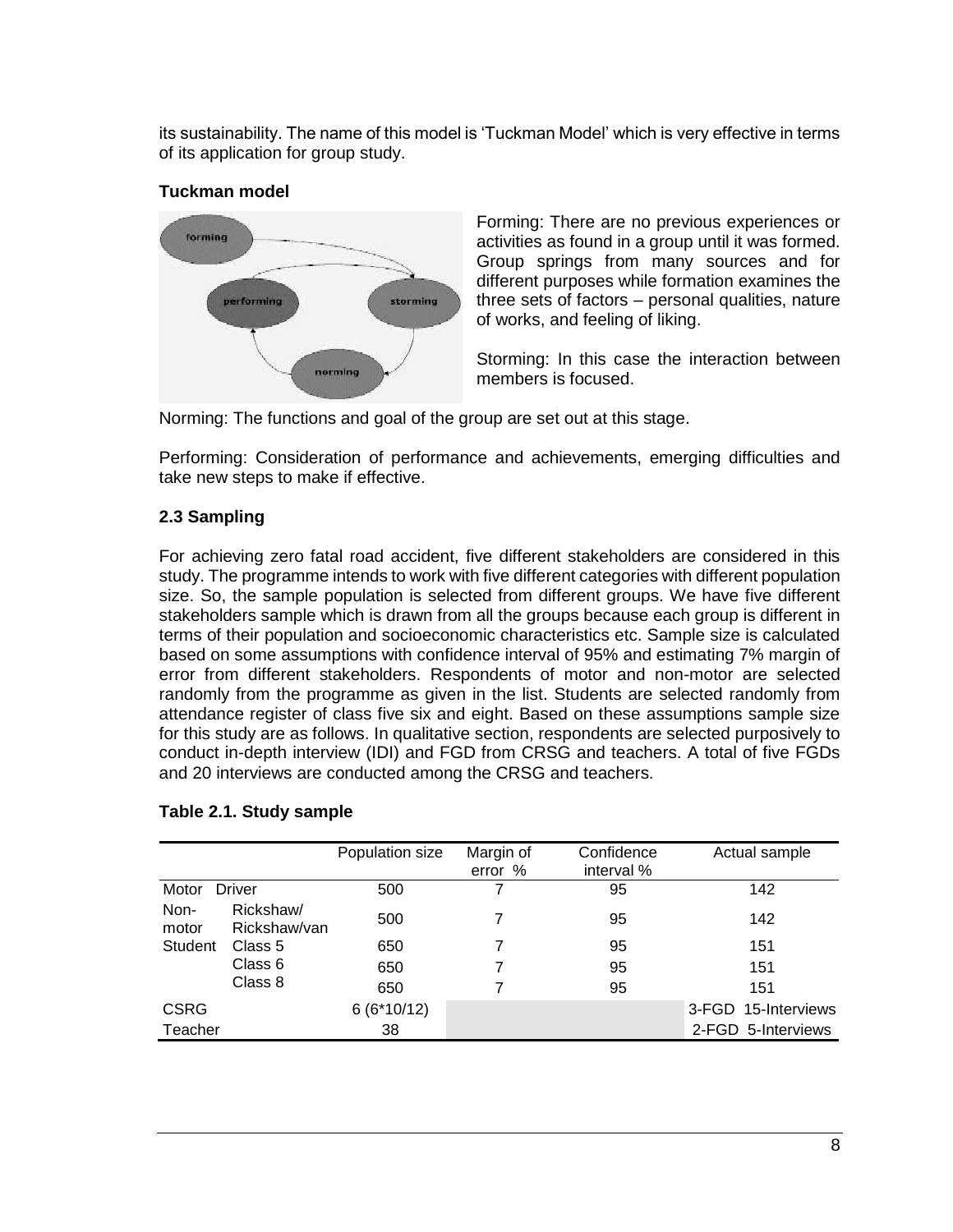its sustainability. The name of this model is 'Tuckman Model' which is very effective in terms of its application for group study.

**Tuckman model**

Forming: There are no previous experiences or activities as found in a group until it was formed. Group springs from many sources and for different purposes while formation examines the three sets of factors – personal qualities, nature of works, and feeling of liking.

Storming: In this case the interaction between members is focused.

Norming: The functions and goal of the group are set out at this stage.

Performing: Consideration of performance and achievements, emerging difficulties and take new steps to make if effective.

### 2.3 Sampling

For achieving zero fatal road accident, five different stakeholders are considered in this study. The programme intends to work with five different categories with different population size. So, the sample population is selected from different groups. We have five different stakeholders sample which is drawn from all the groups because each group is different in terms of their population and socioeconomic characteristics etc. Sample size is calculated based on some assumptions with confidence interval of 95% and estimating 7% margin of error from different stakeholders. Respondents of motor and non-motor are selected randomly from the programme as given in the list. Students are selected randomly from attendance register of class five six and eight. Based on these assumptions sample size for this study are as follows. In qualitative section, respondents are selected purposively to conduct in-depth interview (IDI) and FGD from CRSG and teachers. A total of five FGDs and 20 interviews are conducted among the CRSG and teachers.

**Table 2.1. Study sample**

| | | Population size | Margin of error % | Confidence interval % | Actual sample |
|---|---|---|---|---|---|
| Motor | Driver | 500 | 7 | 95 | 142 |
| Non-motor | Rickshaw/ Rickshaw/van | 500 | 7 | 95 | 142 |
| Student | Class 5 | 650 | 7 | 95 | 151 |
| | Class 6 | 650 | 7 | 95 | 151 |
| | Class 8 | 650 | 7 | 95 | 151 |
| CSRG | | 6 (6*10/12) | | | 3-FGD 15-Interviews |
| Teacher | | 38 | | | 2-FGD 5-Interviews |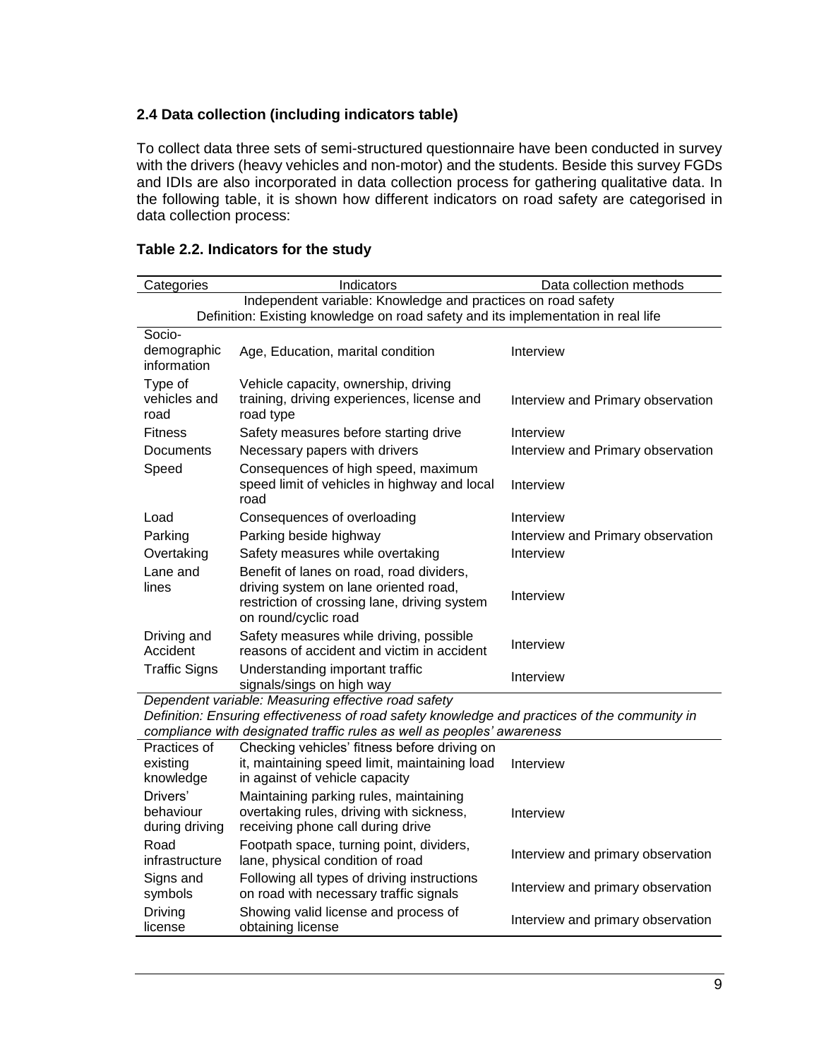### 2.4 Data collection (including indicators table)

To collect data three sets of semi-structured questionnaire have been conducted in survey with the drivers (heavy vehicles and non-motor) and the students. Beside this survey FGDs and IDIs are also incorporated in data collection process for gathering qualitative data. In the following table, it is shown how different indicators on road safety are categorised in data collection process:

**Table 2.2. Indicators for the study**

| Categories | Indicators | Data collection methods |
|---|---|---|
| Independent variable: Knowledge and practices on road safety<br>Definition: Existing knowledge on road safety and its implementation in real life | | |
| Socio-demographic information | Age, Education, marital condition | Interview |
| Type of vehicles and road | Vehicle capacity, ownership, driving training, driving experiences, license and road type | Interview and Primary observation |
| Fitness | Safety measures before starting drive | Interview |
| Documents | Necessary papers with drivers | Interview and Primary observation |
| Speed | Consequences of high speed, maximum speed limit of vehicles in highway and local road | Interview |
| Load | Consequences of overloading | Interview |
| Parking | Parking beside highway | Interview and Primary observation |
| Overtaking | Safety measures while overtaking | Interview |
| Lane and lines | Benefit of lanes on road, road dividers, driving system on lane oriented road, restriction of crossing lane, driving system on round/cyclic road | Interview |
| Driving and Accident | Safety measures while driving, possible reasons of accident and victim in accident | Interview |
| Traffic Signs | Understanding important traffic signals/sings on high way | Interview |
| *Dependent variable: Measuring effective road safety*<br>*Definition: Ensuring effectiveness of road safety knowledge and practices of the community in compliance with designated traffic rules as well as peoples' awareness* | | |
| Practices of existing knowledge | Checking vehicles' fitness before driving on it, maintaining speed limit, maintaining load in against of vehicle capacity | Interview |
| Drivers' behaviour during driving | Maintaining parking rules, maintaining overtaking rules, driving with sickness, receiving phone call during drive | Interview |
| Road infrastructure | Footpath space, turning point, dividers, lane, physical condition of road | Interview and primary observation |
| Signs and symbols | Following all types of driving instructions on road with necessary traffic signals | Interview and primary observation |
| Driving license | Showing valid license and process of obtaining license | Interview and primary observation |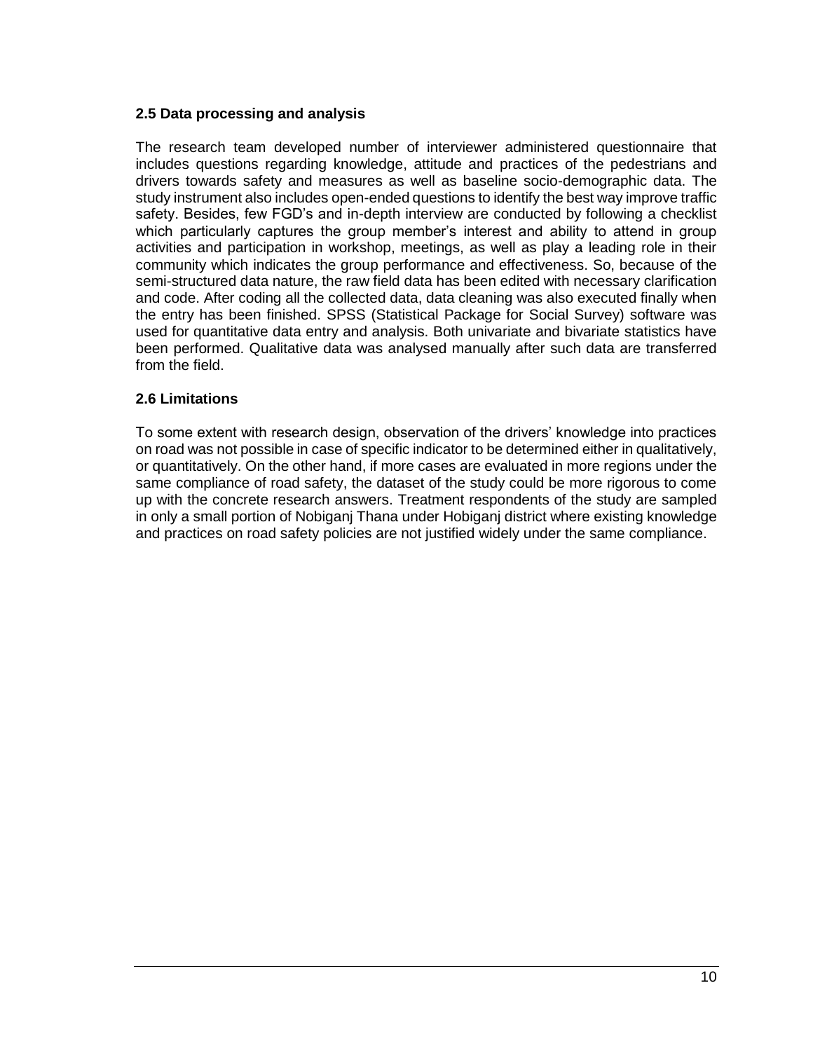### 2.5 Data processing and analysis

The research team developed number of interviewer administered questionnaire that includes questions regarding knowledge, attitude and practices of the pedestrians and drivers towards safety and measures as well as baseline socio-demographic data. The study instrument also includes open-ended questions to identify the best way improve traffic safety. Besides, few FGD's and in-depth interview are conducted by following a checklist which particularly captures the group member's interest and ability to attend in group activities and participation in workshop, meetings, as well as play a leading role in their community which indicates the group performance and effectiveness. So, because of the semi-structured data nature, the raw field data has been edited with necessary clarification and code. After coding all the collected data, data cleaning was also executed finally when the entry has been finished. SPSS (Statistical Package for Social Survey) software was used for quantitative data entry and analysis. Both univariate and bivariate statistics have been performed. Qualitative data was analysed manually after such data are transferred from the field.

### 2.6 Limitations

To some extent with research design, observation of the drivers' knowledge into practices on road was not possible in case of specific indicator to be determined either in qualitatively, or quantitatively. On the other hand, if more cases are evaluated in more regions under the same compliance of road safety, the dataset of the study could be more rigorous to come up with the concrete research answers. Treatment respondents of the study are sampled in only a small portion of Nobiganj Thana under Hobiganj district where existing knowledge and practices on road safety policies are not justified widely under the same compliance.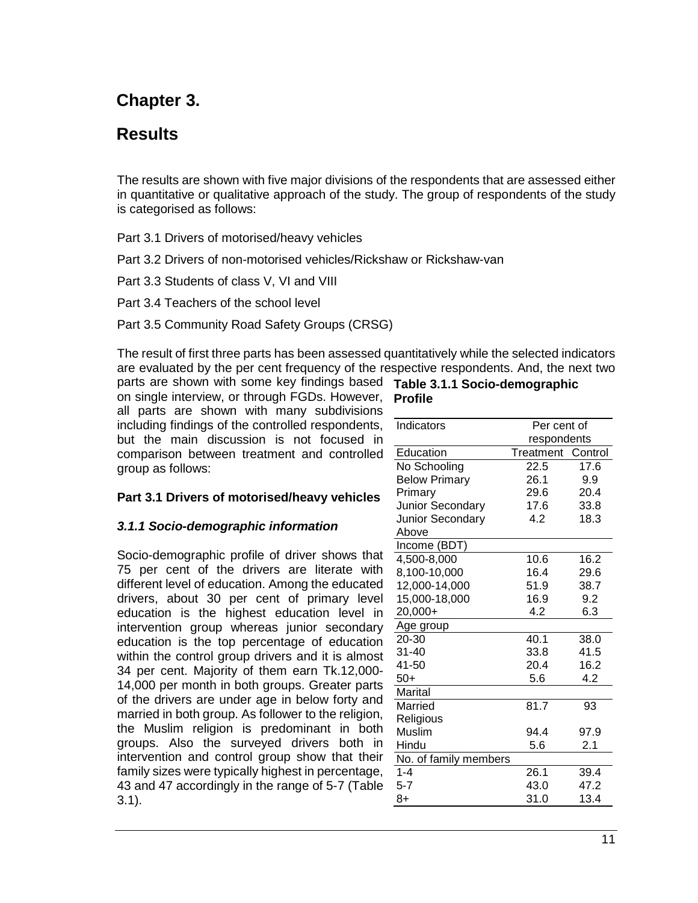# Chapter 3.

# Results

The results are shown with five major divisions of the respondents that are assessed either in quantitative or qualitative approach of the study. The group of respondents of the study is categorised as follows:

Part 3.1 Drivers of motorised/heavy vehicles

Part 3.2 Drivers of non-motorised vehicles/Rickshaw or Rickshaw-van

Part 3.3 Students of class V, VI and VIII

Part 3.4 Teachers of the school level

Part 3.5 Community Road Safety Groups (CRSG)

The result of first three parts has been assessed quantitatively while the selected indicators are evaluated by the per cent frequency of the respective respondents. And, the next two parts are shown with some key findings based on single interview, or through FGDs. However, all parts are shown with many subdivisions including findings of the controlled respondents, but the main discussion is not focused in comparison between treatment and controlled group as follows:

### Part 3.1 Drivers of motorised/heavy vehicles

#### *3.1.1 Socio-demographic information*

Socio-demographic profile of driver shows that 75 per cent of the drivers are literate with different level of education. Among the educated drivers, about 30 per cent of primary level education is the highest education level in intervention group whereas junior secondary education is the top percentage of education within the control group drivers and it is almost 34 per cent. Majority of them earn Tk.12,000-14,000 per month in both groups. Greater parts of the drivers are under age in below forty and married in both group. As follower to the religion, the Muslim religion is predominant in both groups. Also the surveyed drivers both in intervention and control group show that their family sizes were typically highest in percentage, 43 and 47 accordingly in the range of 5-7 (Table 3.1).

**Table 3.1.1 Socio-demographic Profile**

| Indicators | Per cent of respondents | |
|---|---|---|
| Education | Treatment | Control |
| No Schooling | 22.5 | 17.6 |
| Below Primary | 26.1 | 9.9 |
| Primary | 29.6 | 20.4 |
| Junior Secondary | 17.6 | 33.8 |
| Junior Secondary Above | 4.2 | 18.3 |
| Income (BDT) | | |
| 4,500-8,000 | 10.6 | 16.2 |
| 8,100-10,000 | 16.4 | 29.6 |
| 12,000-14,000 | 51.9 | 38.7 |
| 15,000-18,000 | 16.9 | 9.2 |
| 20,000+ | 4.2 | 6.3 |
| Age group | | |
| 20-30 | 40.1 | 38.0 |
| 31-40 | 33.8 | 41.5 |
| 41-50 | 20.4 | 16.2 |
| 50+ | 5.6 | 4.2 |
| Marital | | |
| Married | 81.7 | 93 |
| Religious | | |
| Muslim | 94.4 | 97.9 |
| Hindu | 5.6 | 2.1 |
| No. of family members | | |
| 1-4 | 26.1 | 39.4 |
| 5-7 | 43.0 | 47.2 |
| 8+ | 31.0 | 13.4 |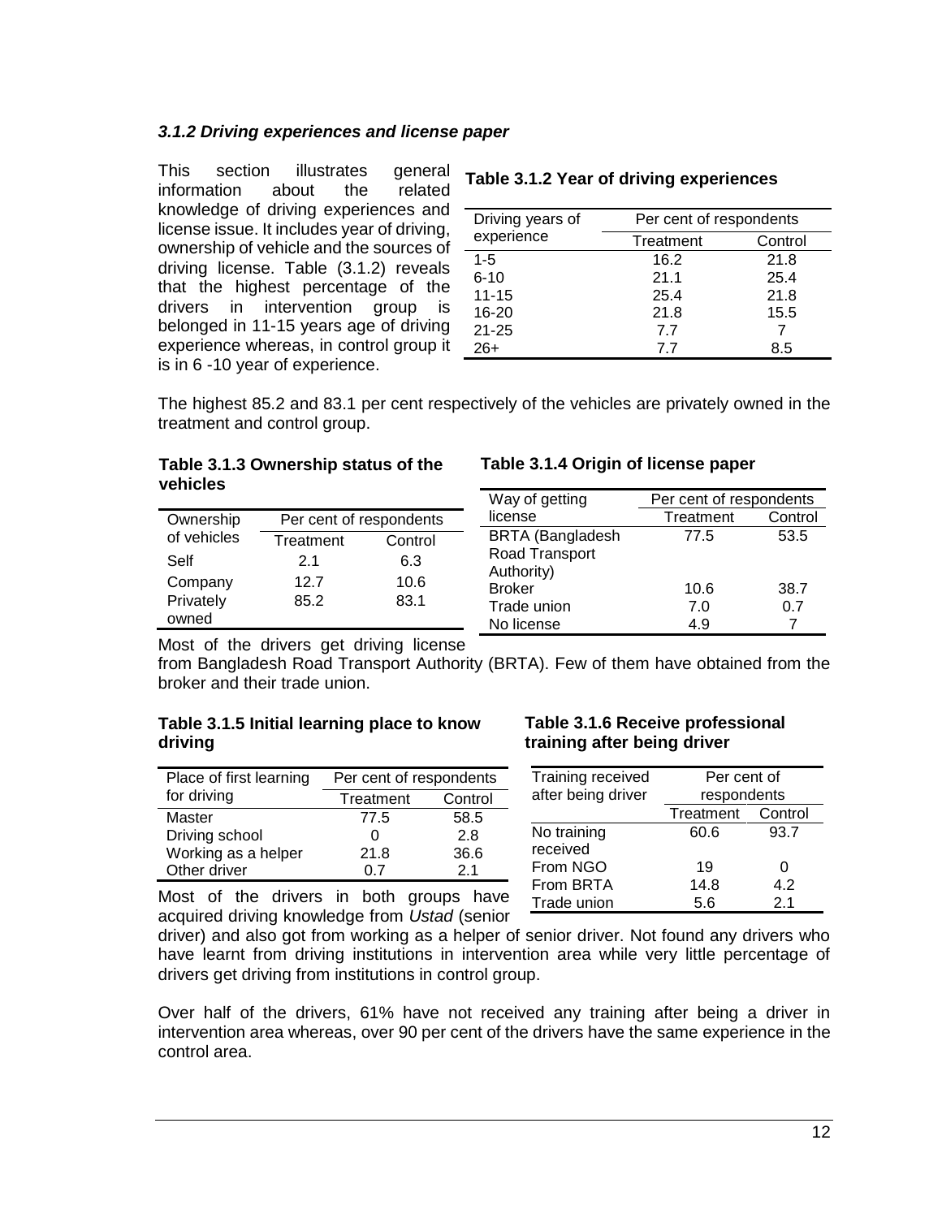### *3.1.2 Driving experiences and license paper*

This section illustrates general information about the related knowledge of driving experiences and license issue. It includes year of driving, ownership of vehicle and the sources of driving license. Table (3.1.2) reveals that the highest percentage of the drivers in intervention group is belonged in 11-15 years age of driving experience whereas, in control group it is in 6 -10 year of experience.

**Table 3.1.2 Year of driving experiences**

| Driving years of experience | Per cent of respondents | |
|---|---|---|
| | Treatment | Control |
| 1-5 | 16.2 | 21.8 |
| 6-10 | 21.1 | 25.4 |
| 11-15 | 25.4 | 21.8 |
| 16-20 | 21.8 | 15.5 |
| 21-25 | 7.7 | 7 |
| 26+ | 7.7 | 8.5 |

The highest 85.2 and 83.1 per cent respectively of the vehicles are privately owned in the treatment and control group.

**Table 3.1.3 Ownership status of the vehicles**

| Ownership of vehicles | Per cent of respondents | |
|---|---|---|
| | Treatment | Control |
| Self | 2.1 | 6.3 |
| Company | 12.7 | 10.6 |
| Privately owned | 85.2 | 83.1 |

**Table 3.1.4 Origin of license paper**

| Way of getting license | Per cent of respondents | |
|---|---|---|
| | Treatment | Control |
| BRTA (Bangladesh Road Transport Authority) | 77.5 | 53.5 |
| Broker | 10.6 | 38.7 |
| Trade union | 7.0 | 0.7 |
| No license | 4.9 | 7 |

Most of the drivers get driving license from Bangladesh Road Transport Authority (BRTA). Few of them have obtained from the broker and their trade union.

**Table 3.1.5 Initial learning place to know driving**

| Place of first learning for driving | Per cent of respondents | |
|---|---|---|
| | Treatment | Control |
| Master | 77.5 | 58.5 |
| Driving school | 0 | 2.8 |
| Working as a helper | 21.8 | 36.6 |
| Other driver | 0.7 | 2.1 |

**Table 3.1.6 Receive professional training after being driver**

| Training received after being driver | Per cent of respondents | |
|---|---|---|
| | Treatment | Control |
| No training received | 60.6 | 93.7 |
| From NGO | 19 | 0 |
| From BRTA | 14.8 | 4.2 |
| Trade union | 5.6 | 2.1 |

Most of the drivers in both groups have acquired driving knowledge from *Ustad* (senior driver) and also got from working as a helper of senior driver. Not found any drivers who have learnt from driving institutions in intervention area while very little percentage of drivers get driving from institutions in control group.

Over half of the drivers, 61% have not received any training after being a driver in intervention area whereas, over 90 per cent of the drivers have the same experience in the control area.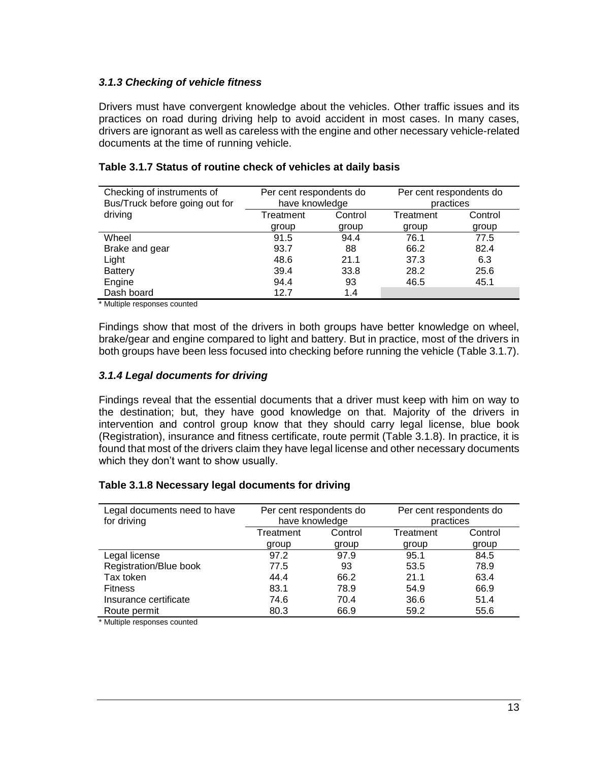### *3.1.3 Checking of vehicle fitness*

Drivers must have convergent knowledge about the vehicles. Other traffic issues and its practices on road during driving help to avoid accident in most cases. In many cases, drivers are ignorant as well as careless with the engine and other necessary vehicle-related documents at the time of running vehicle.

**Table 3.1.7 Status of routine check of vehicles at daily basis**

| Checking of instruments of Bus/Truck before going out for driving | Per cent respondents do have knowledge | | Per cent respondents do practices | |
|---|---|---|---|---|
| | Treatment group | Control group | Treatment group | Control group |
| Wheel | 91.5 | 94.4 | 76.1 | 77.5 |
| Brake and gear | 93.7 | 88 | 66.2 | 82.4 |
| Light | 48.6 | 21.1 | 37.3 | 6.3 |
| Battery | 39.4 | 33.8 | 28.2 | 25.6 |
| Engine | 94.4 | 93 | 46.5 | 45.1 |
| Dash board | 12.7 | 1.4 | | |

\* Multiple responses counted

Findings show that most of the drivers in both groups have better knowledge on wheel, brake/gear and engine compared to light and battery. But in practice, most of the drivers in both groups have been less focused into checking before running the vehicle (Table 3.1.7).

### *3.1.4 Legal documents for driving*

Findings reveal that the essential documents that a driver must keep with him on way to the destination; but, they have good knowledge on that. Majority of the drivers in intervention and control group know that they should carry legal license, blue book (Registration), insurance and fitness certificate, route permit (Table 3.1.8). In practice, it is found that most of the drivers claim they have legal license and other necessary documents which they don't want to show usually.

**Table 3.1.8 Necessary legal documents for driving**

| Legal documents need to have for driving | Per cent respondents do have knowledge | | Per cent respondents do practices | |
|---|---|---|---|---|
| | Treatment group | Control group | Treatment group | Control group |
| Legal license | 97.2 | 97.9 | 95.1 | 84.5 |
| Registration/Blue book | 77.5 | 93 | 53.5 | 78.9 |
| Tax token | 44.4 | 66.2 | 21.1 | 63.4 |
| Fitness | 83.1 | 78.9 | 54.9 | 66.9 |
| Insurance certificate | 74.6 | 70.4 | 36.6 | 51.4 |
| Route permit | 80.3 | 66.9 | 59.2 | 55.6 |

\* Multiple responses counted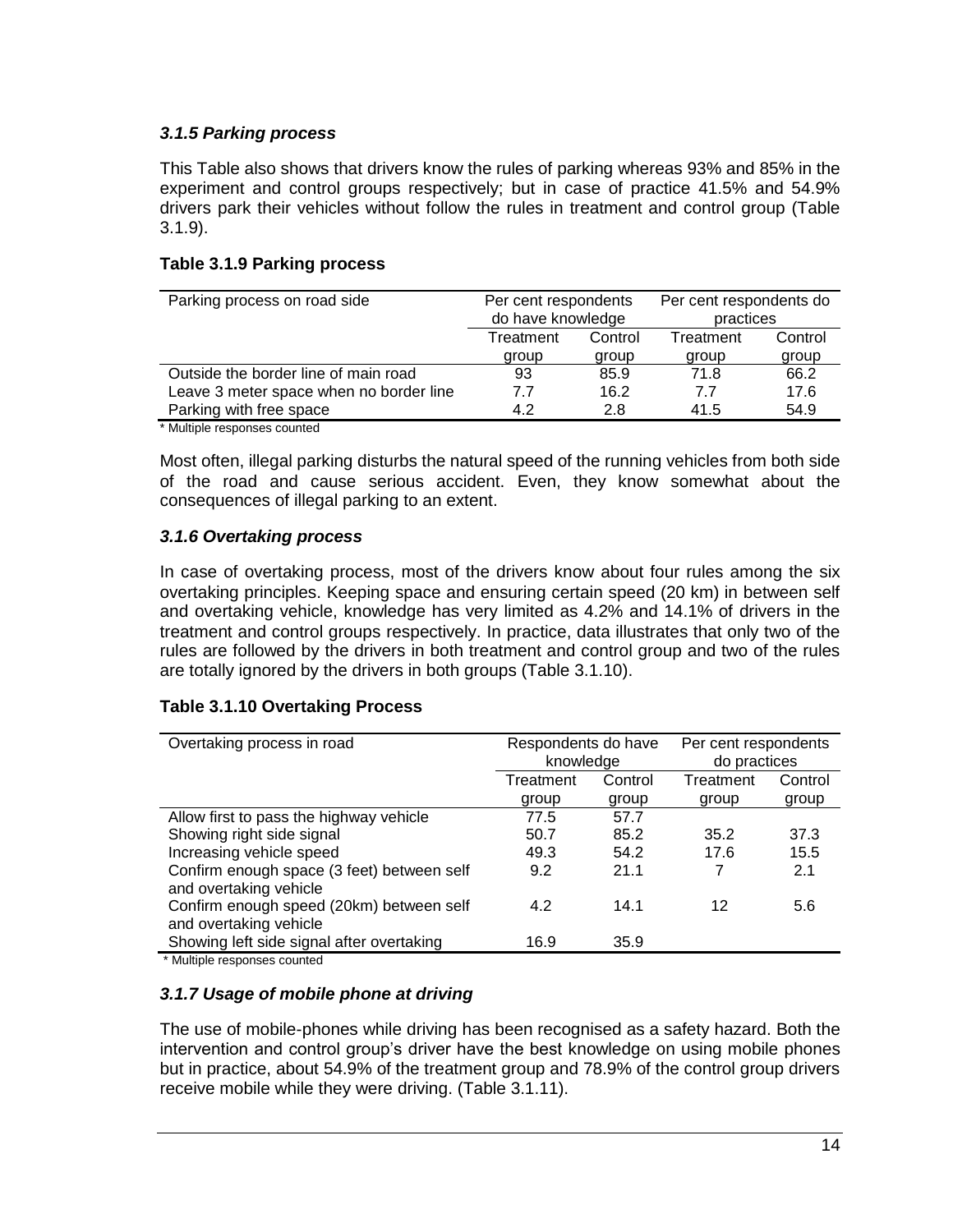### *3.1.5 Parking process*

This Table also shows that drivers know the rules of parking whereas 93% and 85% in the experiment and control groups respectively; but in case of practice 41.5% and 54.9% drivers park their vehicles without follow the rules in treatment and control group (Table 3.1.9).

**Table 3.1.9 Parking process**

| Parking process on road side | Per cent respondents do have knowledge | | Per cent respondents do practices | |
|---|---|---|---|---|
| | Treatment group | Control group | Treatment group | Control group |
| Outside the border line of main road | 93 | 85.9 | 71.8 | 66.2 |
| Leave 3 meter space when no border line | 7.7 | 16.2 | 7.7 | 17.6 |
| Parking with free space | 4.2 | 2.8 | 41.5 | 54.9 |

\* Multiple responses counted

Most often, illegal parking disturbs the natural speed of the running vehicles from both side of the road and cause serious accident. Even, they know somewhat about the consequences of illegal parking to an extent.

### *3.1.6 Overtaking process*

In case of overtaking process, most of the drivers know about four rules among the six overtaking principles. Keeping space and ensuring certain speed (20 km) in between self and overtaking vehicle, knowledge has very limited as 4.2% and 14.1% of drivers in the treatment and control groups respectively. In practice, data illustrates that only two of the rules are followed by the drivers in both treatment and control group and two of the rules are totally ignored by the drivers in both groups (Table 3.1.10).

**Table 3.1.10 Overtaking Process**

| Overtaking process in road | Respondents do have knowledge | | Per cent respondents do practices | |
|---|---|---|---|---|
| | Treatment group | Control group | Treatment group | Control group |
| Allow first to pass the highway vehicle | 77.5 | 57.7 | | |
| Showing right side signal | 50.7 | 85.2 | 35.2 | 37.3 |
| Increasing vehicle speed | 49.3 | 54.2 | 17.6 | 15.5 |
| Confirm enough space (3 feet) between self and overtaking vehicle | 9.2 | 21.1 | 7 | 2.1 |
| Confirm enough speed (20km) between self and overtaking vehicle | 4.2 | 14.1 | 12 | 5.6 |
| Showing left side signal after overtaking | 16.9 | 35.9 | | |

\* Multiple responses counted

### *3.1.7 Usage of mobile phone at driving*

The use of mobile-phones while driving has been recognised as a safety hazard. Both the intervention and control group's driver have the best knowledge on using mobile phones but in practice, about 54.9% of the treatment group and 78.9% of the control group drivers receive mobile while they were driving. (Table 3.1.11).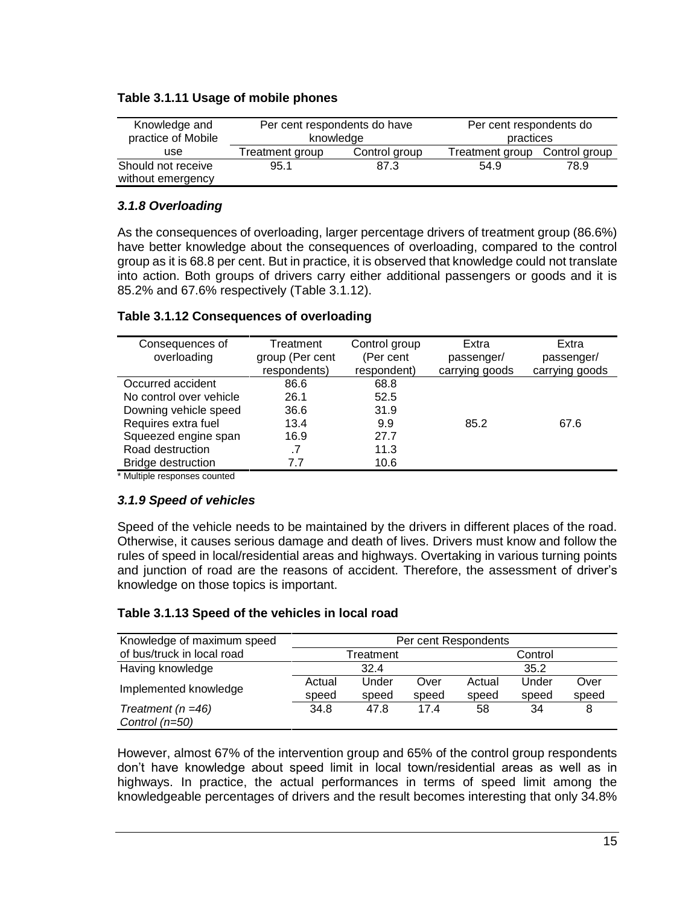**Table 3.1.11 Usage of mobile phones**

| Knowledge and practice of Mobile use | Per cent respondents do have knowledge | | Per cent respondents do practices | |
|---|---|---|---|---|
| | Treatment group | Control group | Treatment group | Control group |
| Should not receive without emergency | 95.1 | 87.3 | 54.9 | 78.9 |

### *3.1.8 Overloading*

As the consequences of overloading, larger percentage drivers of treatment group (86.6%) have better knowledge about the consequences of overloading, compared to the control group as it is 68.8 per cent. But in practice, it is observed that knowledge could not translate into action. Both groups of drivers carry either additional passengers or goods and it is 85.2% and 67.6% respectively (Table 3.1.12).

**Table 3.1.12 Consequences of overloading**

| Consequences of overloading | Treatment group (Per cent respondents) | Control group (Per cent respondent) | Extra passenger/ carrying goods | Extra passenger/ carrying goods |
|---|---|---|---|---|
| Occurred accident | 86.6 | 68.8 | | |
| No control over vehicle | 26.1 | 52.5 | | |
| Downing vehicle speed | 36.6 | 31.9 | | |
| Requires extra fuel | 13.4 | 9.9 | 85.2 | 67.6 |
| Squeezed engine span | 16.9 | 27.7 | | |
| Road destruction | .7 | 11.3 | | |
| Bridge destruction | 7.7 | 10.6 | | |

\* Multiple responses counted

### *3.1.9 Speed of vehicles*

Speed of the vehicle needs to be maintained by the drivers in different places of the road. Otherwise, it causes serious damage and death of lives. Drivers must know and follow the rules of speed in local/residential areas and highways. Overtaking in various turning points and junction of road are the reasons of accident. Therefore, the assessment of driver's knowledge on those topics is important.

**Table 3.1.13 Speed of the vehicles in local road**

| Knowledge of maximum speed of bus/truck in local road | Per cent Respondents | | | | | |
|---|---|---|---|---|---|---|
| | Treatment | | | Control | | |
| Having knowledge | 32.4 | | | 35.2 | | |
| Implemented knowledge | Actual speed | Under speed | Over speed | Actual speed | Under speed | Over speed |
| *Treatment (n =46)* *Control (n=50)* | 34.8 | 47.8 | 17.4 | 58 | 34 | 8 |

However, almost 67% of the intervention group and 65% of the control group respondents don't have knowledge about speed limit in local town/residential areas as well as in highways. In practice, the actual performances in terms of speed limit among the knowledgeable percentages of drivers and the result becomes interesting that only 34.8%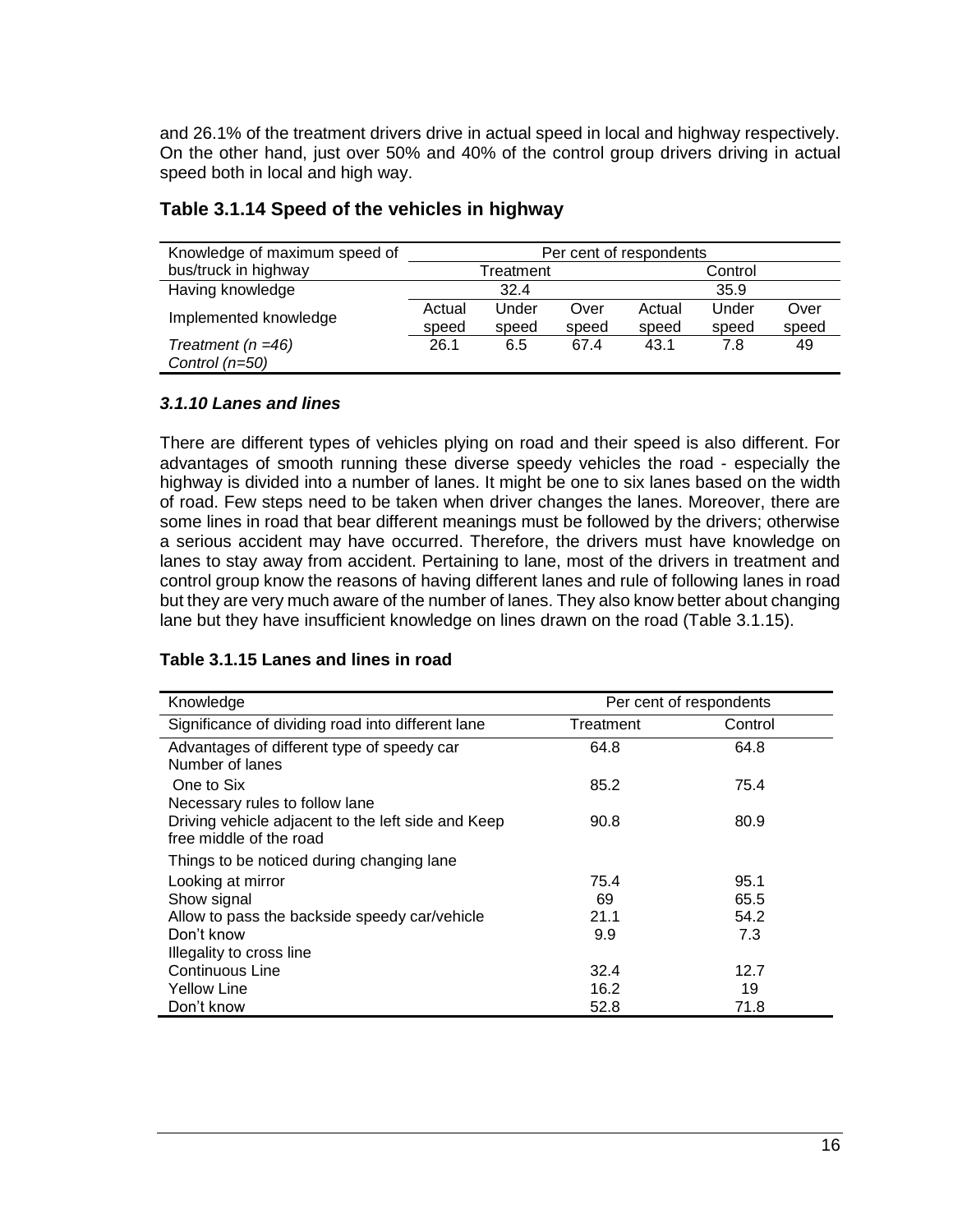and 26.1% of the treatment drivers drive in actual speed in local and highway respectively. On the other hand, just over 50% and 40% of the control group drivers driving in actual speed both in local and high way.

### Table 3.1.14 Speed of the vehicles in highway

| Knowledge of maximum speed of bus/truck in highway | Per cent of respondents | | | | | |
|---|---|---|---|---|---|---|
| | Treatment | | | Control | | |
| Having knowledge | 32.4 | | | 35.9 | | |
| Implemented knowledge | Actual speed | Under speed | Over speed | Actual speed | Under speed | Over speed |
| *Treatment (n =46)* *Control (n=50)* | 26.1 | 6.5 | 67.4 | 43.1 | 7.8 | 49 |

### *3.1.10 Lanes and lines*

There are different types of vehicles plying on road and their speed is also different. For advantages of smooth running these diverse speedy vehicles the road - especially the highway is divided into a number of lanes. It might be one to six lanes based on the width of road. Few steps need to be taken when driver changes the lanes. Moreover, there are some lines in road that bear different meanings must be followed by the drivers; otherwise a serious accident may have occurred. Therefore, the drivers must have knowledge on lanes to stay away from accident. Pertaining to lane, most of the drivers in treatment and control group know the reasons of having different lanes and rule of following lanes in road but they are very much aware of the number of lanes. They also know better about changing lane but they have insufficient knowledge on lines drawn on the road (Table 3.1.15).

**Table 3.1.15 Lanes and lines in road**

| Knowledge | Per cent of respondents | |
|---|---|---|
| Significance of dividing road into different lane | Treatment | Control |
| Advantages of different type of speedy car | 64.8 | 64.8 |
| Number of lanes | | |
| One to Six | 85.2 | 75.4 |
| Necessary rules to follow lane | | |
| Driving vehicle adjacent to the left side and Keep free middle of the road | 90.8 | 80.9 |
| Things to be noticed during changing lane | | |
| Looking at mirror | 75.4 | 95.1 |
| Show signal | 69 | 65.5 |
| Allow to pass the backside speedy car/vehicle | 21.1 | 54.2 |
| Don't know | 9.9 | 7.3 |
| Illegality to cross line | | |
| Continuous Line | 32.4 | 12.7 |
| Yellow Line | 16.2 | 19 |
| Don't know | 52.8 | 71.8 |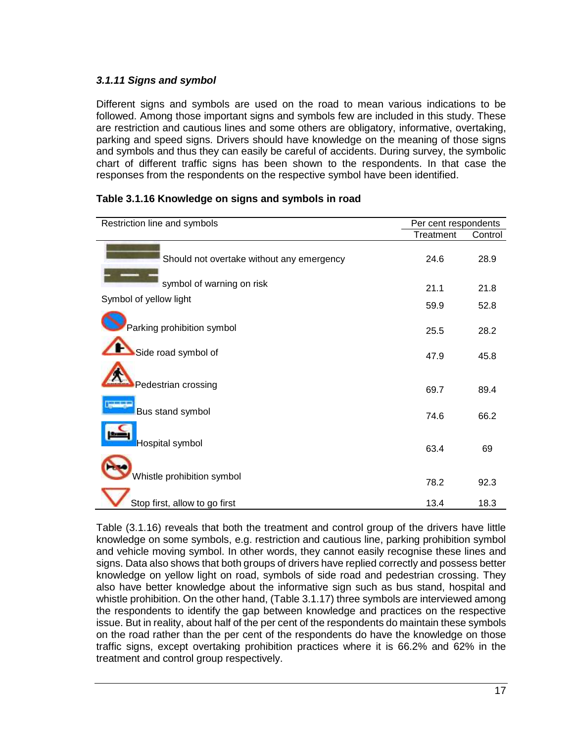#### *3.1.11 Signs and symbol*

Different signs and symbols are used on the road to mean various indications to be followed. Among those important signs and symbols few are included in this study. These are restriction and cautious lines and some others are obligatory, informative, overtaking, parking and speed signs. Drivers should have knowledge on the meaning of those signs and symbols and thus they can easily be careful of accidents. During survey, the symbolic chart of different traffic signs has been shown to the respondents. In that case the responses from the respondents on the respective symbol have been identified.

**Table 3.1.16 Knowledge on signs and symbols in road**

| Restriction line and symbols | Per cent respondents | |
|---|---|---|
| | Treatment | Control |
| Should not overtake without any emergency | 24.6 | 28.9 |
| symbol of warning on risk | 21.1 | 21.8 |
| Symbol of yellow light | 59.9 | 52.8 |
| Parking prohibition symbol | 25.5 | 28.2 |
| Side road symbol of | 47.9 | 45.8 |
| Pedestrian crossing | 69.7 | 89.4 |
| Bus stand symbol | 74.6 | 66.2 |
| Hospital symbol | 63.4 | 69 |
| Whistle prohibition symbol | 78.2 | 92.3 |
| Stop first, allow to go first | 13.4 | 18.3 |

Table (3.1.16) reveals that both the treatment and control group of the drivers have little knowledge on some symbols, e.g. restriction and cautious line, parking prohibition symbol and vehicle moving symbol. In other words, they cannot easily recognise these lines and signs. Data also shows that both groups of drivers have replied correctly and possess better knowledge on yellow light on road, symbols of side road and pedestrian crossing. They also have better knowledge about the informative sign such as bus stand, hospital and whistle prohibition. On the other hand, (Table 3.1.17) three symbols are interviewed among the respondents to identify the gap between knowledge and practices on the respective issue. But in reality, about half of the per cent of the respondents do maintain these symbols on the road rather than the per cent of the respondents do have the knowledge on those traffic signs, except overtaking prohibition practices where it is 66.2% and 62% in the treatment and control group respectively.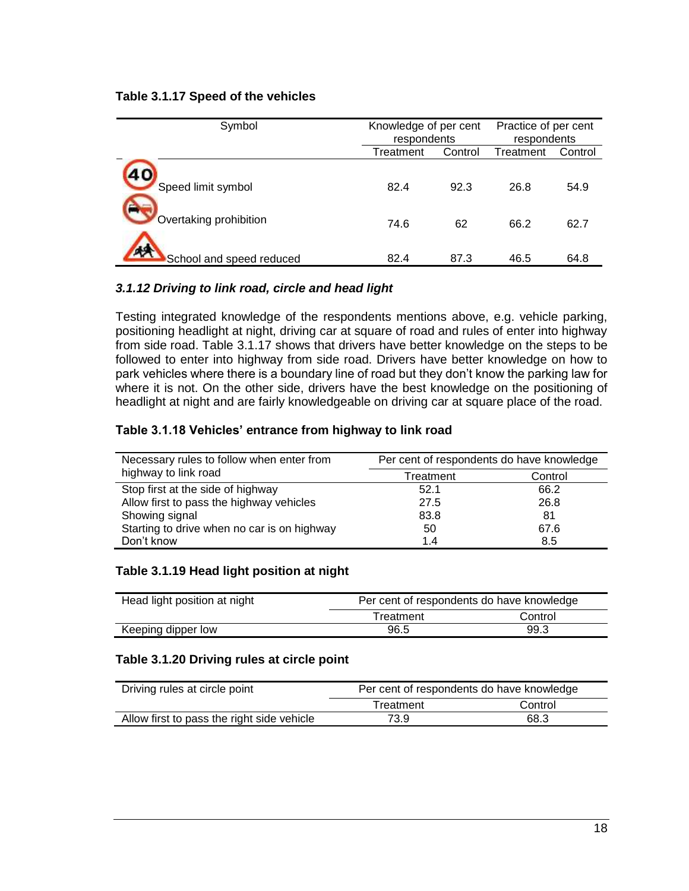**Table 3.1.17 Speed of the vehicles**

| Symbol | Knowledge of per cent respondents | | Practice of per cent respondents | |
|---|---|---|---|---|
| | Treatment | Control | Treatment | Control |
| Speed limit symbol | 82.4 | 92.3 | 26.8 | 54.9 |
| Overtaking prohibition | 74.6 | 62 | 66.2 | 62.7 |
| School and speed reduced | 82.4 | 87.3 | 46.5 | 64.8 |

### *3.1.12 Driving to link road, circle and head light*

Testing integrated knowledge of the respondents mentions above, e.g. vehicle parking, positioning headlight at night, driving car at square of road and rules of enter into highway from side road. Table 3.1.17 shows that drivers have better knowledge on the steps to be followed to enter into highway from side road. Drivers have better knowledge on how to park vehicles where there is a boundary line of road but they don't know the parking law for where it is not. On the other side, drivers have the best knowledge on the positioning of headlight at night and are fairly knowledgeable on driving car at square place of the road.

**Table 3.1.18 Vehicles' entrance from highway to link road**

| Necessary rules to follow when enter from highway to link road | Per cent of respondents do have knowledge | |
|---|---|---|
| | Treatment | Control |
| Stop first at the side of highway | 52.1 | 66.2 |
| Allow first to pass the highway vehicles | 27.5 | 26.8 |
| Showing signal | 83.8 | 81 |
| Starting to drive when no car is on highway | 50 | 67.6 |
| Don't know | 1.4 | 8.5 |

**Table 3.1.19 Head light position at night**

| Head light position at night | Per cent of respondents do have knowledge | |
|---|---|---|
| | Treatment | Control |
| Keeping dipper low | 96.5 | 99.3 |

**Table 3.1.20 Driving rules at circle point**

| Driving rules at circle point | Per cent of respondents do have knowledge | |
|---|---|---|
| | Treatment | Control |
| Allow first to pass the right side vehicle | 73.9 | 68.3 |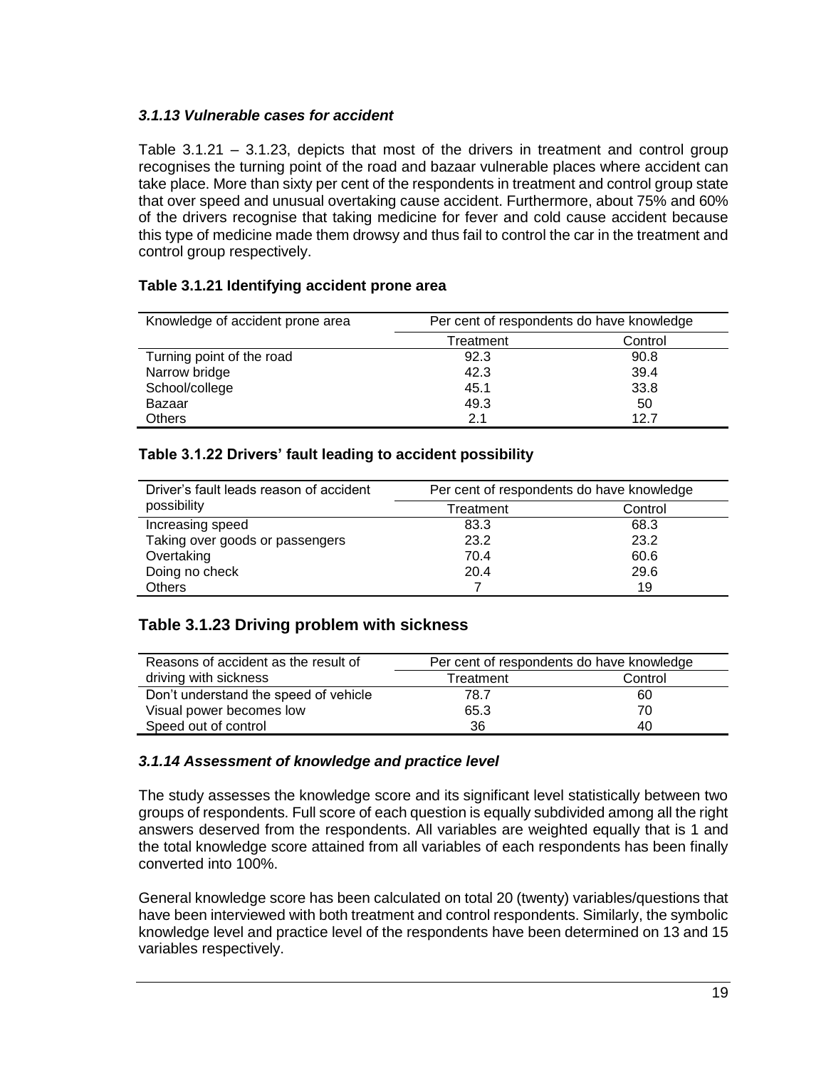### *3.1.13 Vulnerable cases for accident*

Table 3.1.21 – 3.1.23, depicts that most of the drivers in treatment and control group recognises the turning point of the road and bazaar vulnerable places where accident can take place. More than sixty per cent of the respondents in treatment and control group state that over speed and unusual overtaking cause accident. Furthermore, about 75% and 60% of the drivers recognise that taking medicine for fever and cold cause accident because this type of medicine made them drowsy and thus fail to control the car in the treatment and control group respectively.

**Table 3.1.21 Identifying accident prone area**

| Knowledge of accident prone area | Per cent of respondents do have knowledge | |
|---|---|---|
| | Treatment | Control |
| Turning point of the road | 92.3 | 90.8 |
| Narrow bridge | 42.3 | 39.4 |
| School/college | 45.1 | 33.8 |
| Bazaar | 49.3 | 50 |
| Others | 2.1 | 12.7 |

**Table 3.1.22 Drivers' fault leading to accident possibility**

| Driver's fault leads reason of accident possibility | Per cent of respondents do have knowledge | |
|---|---|---|
| | Treatment | Control |
| Increasing speed | 83.3 | 68.3 |
| Taking over goods or passengers | 23.2 | 23.2 |
| Overtaking | 70.4 | 60.6 |
| Doing no check | 20.4 | 29.6 |
| Others | 7 | 19 |

## Table 3.1.23 Driving problem with sickness

| Reasons of accident as the result of driving with sickness | Per cent of respondents do have knowledge | |
|---|---|---|
| | Treatment | Control |
| Don't understand the speed of vehicle | 78.7 | 60 |
| Visual power becomes low | 65.3 | 70 |
| Speed out of control | 36 | 40 |

### *3.1.14 Assessment of knowledge and practice level*

The study assesses the knowledge score and its significant level statistically between two groups of respondents. Full score of each question is equally subdivided among all the right answers deserved from the respondents. All variables are weighted equally that is 1 and the total knowledge score attained from all variables of each respondents has been finally converted into 100%.

General knowledge score has been calculated on total 20 (twenty) variables/questions that have been interviewed with both treatment and control respondents. Similarly, the symbolic knowledge level and practice level of the respondents have been determined on 13 and 15 variables respectively.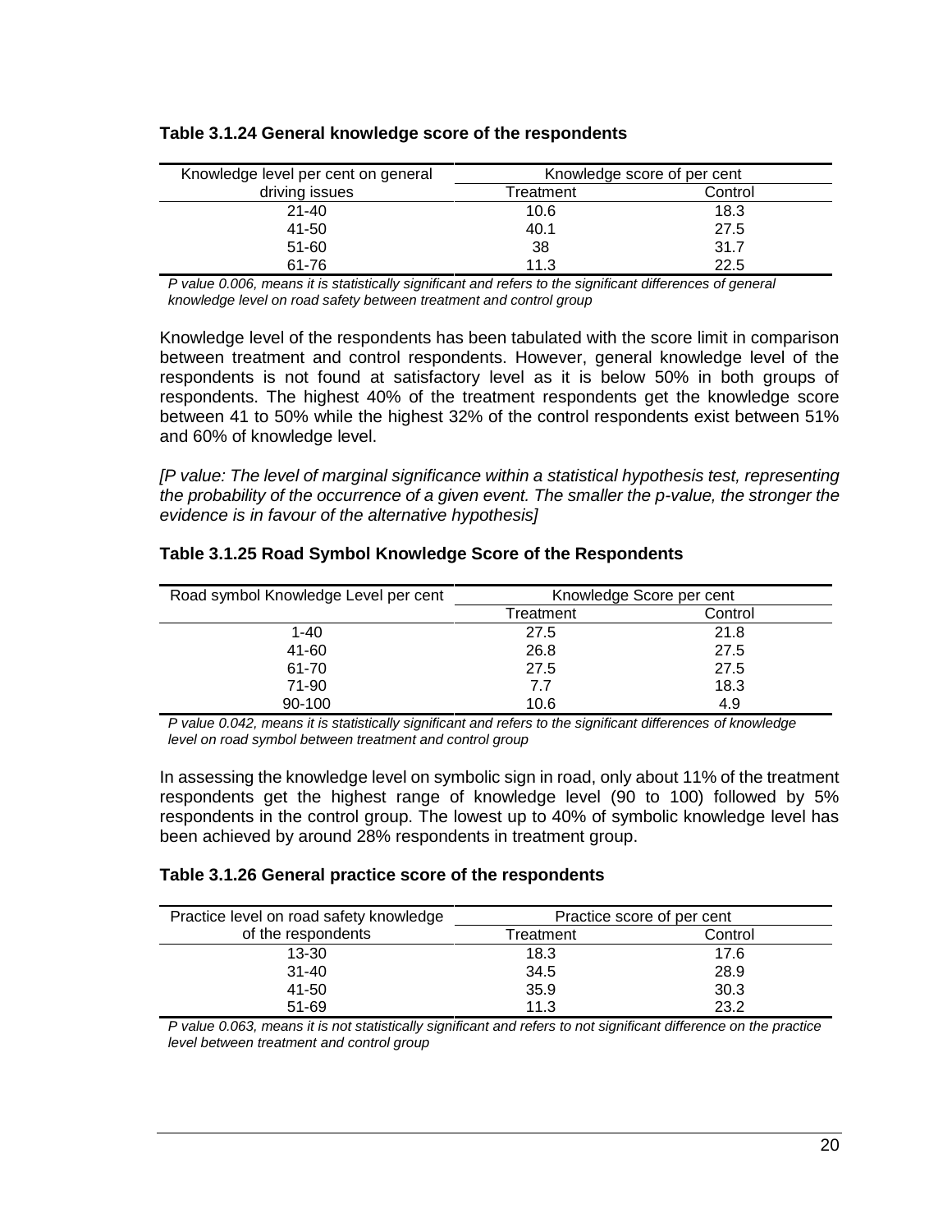**Table 3.1.24 General knowledge score of the respondents**

| Knowledge level per cent on general driving issues | Knowledge score of per cent | |
|---|---|---|
| | Treatment | Control |
| 21-40 | 10.6 | 18.3 |
| 41-50 | 40.1 | 27.5 |
| 51-60 | 38 | 31.7 |
| 61-76 | 11.3 | 22.5 |

*P value 0.006, means it is statistically significant and refers to the significant differences of general knowledge level on road safety between treatment and control group*

Knowledge level of the respondents has been tabulated with the score limit in comparison between treatment and control respondents. However, general knowledge level of the respondents is not found at satisfactory level as it is below 50% in both groups of respondents. The highest 40% of the treatment respondents get the knowledge score between 41 to 50% while the highest 32% of the control respondents exist between 51% and 60% of knowledge level.

*[P value: The level of marginal significance within a statistical hypothesis test, representing the probability of the occurrence of a given event. The smaller the p-value, the stronger the evidence is in favour of the alternative hypothesis]*

**Table 3.1.25 Road Symbol Knowledge Score of the Respondents**

| Road symbol Knowledge Level per cent | Knowledge Score per cent | |
|---|---|---|
| | Treatment | Control |
| 1-40 | 27.5 | 21.8 |
| 41-60 | 26.8 | 27.5 |
| 61-70 | 27.5 | 27.5 |
| 71-90 | 7.7 | 18.3 |
| 90-100 | 10.6 | 4.9 |

*P value 0.042, means it is statistically significant and refers to the significant differences of knowledge level on road symbol between treatment and control group*

In assessing the knowledge level on symbolic sign in road, only about 11% of the treatment respondents get the highest range of knowledge level (90 to 100) followed by 5% respondents in the control group. The lowest up to 40% of symbolic knowledge level has been achieved by around 28% respondents in treatment group.

**Table 3.1.26 General practice score of the respondents**

| Practice level on road safety knowledge of the respondents | Practice score of per cent | |
|---|---|---|
| | Treatment | Control |
| 13-30 | 18.3 | 17.6 |
| 31-40 | 34.5 | 28.9 |
| 41-50 | 35.9 | 30.3 |
| 51-69 | 11.3 | 23.2 |

*P value 0.063, means it is not statistically significant and refers to not significant difference on the practice level between treatment and control group*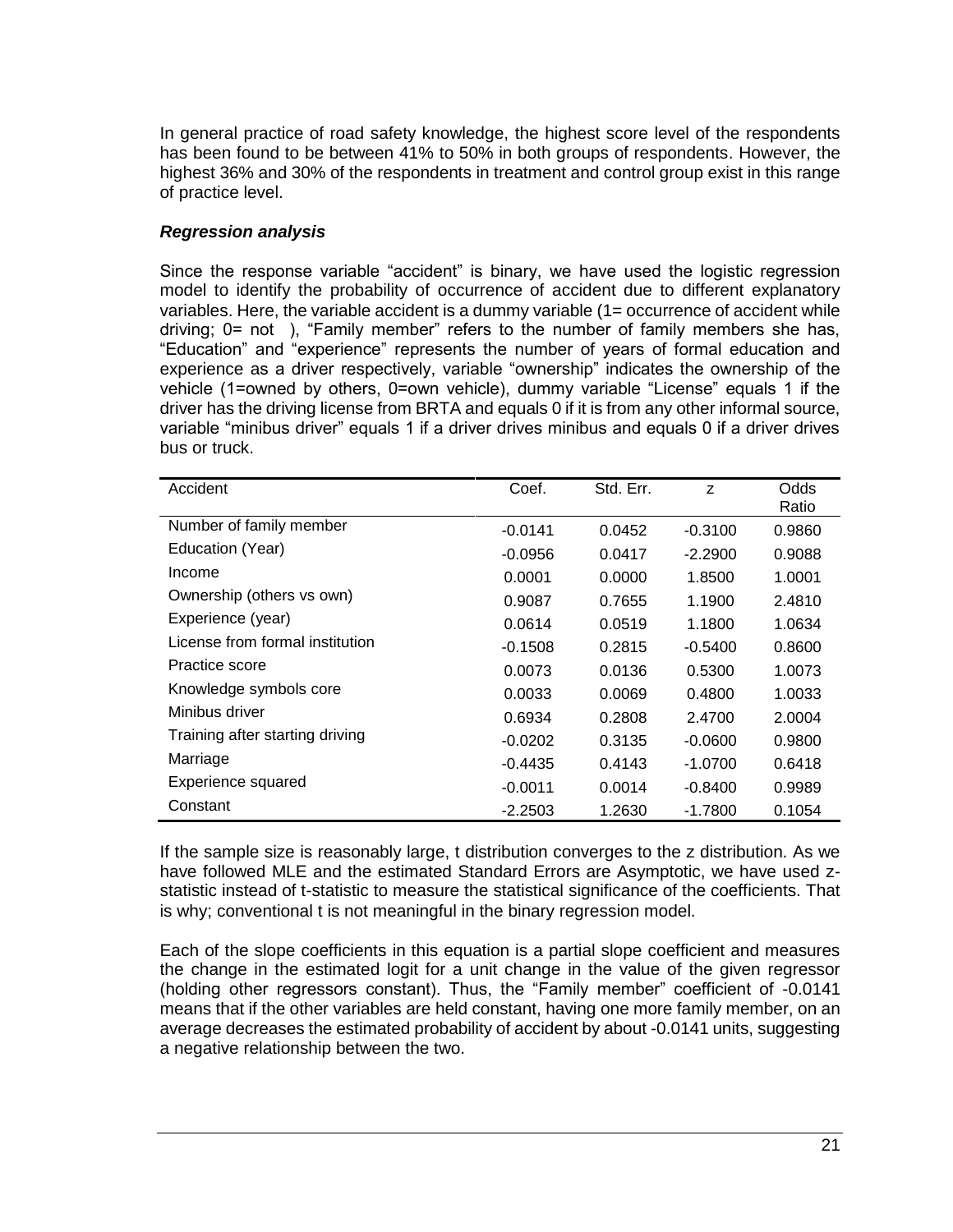In general practice of road safety knowledge, the highest score level of the respondents has been found to be between 41% to 50% in both groups of respondents. However, the highest 36% and 30% of the respondents in treatment and control group exist in this range of practice level.

### *Regression analysis*

Since the response variable "accident" is binary, we have used the logistic regression model to identify the probability of occurrence of accident due to different explanatory variables. Here, the variable accident is a dummy variable (1= occurrence of accident while driving; 0= not ), "Family member" refers to the number of family members she has, "Education" and "experience" represents the number of years of formal education and experience as a driver respectively, variable "ownership" indicates the ownership of the vehicle (1=owned by others, 0=own vehicle), dummy variable "License" equals 1 if the driver has the driving license from BRTA and equals 0 if it is from any other informal source, variable "minibus driver" equals 1 if a driver drives minibus and equals 0 if a driver drives bus or truck.

| Accident | Coef. | Std. Err. | z | Odds Ratio |
|---|---|---|---|---|
| Number of family member | -0.0141 | 0.0452 | -0.3100 | 0.9860 |
| Education (Year) | -0.0956 | 0.0417 | -2.2900 | 0.9088 |
| Income | 0.0001 | 0.0000 | 1.8500 | 1.0001 |
| Ownership (others vs own) | 0.9087 | 0.7655 | 1.1900 | 2.4810 |
| Experience (year) | 0.0614 | 0.0519 | 1.1800 | 1.0634 |
| License from formal institution | -0.1508 | 0.2815 | -0.5400 | 0.8600 |
| Practice score | 0.0073 | 0.0136 | 0.5300 | 1.0073 |
| Knowledge symbols core | 0.0033 | 0.0069 | 0.4800 | 1.0033 |
| Minibus driver | 0.6934 | 0.2808 | 2.4700 | 2.0004 |
| Training after starting driving | -0.0202 | 0.3135 | -0.0600 | 0.9800 |
| Marriage | -0.4435 | 0.4143 | -1.0700 | 0.6418 |
| Experience squared | -0.0011 | 0.0014 | -0.8400 | 0.9989 |
| Constant | -2.2503 | 1.2630 | -1.7800 | 0.1054 |

If the sample size is reasonably large, t distribution converges to the z distribution. As we have followed MLE and the estimated Standard Errors are Asymptotic, we have used z-statistic instead of t-statistic to measure the statistical significance of the coefficients. That is why; conventional t is not meaningful in the binary regression model.

Each of the slope coefficients in this equation is a partial slope coefficient and measures the change in the estimated logit for a unit change in the value of the given regressor (holding other regressors constant). Thus, the "Family member" coefficient of -0.0141 means that if the other variables are held constant, having one more family member, on an average decreases the estimated probability of accident by about -0.0141 units, suggesting a negative relationship between the two.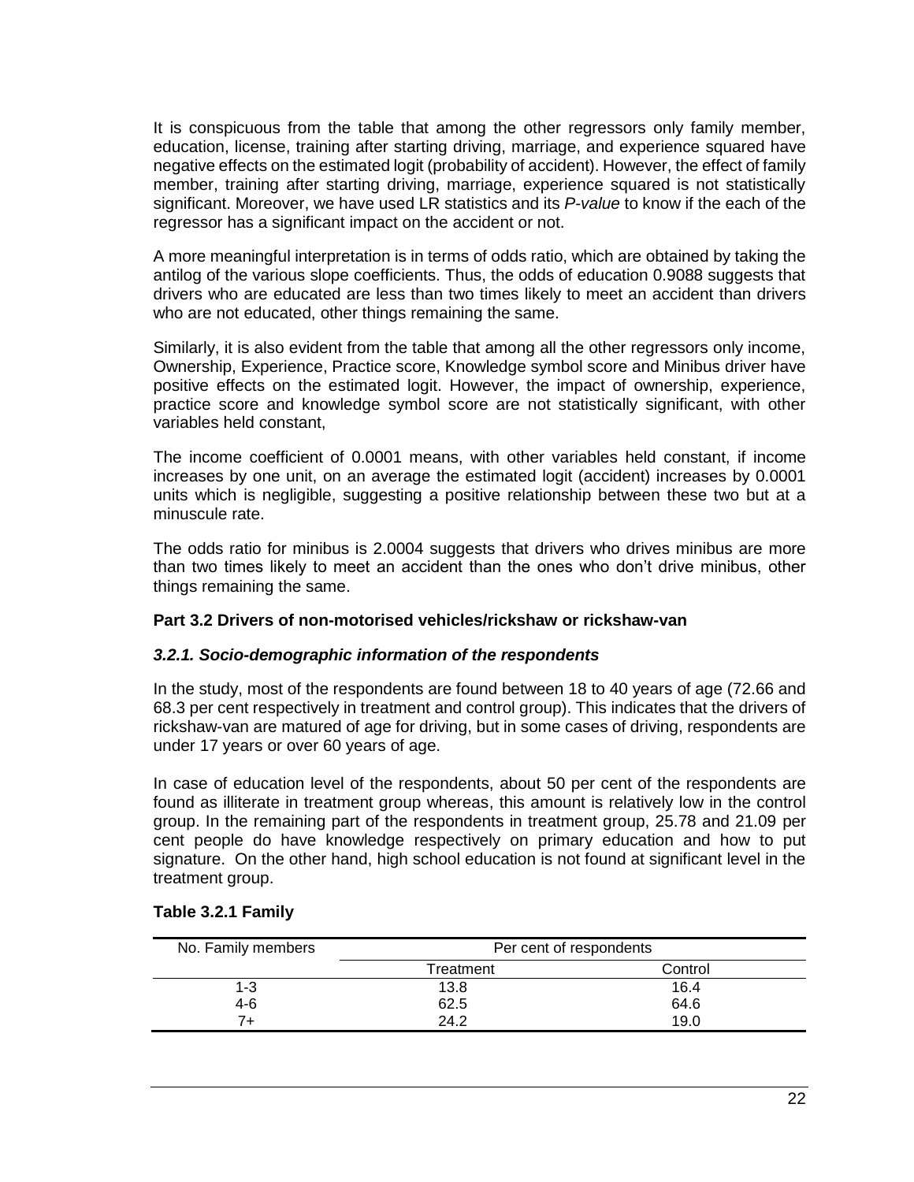It is conspicuous from the table that among the other regressors only family member, education, license, training after starting driving, marriage, and experience squared have negative effects on the estimated logit (probability of accident). However, the effect of family member, training after starting driving, marriage, experience squared is not statistically significant. Moreover, we have used LR statistics and its *P-value* to know if the each of the regressor has a significant impact on the accident or not.

A more meaningful interpretation is in terms of odds ratio, which are obtained by taking the antilog of the various slope coefficients. Thus, the odds of education 0.9088 suggests that drivers who are educated are less than two times likely to meet an accident than drivers who are not educated, other things remaining the same.

Similarly, it is also evident from the table that among all the other regressors only income, Ownership, Experience, Practice score, Knowledge symbol score and Minibus driver have positive effects on the estimated logit. However, the impact of ownership, experience, practice score and knowledge symbol score are not statistically significant, with other variables held constant,

The income coefficient of 0.0001 means, with other variables held constant, if income increases by one unit, on an average the estimated logit (accident) increases by 0.0001 units which is negligible, suggesting a positive relationship between these two but at a minuscule rate.

The odds ratio for minibus is 2.0004 suggests that drivers who drives minibus are more than two times likely to meet an accident than the ones who don't drive minibus, other things remaining the same.

**Part 3.2 Drivers of non-motorised vehicles/rickshaw or rickshaw-van**

***3.2.1. Socio-demographic information of the respondents***

In the study, most of the respondents are found between 18 to 40 years of age (72.66 and 68.3 per cent respectively in treatment and control group). This indicates that the drivers of rickshaw-van are matured of age for driving, but in some cases of driving, respondents are under 17 years or over 60 years of age.

In case of education level of the respondents, about 50 per cent of the respondents are found as illiterate in treatment group whereas, this amount is relatively low in the control group. In the remaining part of the respondents in treatment group, 25.78 and 21.09 per cent people do have knowledge respectively on primary education and how to put signature. On the other hand, high school education is not found at significant level in the treatment group.

**Table 3.2.1 Family**

| No. Family members | Per cent of respondents | |
|---|---|---|
| | Treatment | Control |
| 1-3 | 13.8 | 16.4 |
| 4-6 | 62.5 | 64.6 |
| 7+ | 24.2 | 19.0 |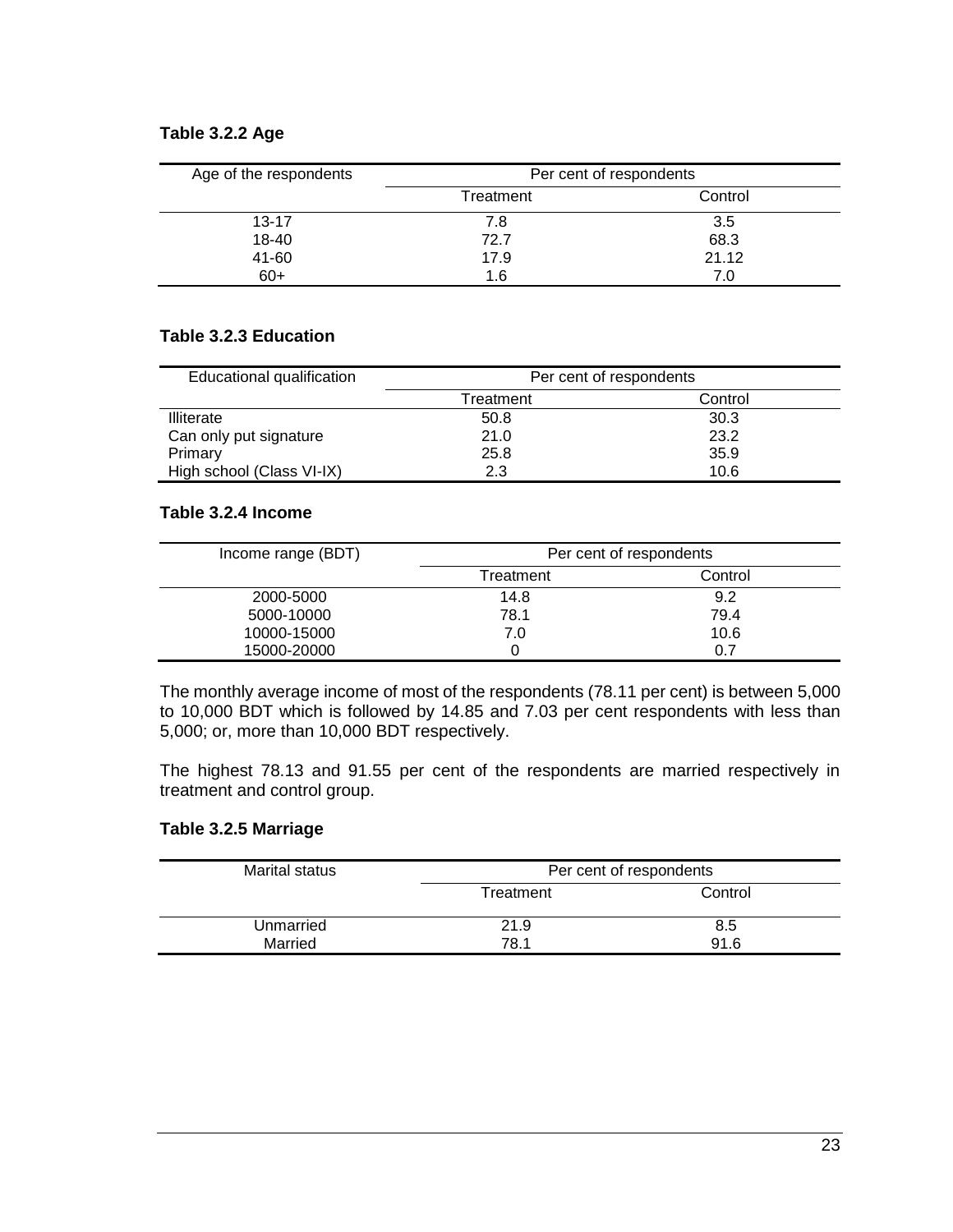**Table 3.2.2 Age**

| Age of the respondents | Per cent of respondents | |
|---|---|---|
| | Treatment | Control |
| 13-17 | 7.8 | 3.5 |
| 18-40 | 72.7 | 68.3 |
| 41-60 | 17.9 | 21.12 |
| 60+ | 1.6 | 7.0 |

**Table 3.2.3 Education**

| Educational qualification | Per cent of respondents | |
|---|---|---|
| | Treatment | Control |
| Illiterate | 50.8 | 30.3 |
| Can only put signature | 21.0 | 23.2 |
| Primary | 25.8 | 35.9 |
| High school (Class VI-IX) | 2.3 | 10.6 |

**Table 3.2.4 Income**

| Income range (BDT) | Per cent of respondents | |
|---|---|---|
| | Treatment | Control |
| 2000-5000 | 14.8 | 9.2 |
| 5000-10000 | 78.1 | 79.4 |
| 10000-15000 | 7.0 | 10.6 |
| 15000-20000 | 0 | 0.7 |

The monthly average income of most of the respondents (78.11 per cent) is between 5,000 to 10,000 BDT which is followed by 14.85 and 7.03 per cent respondents with less than 5,000; or, more than 10,000 BDT respectively.

The highest 78.13 and 91.55 per cent of the respondents are married respectively in treatment and control group.

**Table 3.2.5 Marriage**

| Marital status | Per cent of respondents | |
|---|---|---|
| | Treatment | Control |
| Unmarried | 21.9 | 8.5 |
| Married | 78.1 | 91.6 |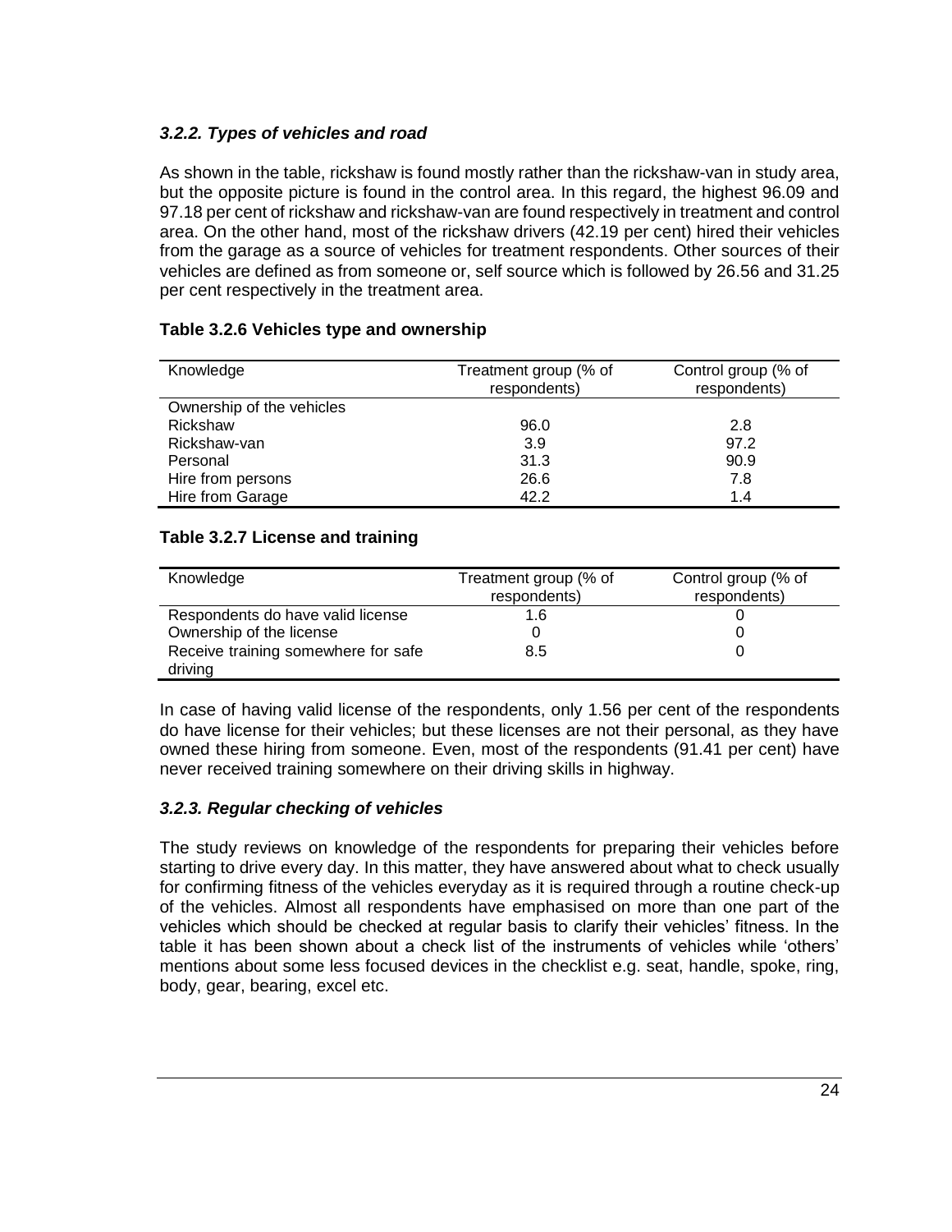### *3.2.2. Types of vehicles and road*

As shown in the table, rickshaw is found mostly rather than the rickshaw-van in study area, but the opposite picture is found in the control area. In this regard, the highest 96.09 and 97.18 per cent of rickshaw and rickshaw-van are found respectively in treatment and control area. On the other hand, most of the rickshaw drivers (42.19 per cent) hired their vehicles from the garage as a source of vehicles for treatment respondents. Other sources of their vehicles are defined as from someone or, self source which is followed by 26.56 and 31.25 per cent respectively in the treatment area.

**Table 3.2.6 Vehicles type and ownership**

| Knowledge | Treatment group (% of respondents) | Control group (% of respondents) |
|---|---|---|
| Ownership of the vehicles | | |
| Rickshaw | 96.0 | 2.8 |
| Rickshaw-van | 3.9 | 97.2 |
| Personal | 31.3 | 90.9 |
| Hire from persons | 26.6 | 7.8 |
| Hire from Garage | 42.2 | 1.4 |

**Table 3.2.7 License and training**

| Knowledge | Treatment group (% of respondents) | Control group (% of respondents) |
|---|---|---|
| Respondents do have valid license | 1.6 | 0 |
| Ownership of the license | 0 | 0 |
| Receive training somewhere for safe driving | 8.5 | 0 |

In case of having valid license of the respondents, only 1.56 per cent of the respondents do have license for their vehicles; but these licenses are not their personal, as they have owned these hiring from someone. Even, most of the respondents (91.41 per cent) have never received training somewhere on their driving skills in highway.

### *3.2.3. Regular checking of vehicles*

The study reviews on knowledge of the respondents for preparing their vehicles before starting to drive every day. In this matter, they have answered about what to check usually for confirming fitness of the vehicles everyday as it is required through a routine check-up of the vehicles. Almost all respondents have emphasised on more than one part of the vehicles which should be checked at regular basis to clarify their vehicles' fitness. In the table it has been shown about a check list of the instruments of vehicles while 'others' mentions about some less focused devices in the checklist e.g. seat, handle, spoke, ring, body, gear, bearing, excel etc.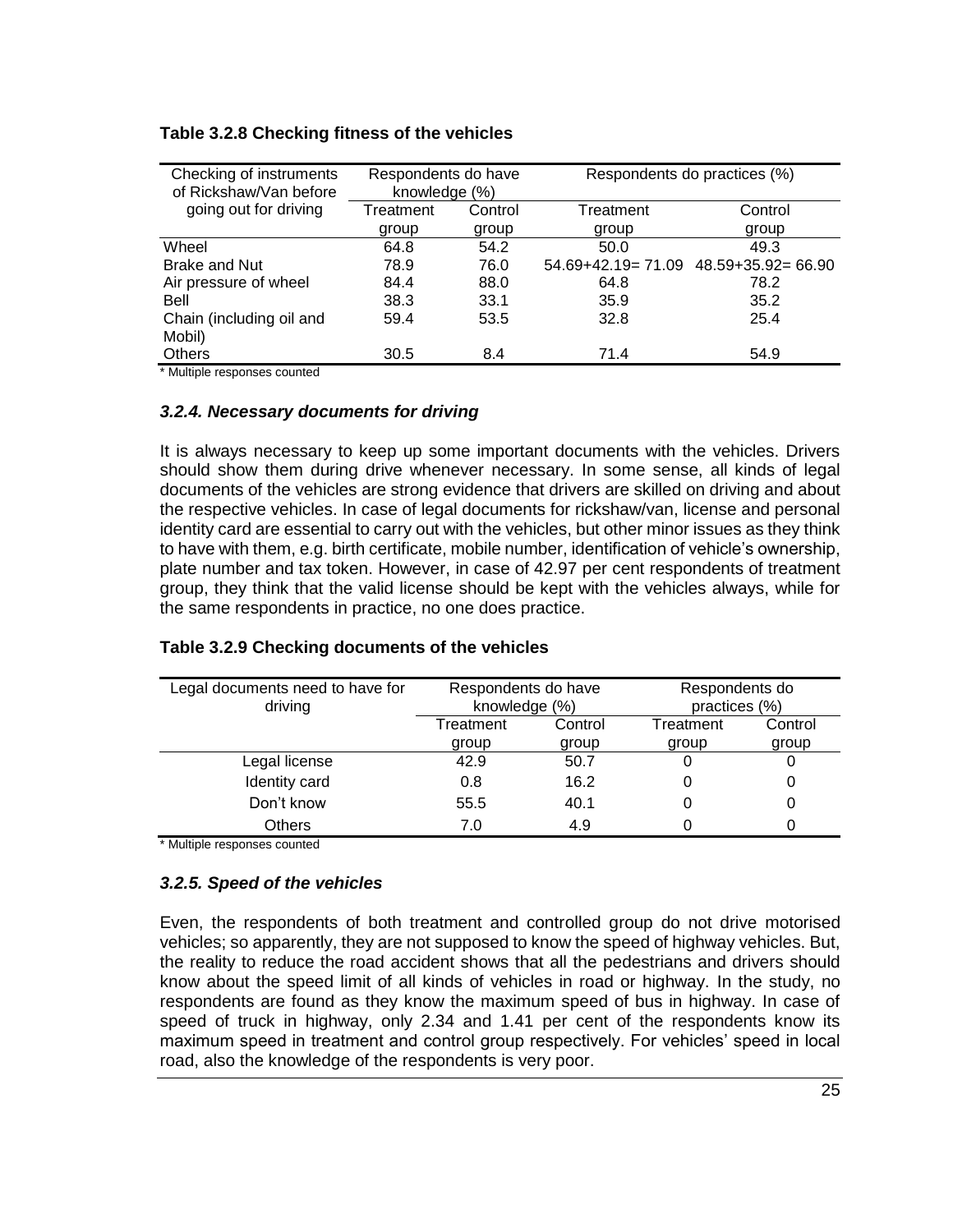**Table 3.2.8 Checking fitness of the vehicles**

| Checking of instruments of Rickshaw/Van before going out for driving | Respondents do have knowledge (%) | | Respondents do practices (%) | |
|---|---|---|---|---|
| | Treatment group | Control group | Treatment group | Control group |
| Wheel | 64.8 | 54.2 | 50.0 | 49.3 |
| Brake and Nut | 78.9 | 76.0 | 54.69+42.19= 71.09 | 48.59+35.92= 66.90 |
| Air pressure of wheel | 84.4 | 88.0 | 64.8 | 78.2 |
| Bell | 38.3 | 33.1 | 35.9 | 35.2 |
| Chain (including oil and Mobil) | 59.4 | 53.5 | 32.8 | 25.4 |
| Others | 30.5 | 8.4 | 71.4 | 54.9 |

* Multiple responses counted

### *3.2.4. Necessary documents for driving*

It is always necessary to keep up some important documents with the vehicles. Drivers should show them during drive whenever necessary. In some sense, all kinds of legal documents of the vehicles are strong evidence that drivers are skilled on driving and about the respective vehicles. In case of legal documents for rickshaw/van, license and personal identity card are essential to carry out with the vehicles, but other minor issues as they think to have with them, e.g. birth certificate, mobile number, identification of vehicle's ownership, plate number and tax token. However, in case of 42.97 per cent respondents of treatment group, they think that the valid license should be kept with the vehicles always, while for the same respondents in practice, no one does practice.

**Table 3.2.9 Checking documents of the vehicles**

| Legal documents need to have for driving | Respondents do have knowledge (%) | | Respondents do practices (%) | |
|---|---|---|---|---|
| | Treatment group | Control group | Treatment group | Control group |
| Legal license | 42.9 | 50.7 | 0 | 0 |
| Identity card | 0.8 | 16.2 | 0 | 0 |
| Don't know | 55.5 | 40.1 | 0 | 0 |
| Others | 7.0 | 4.9 | 0 | 0 |

* Multiple responses counted

### *3.2.5. Speed of the vehicles*

Even, the respondents of both treatment and controlled group do not drive motorised vehicles; so apparently, they are not supposed to know the speed of highway vehicles. But, the reality to reduce the road accident shows that all the pedestrians and drivers should know about the speed limit of all kinds of vehicles in road or highway. In the study, no respondents are found as they know the maximum speed of bus in highway. In case of speed of truck in highway, only 2.34 and 1.41 per cent of the respondents know its maximum speed in treatment and control group respectively. For vehicles' speed in local road, also the knowledge of the respondents is very poor.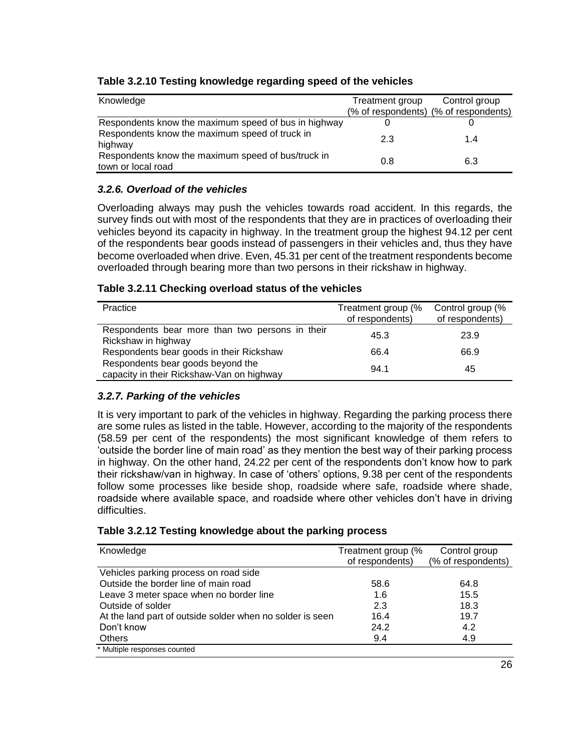**Table 3.2.10 Testing knowledge regarding speed of the vehicles**

| Knowledge | Treatment group (% of respondents) | Control group (% of respondents) |
|---|---|---|
| Respondents know the maximum speed of bus in highway | 0 | 0 |
| Respondents know the maximum speed of truck in highway | 2.3 | 1.4 |
| Respondents know the maximum speed of bus/truck in town or local road | 0.8 | 6.3 |

### *3.2.6. Overload of the vehicles*

Overloading always may push the vehicles towards road accident. In this regards, the survey finds out with most of the respondents that they are in practices of overloading their vehicles beyond its capacity in highway. In the treatment group the highest 94.12 per cent of the respondents bear goods instead of passengers in their vehicles and, thus they have become overloaded when drive. Even, 45.31 per cent of the treatment respondents become overloaded through bearing more than two persons in their rickshaw in highway.

**Table 3.2.11 Checking overload status of the vehicles**

| Practice | Treatment group (% of respondents) | Control group (% of respondents) |
|---|---|---|
| Respondents bear more than two persons in their Rickshaw in highway | 45.3 | 23.9 |
| Respondents bear goods in their Rickshaw | 66.4 | 66.9 |
| Respondents bear goods beyond the capacity in their Rickshaw-Van on highway | 94.1 | 45 |

### *3.2.7. Parking of the vehicles*

It is very important to park of the vehicles in highway. Regarding the parking process there are some rules as listed in the table. However, according to the majority of the respondents (58.59 per cent of the respondents) the most significant knowledge of them refers to 'outside the border line of main road' as they mention the best way of their parking process in highway. On the other hand, 24.22 per cent of the respondents don't know how to park their rickshaw/van in highway. In case of 'others' options, 9.38 per cent of the respondents follow some processes like beside shop, roadside where safe, roadside where shade, roadside where available space, and roadside where other vehicles don't have in driving difficulties.

**Table 3.2.12 Testing knowledge about the parking process**

| Knowledge | Treatment group (% of respondents) | Control group (% of respondents) |
|---|---|---|
| Vehicles parking process on road side | | |
| Outside the border line of main road | 58.6 | 64.8 |
| Leave 3 meter space when no border line | 1.6 | 15.5 |
| Outside of solder | 2.3 | 18.3 |
| At the land part of outside solder when no solder is seen | 16.4 | 19.7 |
| Don't know | 24.2 | 4.2 |
| Others | 9.4 | 4.9 |

\* Multiple responses counted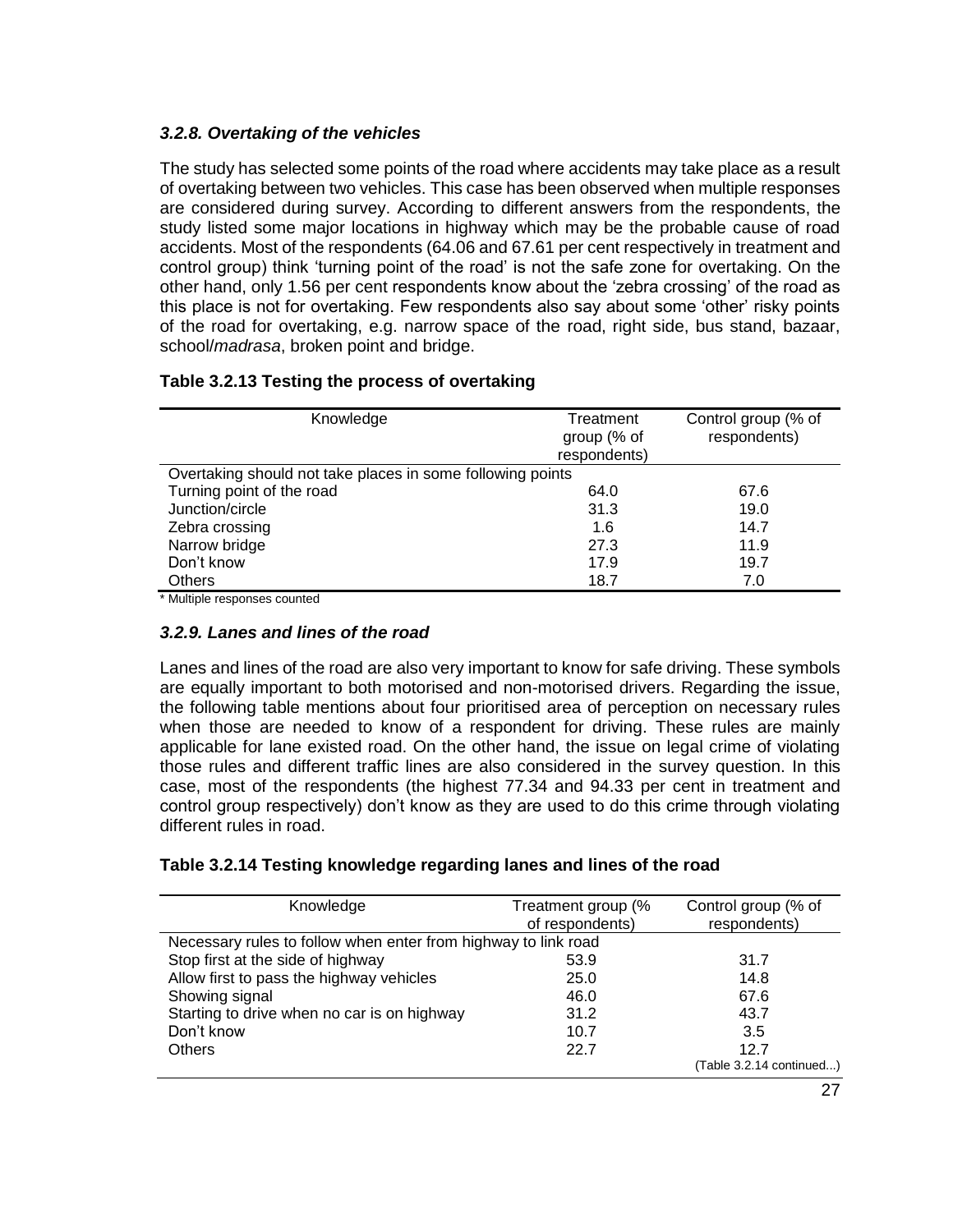### *3.2.8. Overtaking of the vehicles*

The study has selected some points of the road where accidents may take place as a result of overtaking between two vehicles. This case has been observed when multiple responses are considered during survey. According to different answers from the respondents, the study listed some major locations in highway which may be the probable cause of road accidents. Most of the respondents (64.06 and 67.61 per cent respectively in treatment and control group) think 'turning point of the road' is not the safe zone for overtaking. On the other hand, only 1.56 per cent respondents know about the 'zebra crossing' of the road as this place is not for overtaking. Few respondents also say about some 'other' risky points of the road for overtaking, e.g. narrow space of the road, right side, bus stand, bazaar, school/*madrasa*, broken point and bridge.

**Table 3.2.13 Testing the process of overtaking**

| Knowledge | Treatment group (% of respondents) | Control group (% of respondents) |
|---|---|---|
| Overtaking should not take places in some following points | | |
| Turning point of the road | 64.0 | 67.6 |
| Junction/circle | 31.3 | 19.0 |
| Zebra crossing | 1.6 | 14.7 |
| Narrow bridge | 27.3 | 11.9 |
| Don't know | 17.9 | 19.7 |
| Others | 18.7 | 7.0 |

* Multiple responses counted

### *3.2.9. Lanes and lines of the road*

Lanes and lines of the road are also very important to know for safe driving. These symbols are equally important to both motorised and non-motorised drivers. Regarding the issue, the following table mentions about four prioritised area of perception on necessary rules when those are needed to know of a respondent for driving. These rules are mainly applicable for lane existed road. On the other hand, the issue on legal crime of violating those rules and different traffic lines are also considered in the survey question. In this case, most of the respondents (the highest 77.34 and 94.33 per cent in treatment and control group respectively) don't know as they are used to do this crime through violating different rules in road.

**Table 3.2.14 Testing knowledge regarding lanes and lines of the road**

| Knowledge | Treatment group (% of respondents) | Control group (% of respondents) |
|---|---|---|
| Necessary rules to follow when enter from highway to link road | | |
| Stop first at the side of highway | 53.9 | 31.7 |
| Allow first to pass the highway vehicles | 25.0 | 14.8 |
| Showing signal | 46.0 | 67.6 |
| Starting to drive when no car is on highway | 31.2 | 43.7 |
| Don't know | 10.7 | 3.5 |
| Others | 22.7 | 12.7 |

(Table 3.2.14 continued...)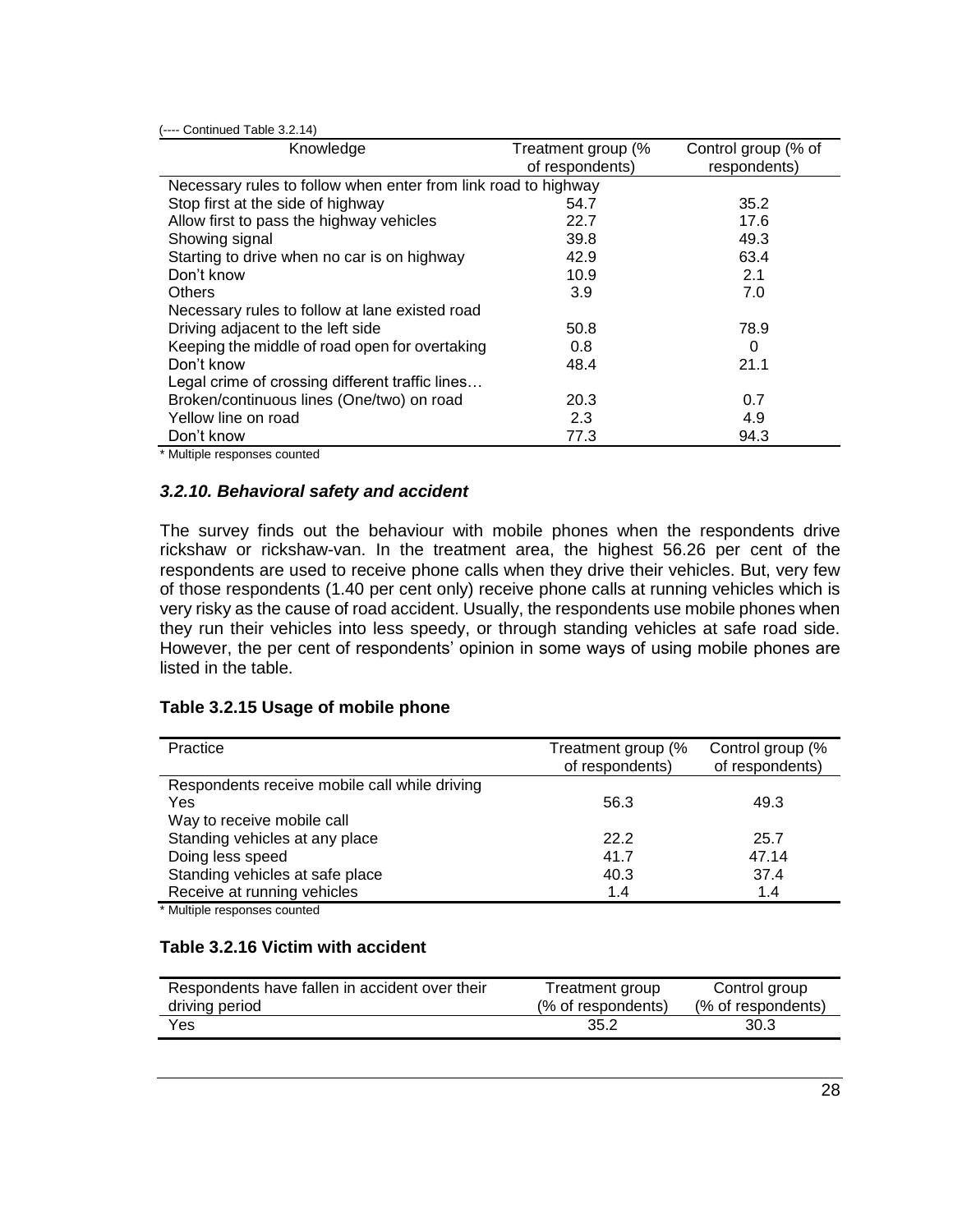(---- Continued Table 3.2.14)

| Knowledge | Treatment group (% of respondents) | Control group (% of respondents) |
|---|---|---|
| Necessary rules to follow when enter from link road to highway | | |
| Stop first at the side of highway | 54.7 | 35.2 |
| Allow first to pass the highway vehicles | 22.7 | 17.6 |
| Showing signal | 39.8 | 49.3 |
| Starting to drive when no car is on highway | 42.9 | 63.4 |
| Don't know | 10.9 | 2.1 |
| Others | 3.9 | 7.0 |
| Necessary rules to follow at lane existed road | | |
| Driving adjacent to the left side | 50.8 | 78.9 |
| Keeping the middle of road open for overtaking | 0.8 | 0 |
| Don't know | 48.4 | 21.1 |
| Legal crime of crossing different traffic lines… | | |
| Broken/continuous lines (One/two) on road | 20.3 | 0.7 |
| Yellow line on road | 2.3 | 4.9 |
| Don't know | 77.3 | 94.3 |

* Multiple responses counted

### *3.2.10. Behavioral safety and accident*

The survey finds out the behaviour with mobile phones when the respondents drive rickshaw or rickshaw-van. In the treatment area, the highest 56.26 per cent of the respondents are used to receive phone calls when they drive their vehicles. But, very few of those respondents (1.40 per cent only) receive phone calls at running vehicles which is very risky as the cause of road accident. Usually, the respondents use mobile phones when they run their vehicles into less speedy, or through standing vehicles at safe road side. However, the per cent of respondents' opinion in some ways of using mobile phones are listed in the table.

**Table 3.2.15 Usage of mobile phone**

| Practice | Treatment group (% of respondents) | Control group (% of respondents) |
|---|---|---|
| Respondents receive mobile call while driving | | |
| Yes | 56.3 | 49.3 |
| Way to receive mobile call | | |
| Standing vehicles at any place | 22.2 | 25.7 |
| Doing less speed | 41.7 | 47.14 |
| Standing vehicles at safe place | 40.3 | 37.4 |
| Receive at running vehicles | 1.4 | 1.4 |

* Multiple responses counted

**Table 3.2.16 Victim with accident**

| Respondents have fallen in accident over their driving period | Treatment group (% of respondents) | Control group (% of respondents) |
|---|---|---|
| Yes | 35.2 | 30.3 |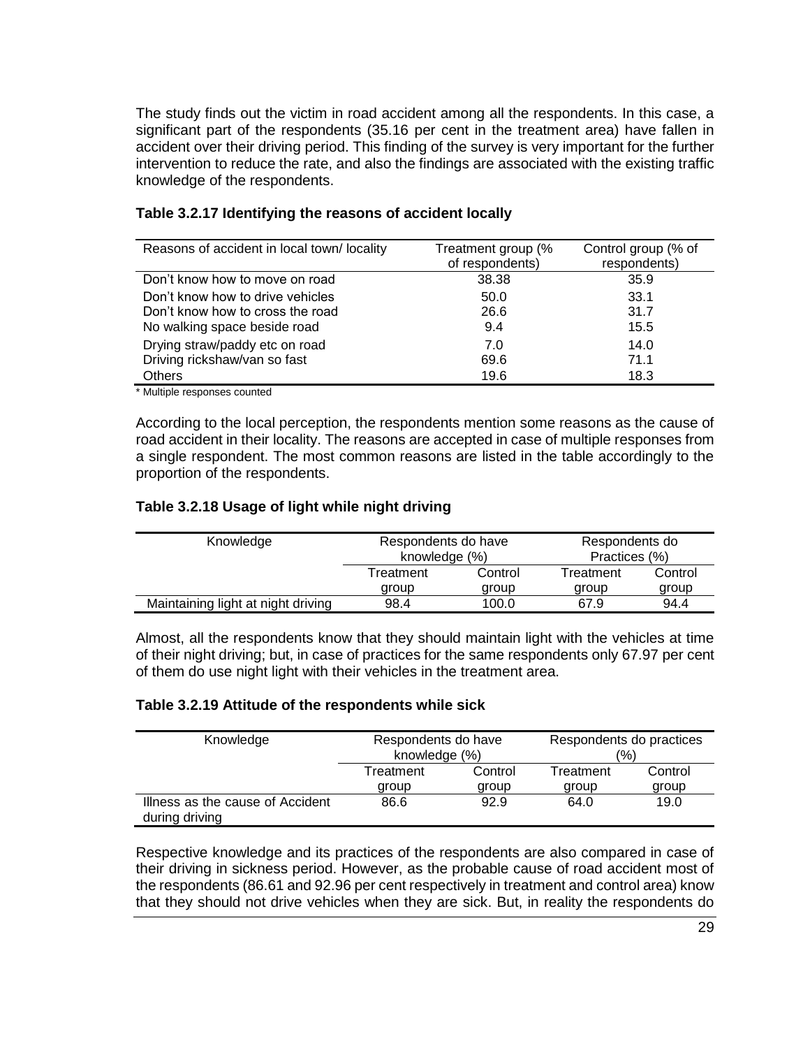The study finds out the victim in road accident among all the respondents. In this case, a significant part of the respondents (35.16 per cent in the treatment area) have fallen in accident over their driving period. This finding of the survey is very important for the further intervention to reduce the rate, and also the findings are associated with the existing traffic knowledge of the respondents.

**Table 3.2.17 Identifying the reasons of accident locally**

| Reasons of accident in local town/ locality | Treatment group (% of respondents) | Control group (% of respondents) |
|---|---|---|
| Don't know how to move on road | 38.38 | 35.9 |
| Don't know how to drive vehicles | 50.0 | 33.1 |
| Don't know how to cross the road | 26.6 | 31.7 |
| No walking space beside road | 9.4 | 15.5 |
| Drying straw/paddy etc on road | 7.0 | 14.0 |
| Driving rickshaw/van so fast | 69.6 | 71.1 |
| Others | 19.6 | 18.3 |

* Multiple responses counted

According to the local perception, the respondents mention some reasons as the cause of road accident in their locality. The reasons are accepted in case of multiple responses from a single respondent. The most common reasons are listed in the table accordingly to the proportion of the respondents.

**Table 3.2.18 Usage of light while night driving**

| Knowledge | Respondents do have knowledge (%) | | Respondents do Practices (%) | |
|---|---|---|---|---|
| | Treatment group | Control group | Treatment group | Control group |
| Maintaining light at night driving | 98.4 | 100.0 | 67.9 | 94.4 |

Almost, all the respondents know that they should maintain light with the vehicles at time of their night driving; but, in case of practices for the same respondents only 67.97 per cent of them do use night light with their vehicles in the treatment area.

**Table 3.2.19 Attitude of the respondents while sick**

| Knowledge | Respondents do have knowledge (%) | | Respondents do practices (%) | |
|---|---|---|---|---|
| | Treatment group | Control group | Treatment group | Control group |
| Illness as the cause of Accident during driving | 86.6 | 92.9 | 64.0 | 19.0 |

Respective knowledge and its practices of the respondents are also compared in case of their driving in sickness period. However, as the probable cause of road accident most of the respondents (86.61 and 92.96 per cent respectively in treatment and control area) know that they should not drive vehicles when they are sick. But, in reality the respondents do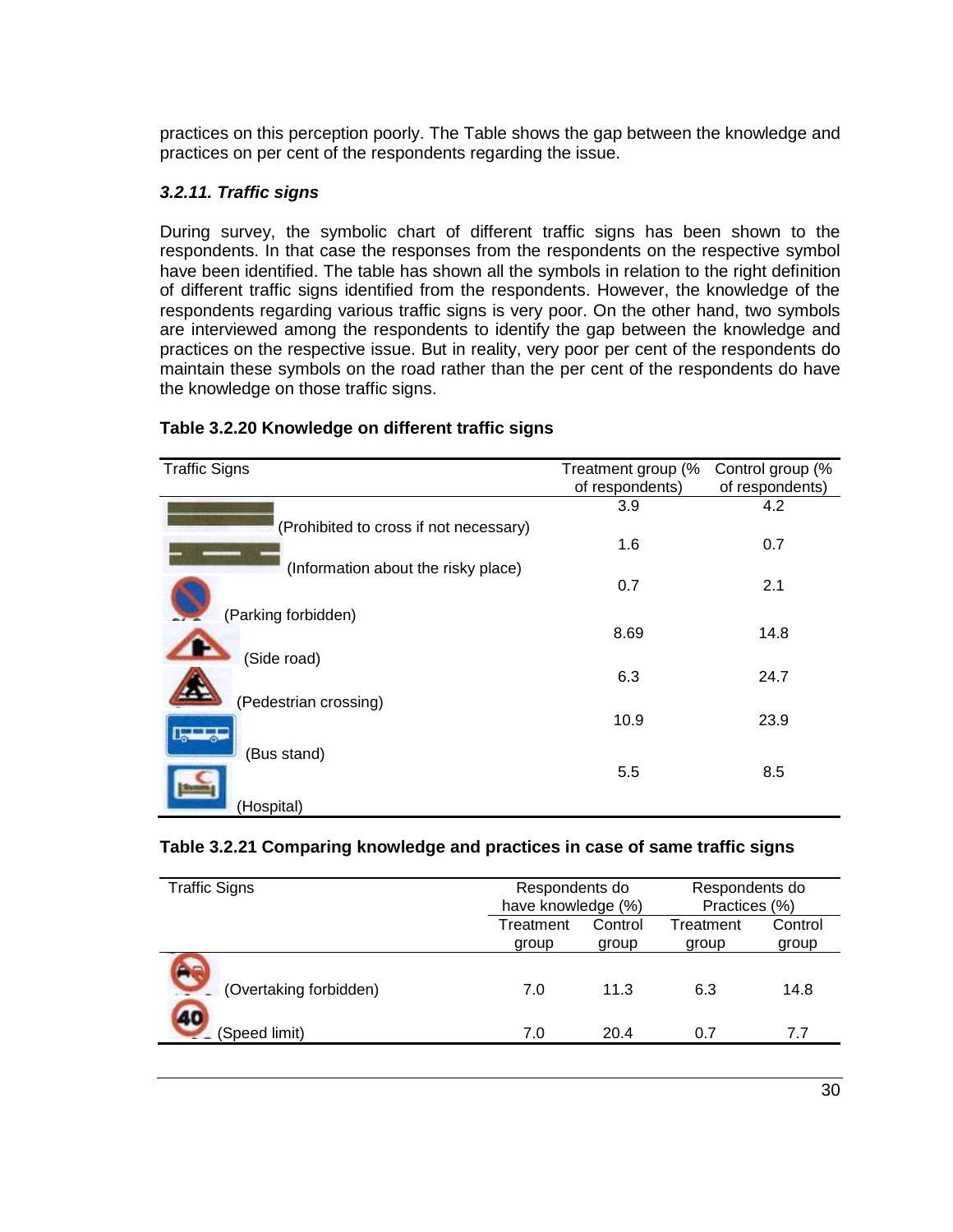practices on this perception poorly. The Table shows the gap between the knowledge and practices on per cent of the respondents regarding the issue.

### *3.2.11. Traffic signs*

During survey, the symbolic chart of different traffic signs has been shown to the respondents. In that case the responses from the respondents on the respective symbol have been identified. The table has shown all the symbols in relation to the right definition of different traffic signs identified from the respondents. However, the knowledge of the respondents regarding various traffic signs is very poor. On the other hand, two symbols are interviewed among the respondents to identify the gap between the knowledge and practices on the respective issue. But in reality, very poor per cent of the respondents do maintain these symbols on the road rather than the per cent of the respondents do have the knowledge on those traffic signs.

**Table 3.2.20 Knowledge on different traffic signs**

| Traffic Signs | Treatment group (% of respondents) | Control group (% of respondents) |
|---|---|---|
| (Prohibited to cross if not necessary) | 3.9 | 4.2 |
| (Information about the risky place) | 1.6 | 0.7 |
| (Parking forbidden) | 0.7 | 2.1 |
| (Side road) | 8.69 | 14.8 |
| (Pedestrian crossing) | 6.3 | 24.7 |
| (Bus stand) | 10.9 | 23.9 |
| (Hospital) | 5.5 | 8.5 |

**Table 3.2.21 Comparing knowledge and practices in case of same traffic signs**

| Traffic Signs | Respondents do have knowledge (%) | | Respondents do Practices (%) | |
|---|---|---|---|---|
| | Treatment group | Control group | Treatment group | Control group |
| (Overtaking forbidden) | 7.0 | 11.3 | 6.3 | 14.8 |
| (Speed limit) | 7.0 | 20.4 | 0.7 | 7.7 |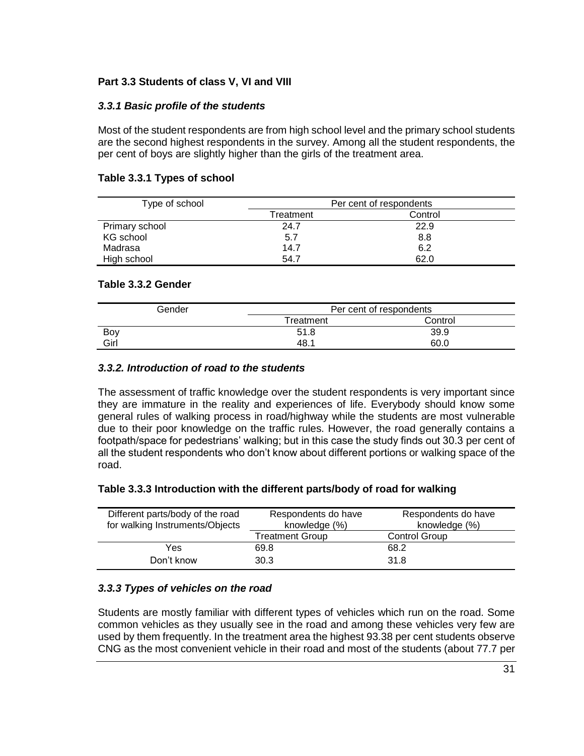## Part 3.3 Students of class V, VI and VIII

### *3.3.1 Basic profile of the students*

Most of the student respondents are from high school level and the primary school students are the second highest respondents in the survey. Among all the student respondents, the per cent of boys are slightly higher than the girls of the treatment area.

**Table 3.3.1 Types of school**

| Type of school | Per cent of respondents | |
|---|---|---|
| | Treatment | Control |
| Primary school | 24.7 | 22.9 |
| KG school | 5.7 | 8.8 |
| Madrasa | 14.7 | 6.2 |
| High school | 54.7 | 62.0 |

**Table 3.3.2 Gender**

| Gender | Per cent of respondents | |
|---|---|---|
| | Treatment | Control |
| Boy | 51.8 | 39.9 |
| Girl | 48.1 | 60.0 |

### *3.3.2. Introduction of road to the students*

The assessment of traffic knowledge over the student respondents is very important since they are immature in the reality and experiences of life. Everybody should know some general rules of walking process in road/highway while the students are most vulnerable due to their poor knowledge on the traffic rules. However, the road generally contains a footpath/space for pedestrians' walking; but in this case the study finds out 30.3 per cent of all the student respondents who don't know about different portions or walking space of the road.

**Table 3.3.3 Introduction with the different parts/body of road for walking**

| Different parts/body of the road for walking Instruments/Objects | Respondents do have knowledge (%) | Respondents do have knowledge (%) |
|---|---|---|
| | Treatment Group | Control Group |
| Yes | 69.8 | 68.2 |
| Don't know | 30.3 | 31.8 |

### *3.3.3 Types of vehicles on the road*

Students are mostly familiar with different types of vehicles which run on the road. Some common vehicles as they usually see in the road and among these vehicles very few are used by them frequently. In the treatment area the highest 93.38 per cent students observe CNG as the most convenient vehicle in their road and most of the students (about 77.7 per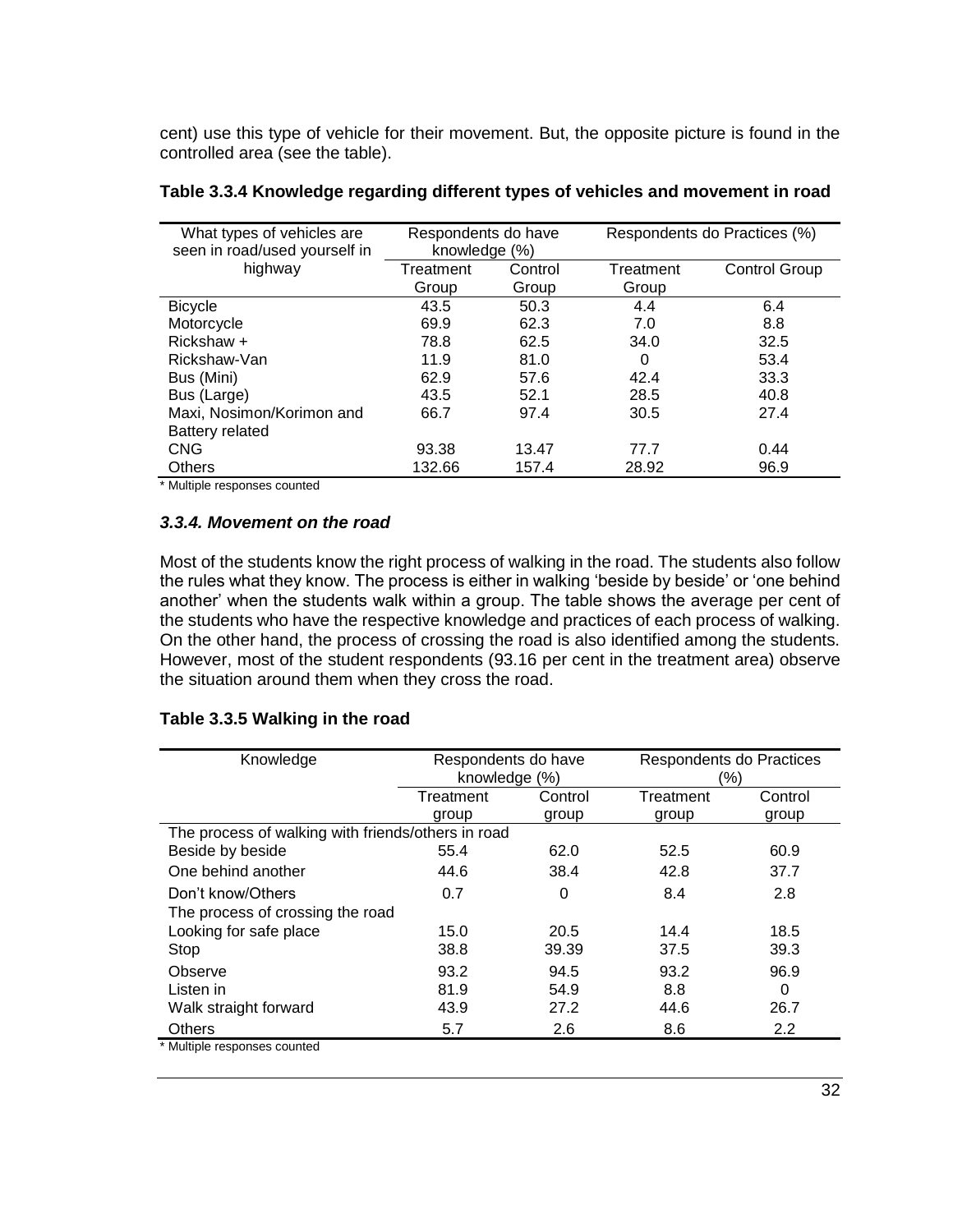cent) use this type of vehicle for their movement. But, the opposite picture is found in the controlled area (see the table).

**Table 3.3.4 Knowledge regarding different types of vehicles and movement in road**

| What types of vehicles are seen in road/used yourself in highway | Respondents do have knowledge (%) | | Respondents do Practices (%) | |
|---|---|---|---|---|
| | Treatment Group | Control Group | Treatment Group | Control Group |
| Bicycle | 43.5 | 50.3 | 4.4 | 6.4 |
| Motorcycle | 69.9 | 62.3 | 7.0 | 8.8 |
| Rickshaw + | 78.8 | 62.5 | 34.0 | 32.5 |
| Rickshaw-Van | 11.9 | 81.0 | 0 | 53.4 |
| Bus (Mini) | 62.9 | 57.6 | 42.4 | 33.3 |
| Bus (Large) | 43.5 | 52.1 | 28.5 | 40.8 |
| Maxi, Nosimon/Korimon and Battery related | 66.7 | 97.4 | 30.5 | 27.4 |
| CNG | 93.38 | 13.47 | 77.7 | 0.44 |
| Others | 132.66 | 157.4 | 28.92 | 96.9 |

* Multiple responses counted

### *3.3.4. Movement on the road*

Most of the students know the right process of walking in the road. The students also follow the rules what they know. The process is either in walking 'beside by beside' or 'one behind another' when the students walk within a group. The table shows the average per cent of the students who have the respective knowledge and practices of each process of walking. On the other hand, the process of crossing the road is also identified among the students. However, most of the student respondents (93.16 per cent in the treatment area) observe the situation around them when they cross the road.

**Table 3.3.5 Walking in the road**

| Knowledge | Respondents do have knowledge (%) | | Respondents do Practices (%) | |
|---|---|---|---|---|
| | Treatment group | Control group | Treatment group | Control group |
| The process of walking with friends/others in road | | | | |
| Beside by beside | 55.4 | 62.0 | 52.5 | 60.9 |
| One behind another | 44.6 | 38.4 | 42.8 | 37.7 |
| Don't know/Others | 0.7 | 0 | 8.4 | 2.8 |
| The process of crossing the road | | | | |
| Looking for safe place | 15.0 | 20.5 | 14.4 | 18.5 |
| Stop | 38.8 | 39.39 | 37.5 | 39.3 |
| Observe | 93.2 | 94.5 | 93.2 | 96.9 |
| Listen in | 81.9 | 54.9 | 8.8 | 0 |
| Walk straight forward | 43.9 | 27.2 | 44.6 | 26.7 |
| Others | 5.7 | 2.6 | 8.6 | 2.2 |

* Multiple responses counted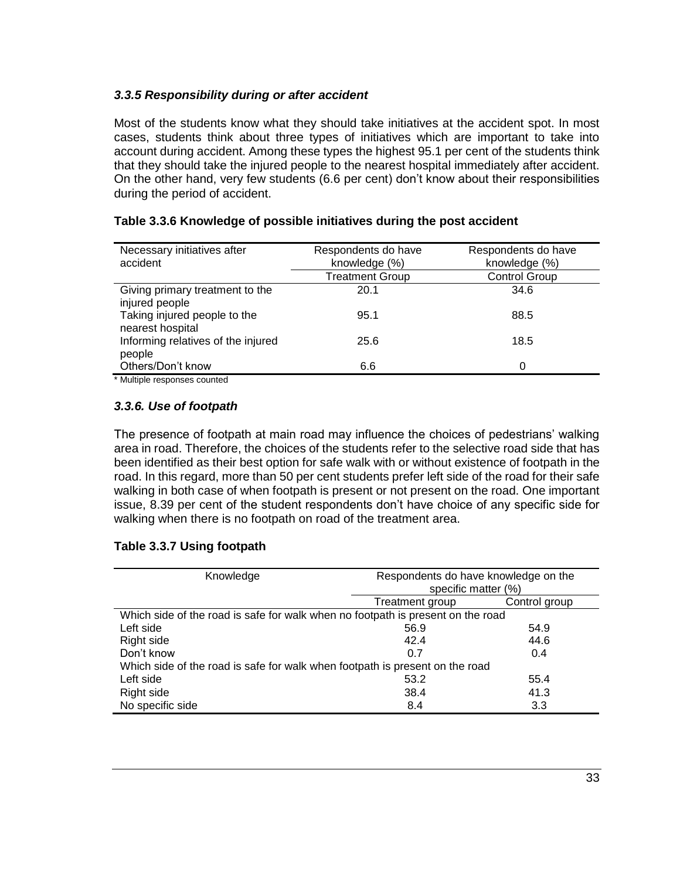### *3.3.5 Responsibility during or after accident*

Most of the students know what they should take initiatives at the accident spot. In most cases, students think about three types of initiatives which are important to take into account during accident. Among these types the highest 95.1 per cent of the students think that they should take the injured people to the nearest hospital immediately after accident. On the other hand, very few students (6.6 per cent) don't know about their responsibilities during the period of accident.

**Table 3.3.6 Knowledge of possible initiatives during the post accident**

| Necessary initiatives after accident | Respondents do have knowledge (%) | Respondents do have knowledge (%) |
|---|---|---|
| | Treatment Group | Control Group |
| Giving primary treatment to the injured people | 20.1 | 34.6 |
| Taking injured people to the nearest hospital | 95.1 | 88.5 |
| Informing relatives of the injured people | 25.6 | 18.5 |
| Others/Don't know | 6.6 | 0 |

\* Multiple responses counted

### *3.3.6. Use of footpath*

The presence of footpath at main road may influence the choices of pedestrians' walking area in road. Therefore, the choices of the students refer to the selective road side that has been identified as their best option for safe walk with or without existence of footpath in the road. In this regard, more than 50 per cent students prefer left side of the road for their safe walking in both case of when footpath is present or not present on the road. One important issue, 8.39 per cent of the student respondents don't have choice of any specific side for walking when there is no footpath on road of the treatment area.

**Table 3.3.7 Using footpath**

| Knowledge | Respondents do have knowledge on the specific matter (%) | |
|---|---|---|
| | Treatment group | Control group |
| Which side of the road is safe for walk when no footpath is present on the road | | |
| Left side | 56.9 | 54.9 |
| Right side | 42.4 | 44.6 |
| Don't know | 0.7 | 0.4 |
| Which side of the road is safe for walk when footpath is present on the road | | |
| Left side | 53.2 | 55.4 |
| Right side | 38.4 | 41.3 |
| No specific side | 8.4 | 3.3 |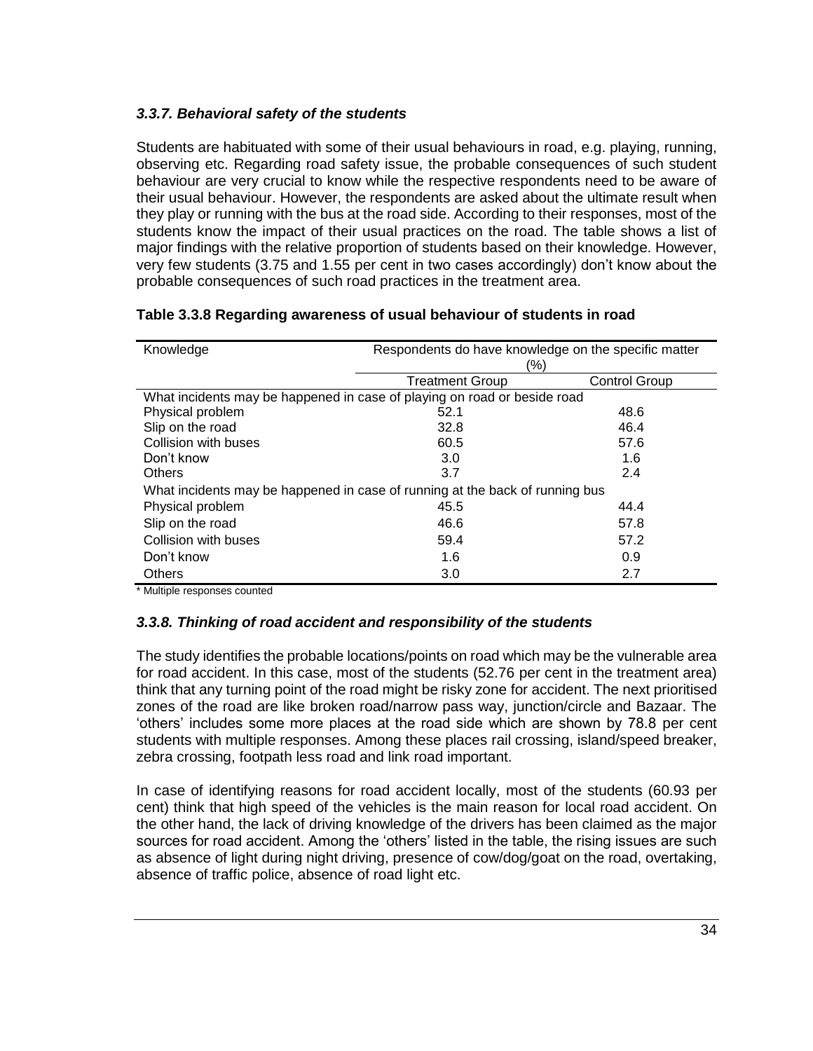### *3.3.7. Behavioral safety of the students*

Students are habituated with some of their usual behaviours in road, e.g. playing, running, observing etc. Regarding road safety issue, the probable consequences of such student behaviour are very crucial to know while the respective respondents need to be aware of their usual behaviour. However, the respondents are asked about the ultimate result when they play or running with the bus at the road side. According to their responses, most of the students know the impact of their usual practices on the road. The table shows a list of major findings with the relative proportion of students based on their knowledge. However, very few students (3.75 and 1.55 per cent in two cases accordingly) don't know about the probable consequences of such road practices in the treatment area.

**Table 3.3.8 Regarding awareness of usual behaviour of students in road**

| Knowledge | Respondents do have knowledge on the specific matter (%) | |
|---|---|---|
| | Treatment Group | Control Group |
| What incidents may be happened in case of playing on road or beside road | | |
| Physical problem | 52.1 | 48.6 |
| Slip on the road | 32.8 | 46.4 |
| Collision with buses | 60.5 | 57.6 |
| Don't know | 3.0 | 1.6 |
| Others | 3.7 | 2.4 |
| What incidents may be happened in case of running at the back of running bus | | |
| Physical problem | 45.5 | 44.4 |
| Slip on the road | 46.6 | 57.8 |
| Collision with buses | 59.4 | 57.2 |
| Don't know | 1.6 | 0.9 |
| Others | 3.0 | 2.7 |

\* Multiple responses counted

### *3.3.8. Thinking of road accident and responsibility of the students*

The study identifies the probable locations/points on road which may be the vulnerable area for road accident. In this case, most of the students (52.76 per cent in the treatment area) think that any turning point of the road might be risky zone for accident. The next prioritised zones of the road are like broken road/narrow pass way, junction/circle and Bazaar. The 'others' includes some more places at the road side which are shown by 78.8 per cent students with multiple responses. Among these places rail crossing, island/speed breaker, zebra crossing, footpath less road and link road important.

In case of identifying reasons for road accident locally, most of the students (60.93 per cent) think that high speed of the vehicles is the main reason for local road accident. On the other hand, the lack of driving knowledge of the drivers has been claimed as the major sources for road accident. Among the 'others' listed in the table, the rising issues are such as absence of light during night driving, presence of cow/dog/goat on the road, overtaking, absence of traffic police, absence of road light etc.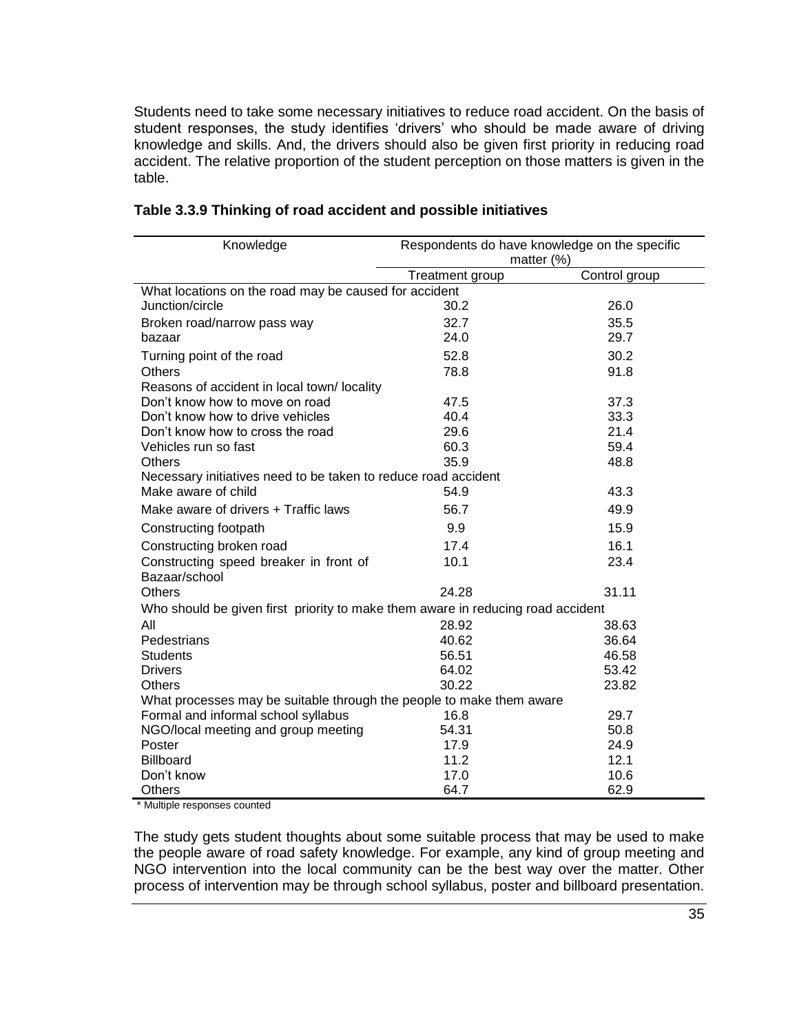Students need to take some necessary initiatives to reduce road accident. On the basis of student responses, the study identifies 'drivers' who should be made aware of driving knowledge and skills. And, the drivers should also be given first priority in reducing road accident. The relative proportion of the student perception on those matters is given in the table.

**Table 3.3.9 Thinking of road accident and possible initiatives**

| Knowledge | Respondents do have knowledge on the specific matter (%) | |
|---|---|---|
| | Treatment group | Control group |
| What locations on the road may be caused for accident | | |
| Junction/circle | 30.2 | 26.0 |
| Broken road/narrow pass way | 32.7 | 35.5 |
| bazaar | 24.0 | 29.7 |
| Turning point of the road | 52.8 | 30.2 |
| Others | 78.8 | 91.8 |
| Reasons of accident in local town/ locality | | |
| Don't know how to move on road | 47.5 | 37.3 |
| Don't know how to drive vehicles | 40.4 | 33.3 |
| Don't know how to cross the road | 29.6 | 21.4 |
| Vehicles run so fast | 60.3 | 59.4 |
| Others | 35.9 | 48.8 |
| Necessary initiatives need to be taken to reduce road accident | | |
| Make aware of child | 54.9 | 43.3 |
| Make aware of drivers + Traffic laws | 56.7 | 49.9 |
| Constructing footpath | 9.9 | 15.9 |
| Constructing broken road | 17.4 | 16.1 |
| Constructing speed breaker in front of Bazaar/school | 10.1 | 23.4 |
| Others | 24.28 | 31.11 |
| Who should be given first priority to make them aware in reducing road accident | | |
| All | 28.92 | 38.63 |
| Pedestrians | 40.62 | 36.64 |
| Students | 56.51 | 46.58 |
| Drivers | 64.02 | 53.42 |
| Others | 30.22 | 23.82 |
| What processes may be suitable through the people to make them aware | | |
| Formal and informal school syllabus | 16.8 | 29.7 |
| NGO/local meeting and group meeting | 54.31 | 50.8 |
| Poster | 17.9 | 24.9 |
| Billboard | 11.2 | 12.1 |
| Don't know | 17.0 | 10.6 |
| Others | 64.7 | 62.9 |

* Multiple responses counted

The study gets student thoughts about some suitable process that may be used to make the people aware of road safety knowledge. For example, any kind of group meeting and NGO intervention into the local community can be the best way over the matter. Other process of intervention may be through school syllabus, poster and billboard presentation.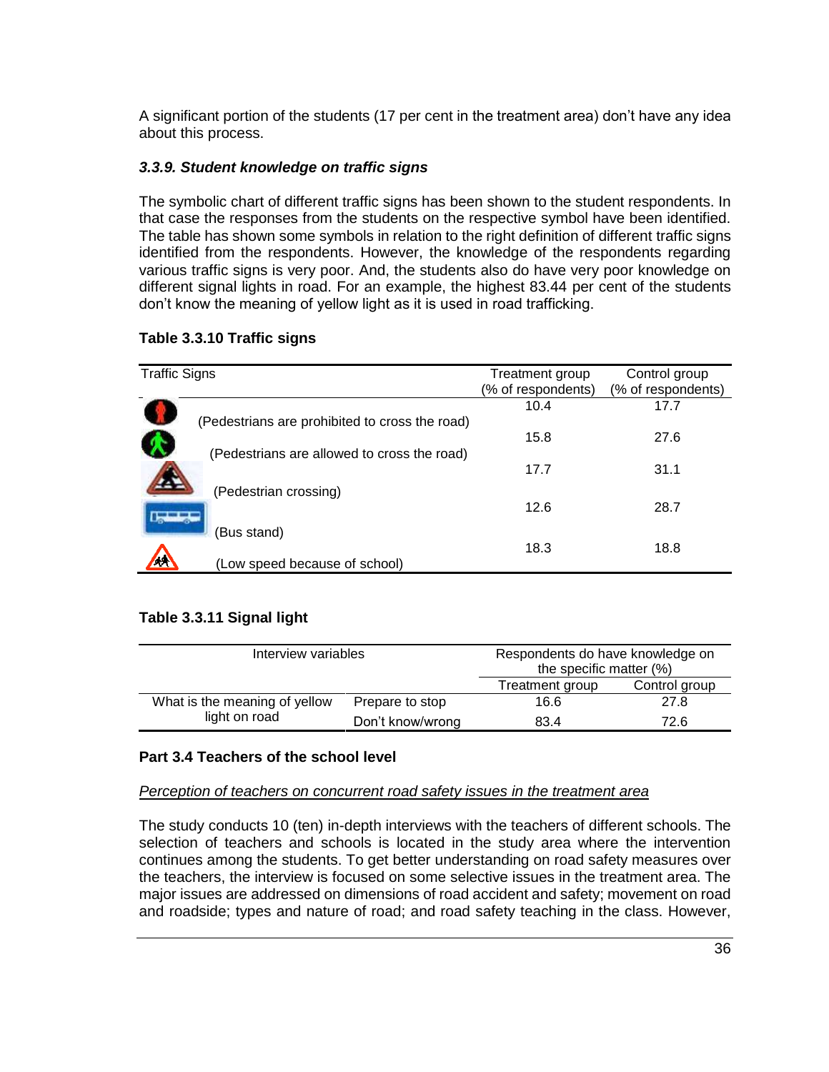A significant portion of the students (17 per cent in the treatment area) don't have any idea about this process.

### *3.3.9. Student knowledge on traffic signs*

The symbolic chart of different traffic signs has been shown to the student respondents. In that case the responses from the students on the respective symbol have been identified. The table has shown some symbols in relation to the right definition of different traffic signs identified from the respondents. However, the knowledge of the respondents regarding various traffic signs is very poor. And, the students also do have very poor knowledge on different signal lights in road. For an example, the highest 83.44 per cent of the students don't know the meaning of yellow light as it is used in road trafficking.

**Table 3.3.10 Traffic signs**

| Traffic Signs | Treatment group (% of respondents) | Control group (% of respondents) |
|---|---|---|
| (Pedestrians are prohibited to cross the road) | 10.4 | 17.7 |
| (Pedestrians are allowed to cross the road) | 15.8 | 27.6 |
| (Pedestrian crossing) | 17.7 | 31.1 |
| (Bus stand) | 12.6 | 28.7 |
| (Low speed because of school) | 18.3 | 18.8 |

**Table 3.3.11 Signal light**

| Interview variables | | Respondents do have knowledge on the specific matter (%) | |
|---|---|---|---|
| | | Treatment group | Control group |
| What is the meaning of yellow light on road | Prepare to stop | 16.6 | 27.8 |
| | Don't know/wrong | 83.4 | 72.6 |

### Part 3.4 Teachers of the school level

<u>*Perception of teachers on concurrent road safety issues in the treatment area*</u>

The study conducts 10 (ten) in-depth interviews with the teachers of different schools. The selection of teachers and schools is located in the study area where the intervention continues among the students. To get better understanding on road safety measures over the teachers, the interview is focused on some selective issues in the treatment area. The major issues are addressed on dimensions of road accident and safety; movement on road and roadside; types and nature of road; and road safety teaching in the class. However,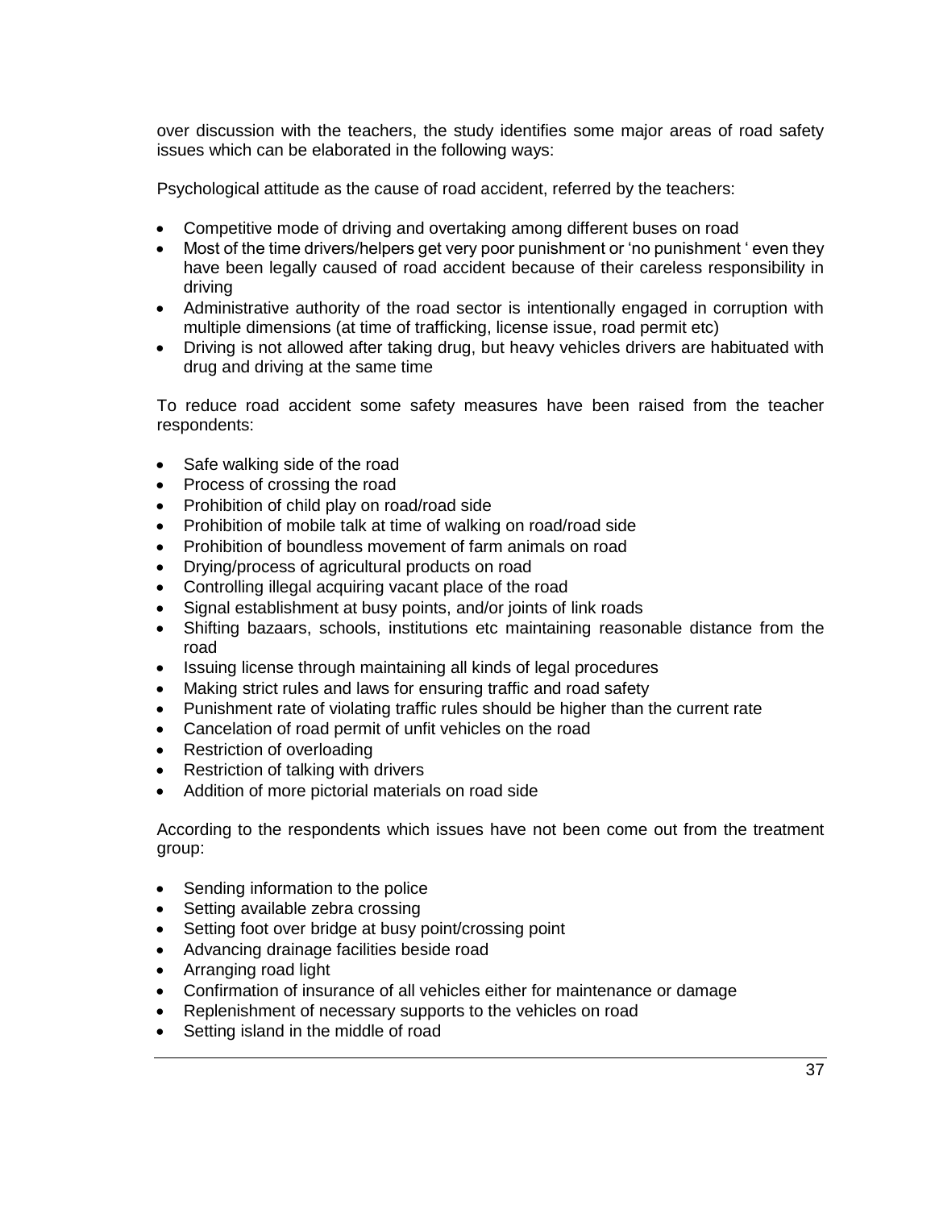over discussion with the teachers, the study identifies some major areas of road safety issues which can be elaborated in the following ways:

Psychological attitude as the cause of road accident, referred by the teachers:

- Competitive mode of driving and overtaking among different buses on road
- Most of the time drivers/helpers get very poor punishment or 'no punishment ' even they have been legally caused of road accident because of their careless responsibility in driving
- Administrative authority of the road sector is intentionally engaged in corruption with multiple dimensions (at time of trafficking, license issue, road permit etc)
- Driving is not allowed after taking drug, but heavy vehicles drivers are habituated with drug and driving at the same time

To reduce road accident some safety measures have been raised from the teacher respondents:

- Safe walking side of the road
- Process of crossing the road
- Prohibition of child play on road/road side
- Prohibition of mobile talk at time of walking on road/road side
- Prohibition of boundless movement of farm animals on road
- Drying/process of agricultural products on road
- Controlling illegal acquiring vacant place of the road
- Signal establishment at busy points, and/or joints of link roads
- Shifting bazaars, schools, institutions etc maintaining reasonable distance from the road
- Issuing license through maintaining all kinds of legal procedures
- Making strict rules and laws for ensuring traffic and road safety
- Punishment rate of violating traffic rules should be higher than the current rate
- Cancelation of road permit of unfit vehicles on the road
- Restriction of overloading
- Restriction of talking with drivers
- Addition of more pictorial materials on road side

According to the respondents which issues have not been come out from the treatment group:

- Sending information to the police
- Setting available zebra crossing
- Setting foot over bridge at busy point/crossing point
- Advancing drainage facilities beside road
- Arranging road light
- Confirmation of insurance of all vehicles either for maintenance or damage
- Replenishment of necessary supports to the vehicles on road
- Setting island in the middle of road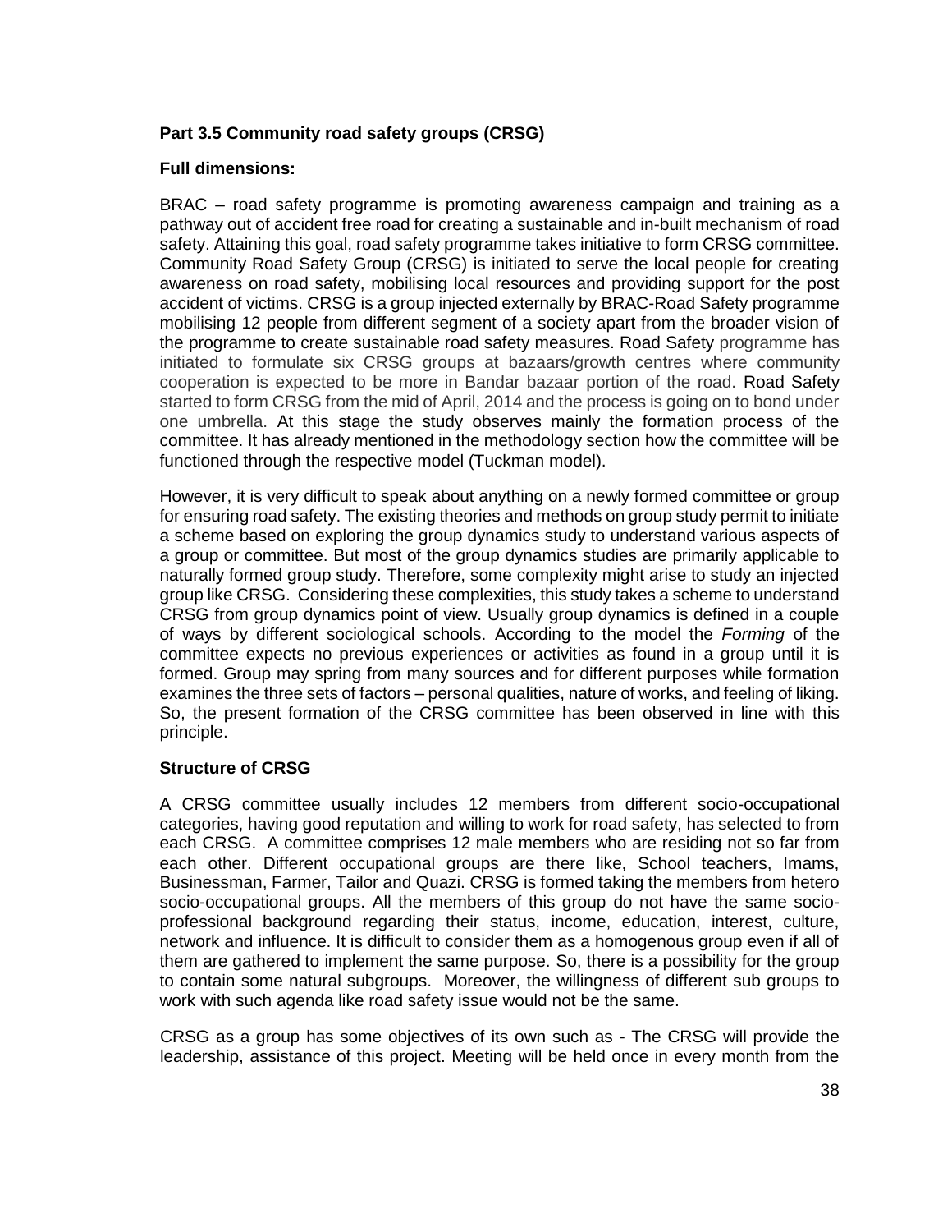**Part 3.5 Community road safety groups (CRSG)**

**Full dimensions:**

BRAC – road safety programme is promoting awareness campaign and training as a pathway out of accident free road for creating a sustainable and in-built mechanism of road safety. Attaining this goal, road safety programme takes initiative to form CRSG committee. Community Road Safety Group (CRSG) is initiated to serve the local people for creating awareness on road safety, mobilising local resources and providing support for the post accident of victims. CRSG is a group injected externally by BRAC-Road Safety programme mobilising 12 people from different segment of a society apart from the broader vision of the programme to create sustainable road safety measures. Road Safety programme has initiated to formulate six CRSG groups at bazaars/growth centres where community cooperation is expected to be more in Bandar bazaar portion of the road. Road Safety started to form CRSG from the mid of April, 2014 and the process is going on to bond under one umbrella. At this stage the study observes mainly the formation process of the committee. It has already mentioned in the methodology section how the committee will be functioned through the respective model (Tuckman model).

However, it is very difficult to speak about anything on a newly formed committee or group for ensuring road safety. The existing theories and methods on group study permit to initiate a scheme based on exploring the group dynamics study to understand various aspects of a group or committee. But most of the group dynamics studies are primarily applicable to naturally formed group study. Therefore, some complexity might arise to study an injected group like CRSG. Considering these complexities, this study takes a scheme to understand CRSG from group dynamics point of view. Usually group dynamics is defined in a couple of ways by different sociological schools. According to the model the *Forming* of the committee expects no previous experiences or activities as found in a group until it is formed. Group may spring from many sources and for different purposes while formation examines the three sets of factors – personal qualities, nature of works, and feeling of liking. So, the present formation of the CRSG committee has been observed in line with this principle.

**Structure of CRSG**

A CRSG committee usually includes 12 members from different socio-occupational categories, having good reputation and willing to work for road safety, has selected to from each CRSG. A committee comprises 12 male members who are residing not so far from each other. Different occupational groups are there like, School teachers, Imams, Businessman, Farmer, Tailor and Quazi. CRSG is formed taking the members from hetero socio-occupational groups. All the members of this group do not have the same socio-professional background regarding their status, income, education, interest, culture, network and influence. It is difficult to consider them as a homogenous group even if all of them are gathered to implement the same purpose. So, there is a possibility for the group to contain some natural subgroups. Moreover, the willingness of different sub groups to work with such agenda like road safety issue would not be the same.

CRSG as a group has some objectives of its own such as - The CRSG will provide the leadership, assistance of this project. Meeting will be held once in every month from the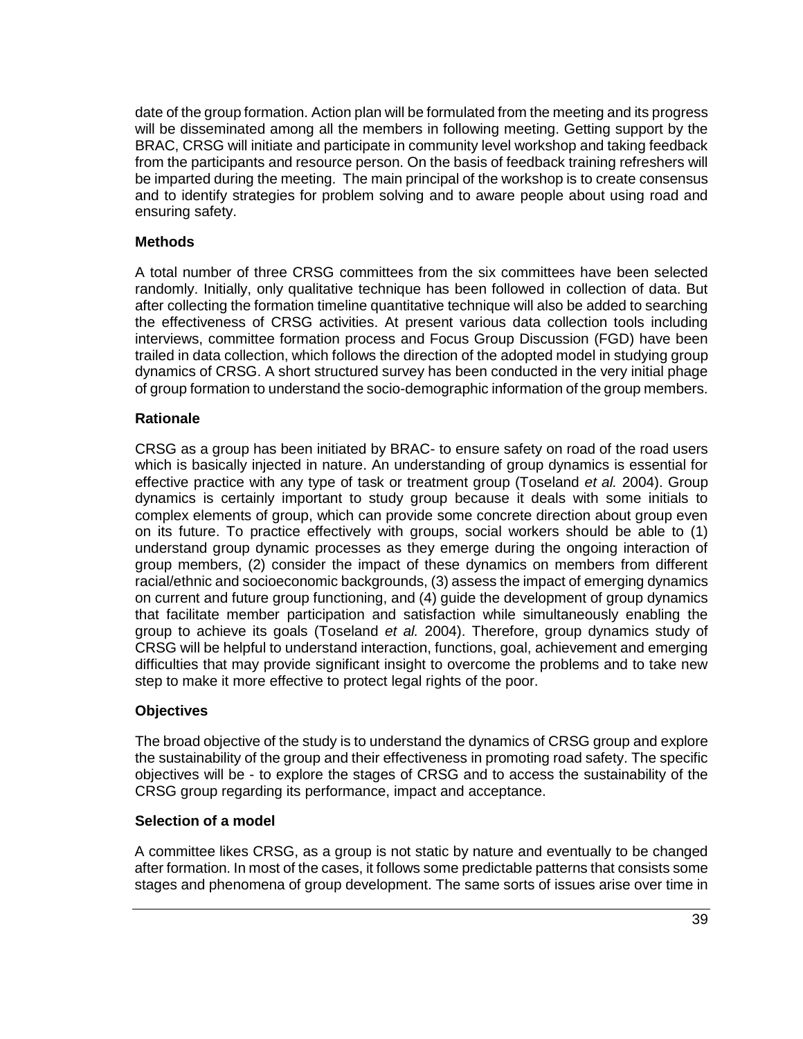date of the group formation. Action plan will be formulated from the meeting and its progress will be disseminated among all the members in following meeting. Getting support by the BRAC, CRSG will initiate and participate in community level workshop and taking feedback from the participants and resource person. On the basis of feedback training refreshers will be imparted during the meeting. The main principal of the workshop is to create consensus and to identify strategies for problem solving and to aware people about using road and ensuring safety.

### Methods

A total number of three CRSG committees from the six committees have been selected randomly. Initially, only qualitative technique has been followed in collection of data. But after collecting the formation timeline quantitative technique will also be added to searching the effectiveness of CRSG activities. At present various data collection tools including interviews, committee formation process and Focus Group Discussion (FGD) have been trailed in data collection, which follows the direction of the adopted model in studying group dynamics of CRSG. A short structured survey has been conducted in the very initial phage of group formation to understand the socio-demographic information of the group members.

### Rationale

CRSG as a group has been initiated by BRAC- to ensure safety on road of the road users which is basically injected in nature. An understanding of group dynamics is essential for effective practice with any type of task or treatment group (Toseland *et al.* 2004). Group dynamics is certainly important to study group because it deals with some initials to complex elements of group, which can provide some concrete direction about group even on its future. To practice effectively with groups, social workers should be able to (1) understand group dynamic processes as they emerge during the ongoing interaction of group members, (2) consider the impact of these dynamics on members from different racial/ethnic and socioeconomic backgrounds, (3) assess the impact of emerging dynamics on current and future group functioning, and (4) guide the development of group dynamics that facilitate member participation and satisfaction while simultaneously enabling the group to achieve its goals (Toseland *et al.* 2004). Therefore, group dynamics study of CRSG will be helpful to understand interaction, functions, goal, achievement and emerging difficulties that may provide significant insight to overcome the problems and to take new step to make it more effective to protect legal rights of the poor.

### Objectives

The broad objective of the study is to understand the dynamics of CRSG group and explore the sustainability of the group and their effectiveness in promoting road safety. The specific objectives will be - to explore the stages of CRSG and to access the sustainability of the CRSG group regarding its performance, impact and acceptance.

### Selection of a model

A committee likes CRSG, as a group is not static by nature and eventually to be changed after formation. In most of the cases, it follows some predictable patterns that consists some stages and phenomena of group development. The same sorts of issues arise over time in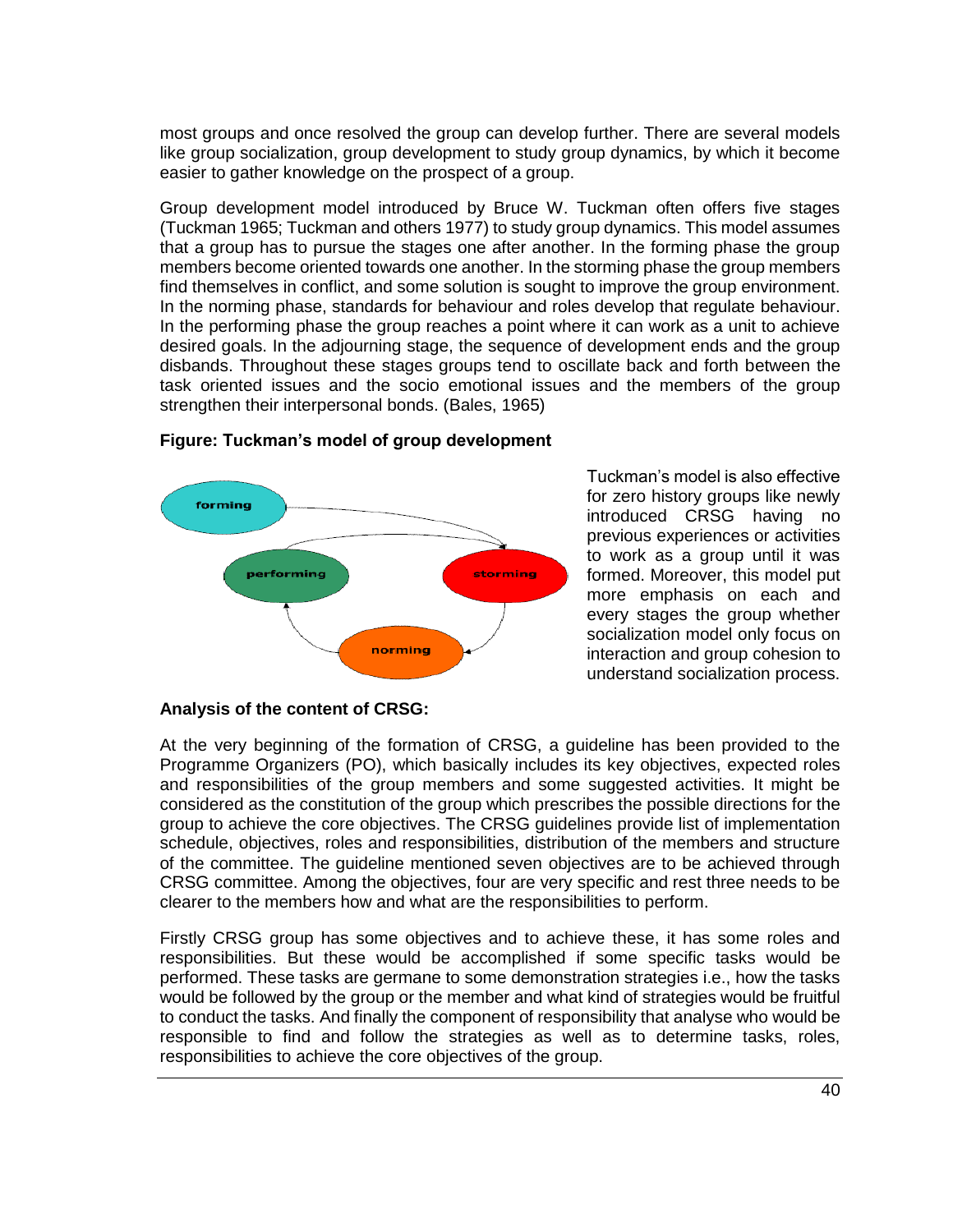most groups and once resolved the group can develop further. There are several models like group socialization, group development to study group dynamics, by which it become easier to gather knowledge on the prospect of a group.

Group development model introduced by Bruce W. Tuckman often offers five stages (Tuckman 1965; Tuckman and others 1977) to study group dynamics. This model assumes that a group has to pursue the stages one after another. In the forming phase the group members become oriented towards one another. In the storming phase the group members find themselves in conflict, and some solution is sought to improve the group environment. In the norming phase, standards for behaviour and roles develop that regulate behaviour. In the performing phase the group reaches a point where it can work as a unit to achieve desired goals. In the adjourning stage, the sequence of development ends and the group disbands. Throughout these stages groups tend to oscillate back and forth between the task oriented issues and the socio emotional issues and the members of the group strengthen their interpersonal bonds. (Bales, 1965)

**Figure: Tuckman's model of group development**

Tuckman's model is also effective for zero history groups like newly introduced CRSG having no previous experiences or activities to work as a group until it was formed. Moreover, this model put more emphasis on each and every stages the group whether socialization model only focus on interaction and group cohesion to understand socialization process.

**Analysis of the content of CRSG:**

At the very beginning of the formation of CRSG, a guideline has been provided to the Programme Organizers (PO), which basically includes its key objectives, expected roles and responsibilities of the group members and some suggested activities. It might be considered as the constitution of the group which prescribes the possible directions for the group to achieve the core objectives. The CRSG guidelines provide list of implementation schedule, objectives, roles and responsibilities, distribution of the members and structure of the committee. The guideline mentioned seven objectives are to be achieved through CRSG committee. Among the objectives, four are very specific and rest three needs to be clearer to the members how and what are the responsibilities to perform.

Firstly CRSG group has some objectives and to achieve these, it has some roles and responsibilities. But these would be accomplished if some specific tasks would be performed. These tasks are germane to some demonstration strategies i.e., how the tasks would be followed by the group or the member and what kind of strategies would be fruitful to conduct the tasks. And finally the component of responsibility that analyse who would be responsible to find and follow the strategies as well as to determine tasks, roles, responsibilities to achieve the core objectives of the group.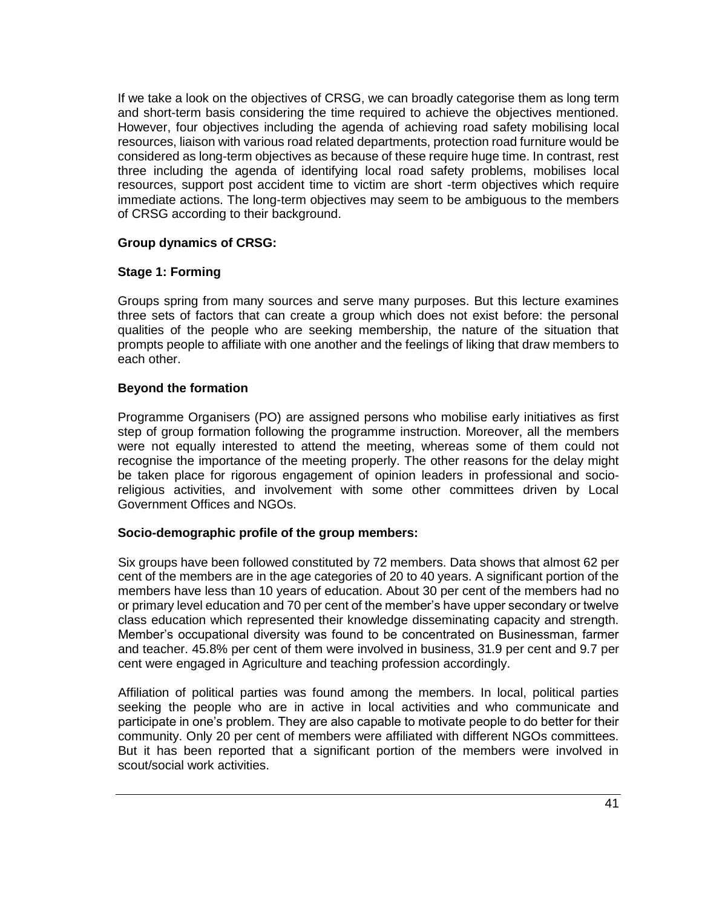If we take a look on the objectives of CRSG, we can broadly categorise them as long term and short-term basis considering the time required to achieve the objectives mentioned. However, four objectives including the agenda of achieving road safety mobilising local resources, liaison with various road related departments, protection road furniture would be considered as long-term objectives as because of these require huge time. In contrast, rest three including the agenda of identifying local road safety problems, mobilises local resources, support post accident time to victim are short -term objectives which require immediate actions. The long-term objectives may seem to be ambiguous to the members of CRSG according to their background.

**Group dynamics of CRSG:**

**Stage 1: Forming**

Groups spring from many sources and serve many purposes. But this lecture examines three sets of factors that can create a group which does not exist before: the personal qualities of the people who are seeking membership, the nature of the situation that prompts people to affiliate with one another and the feelings of liking that draw members to each other.

**Beyond the formation**

Programme Organisers (PO) are assigned persons who mobilise early initiatives as first step of group formation following the programme instruction. Moreover, all the members were not equally interested to attend the meeting, whereas some of them could not recognise the importance of the meeting properly. The other reasons for the delay might be taken place for rigorous engagement of opinion leaders in professional and socio-religious activities, and involvement with some other committees driven by Local Government Offices and NGOs.

**Socio-demographic profile of the group members:**

Six groups have been followed constituted by 72 members. Data shows that almost 62 per cent of the members are in the age categories of 20 to 40 years. A significant portion of the members have less than 10 years of education. About 30 per cent of the members had no or primary level education and 70 per cent of the member's have upper secondary or twelve class education which represented their knowledge disseminating capacity and strength. Member's occupational diversity was found to be concentrated on Businessman, farmer and teacher. 45.8% per cent of them were involved in business, 31.9 per cent and 9.7 per cent were engaged in Agriculture and teaching profession accordingly.

Affiliation of political parties was found among the members. In local, political parties seeking the people who are in active in local activities and who communicate and participate in one's problem. They are also capable to motivate people to do better for their community. Only 20 per cent of members were affiliated with different NGOs committees. But it has been reported that a significant portion of the members were involved in scout/social work activities.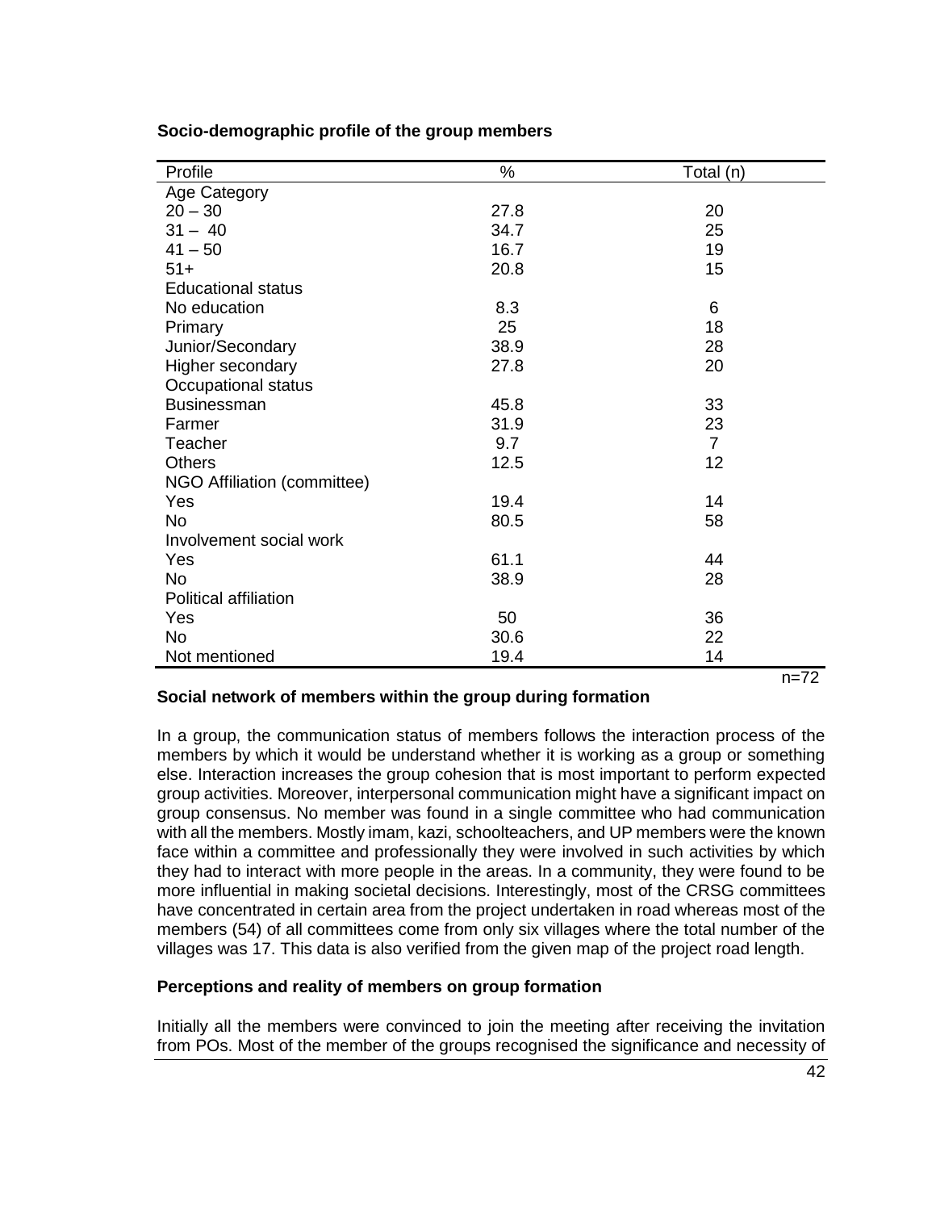**Socio-demographic profile of the group members**

| Profile | % | Total (n) |
|---|---|---|
| Age Category | | |
| 20 – 30 | 27.8 | 20 |
| 31 – 40 | 34.7 | 25 |
| 41 – 50 | 16.7 | 19 |
| 51+ | 20.8 | 15 |
| Educational status | | |
| No education | 8.3 | 6 |
| Primary | 25 | 18 |
| Junior/Secondary | 38.9 | 28 |
| Higher secondary | 27.8 | 20 |
| Occupational status | | |
| Businessman | 45.8 | 33 |
| Farmer | 31.9 | 23 |
| Teacher | 9.7 | 7 |
| Others | 12.5 | 12 |
| NGO Affiliation (committee) | | |
| Yes | 19.4 | 14 |
| No | 80.5 | 58 |
| Involvement social work | | |
| Yes | 61.1 | 44 |
| No | 38.9 | 28 |
| Political affiliation | | |
| Yes | 50 | 36 |
| No | 30.6 | 22 |
| Not mentioned | 19.4 | 14 |

n=72

**Social network of members within the group during formation**

In a group, the communication status of members follows the interaction process of the members by which it would be understand whether it is working as a group or something else. Interaction increases the group cohesion that is most important to perform expected group activities. Moreover, interpersonal communication might have a significant impact on group consensus. No member was found in a single committee who had communication with all the members. Mostly imam, kazi, schoolteachers, and UP members were the known face within a committee and professionally they were involved in such activities by which they had to interact with more people in the areas. In a community, they were found to be more influential in making societal decisions. Interestingly, most of the CRSG committees have concentrated in certain area from the project undertaken in road whereas most of the members (54) of all committees come from only six villages where the total number of the villages was 17. This data is also verified from the given map of the project road length.

**Perceptions and reality of members on group formation**

Initially all the members were convinced to join the meeting after receiving the invitation from POs. Most of the member of the groups recognised the significance and necessity of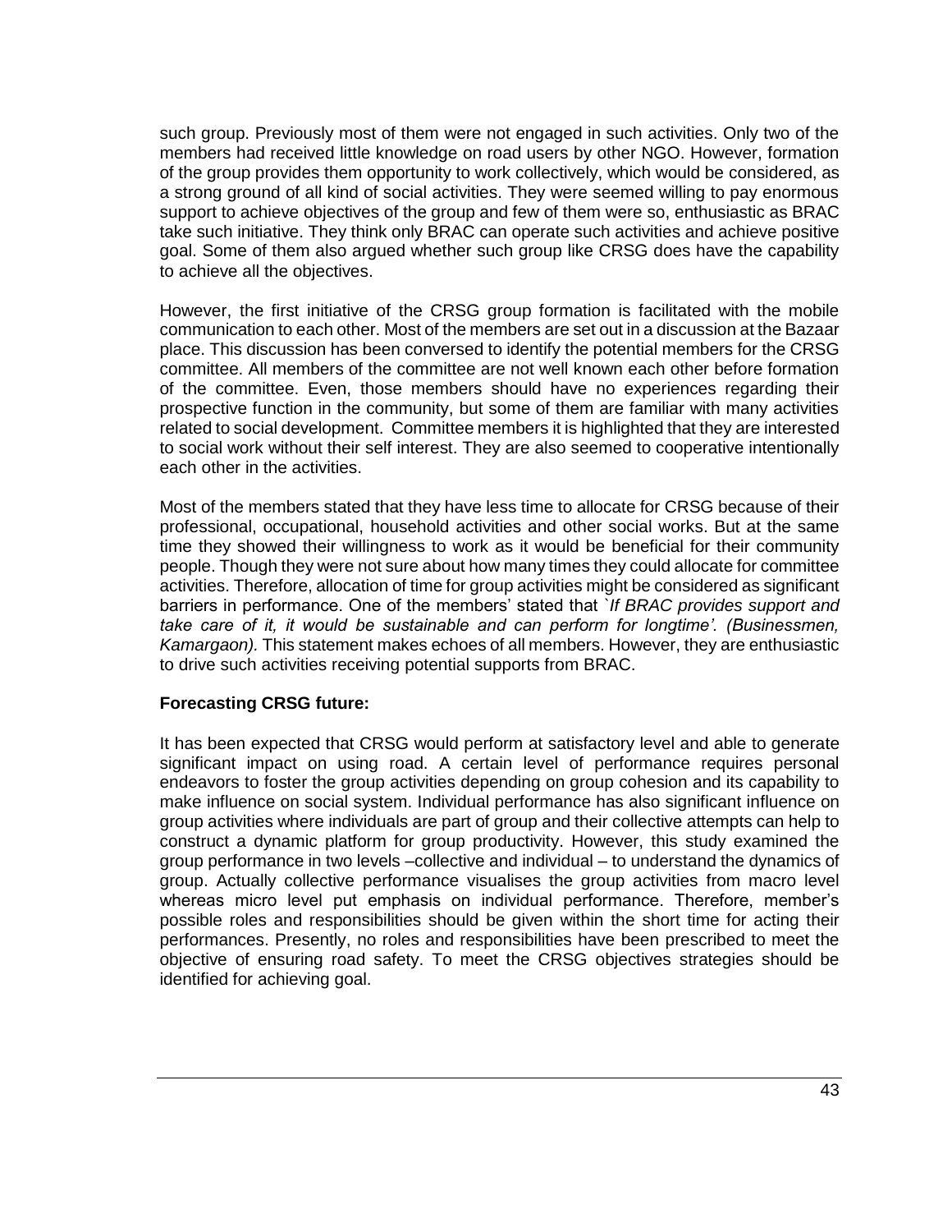such group. Previously most of them were not engaged in such activities. Only two of the members had received little knowledge on road users by other NGO. However, formation of the group provides them opportunity to work collectively, which would be considered, as a strong ground of all kind of social activities. They were seemed willing to pay enormous support to achieve objectives of the group and few of them were so, enthusiastic as BRAC take such initiative. They think only BRAC can operate such activities and achieve positive goal. Some of them also argued whether such group like CRSG does have the capability to achieve all the objectives.

However, the first initiative of the CRSG group formation is facilitated with the mobile communication to each other. Most of the members are set out in a discussion at the Bazaar place. This discussion has been conversed to identify the potential members for the CRSG committee. All members of the committee are not well known each other before formation of the committee. Even, those members should have no experiences regarding their prospective function in the community, but some of them are familiar with many activities related to social development. Committee members it is highlighted that they are interested to social work without their self interest. They are also seemed to cooperative intentionally each other in the activities.

Most of the members stated that they have less time to allocate for CRSG because of their professional, occupational, household activities and other social works. But at the same time they showed their willingness to work as it would be beneficial for their community people. Though they were not sure about how many times they could allocate for committee activities. Therefore, allocation of time for group activities might be considered as significant barriers in performance. One of the members' stated that *`If BRAC provides support and take care of it, it would be sustainable and can perform for longtime'. (Businessmen, Kamargaon).* This statement makes echoes of all members. However, they are enthusiastic to drive such activities receiving potential supports from BRAC.

**Forecasting CRSG future:**

It has been expected that CRSG would perform at satisfactory level and able to generate significant impact on using road. A certain level of performance requires personal endeavors to foster the group activities depending on group cohesion and its capability to make influence on social system. Individual performance has also significant influence on group activities where individuals are part of group and their collective attempts can help to construct a dynamic platform for group productivity. However, this study examined the group performance in two levels –collective and individual – to understand the dynamics of group. Actually collective performance visualises the group activities from macro level whereas micro level put emphasis on individual performance. Therefore, member's possible roles and responsibilities should be given within the short time for acting their performances. Presently, no roles and responsibilities have been prescribed to meet the objective of ensuring road safety. To meet the CRSG objectives strategies should be identified for achieving goal.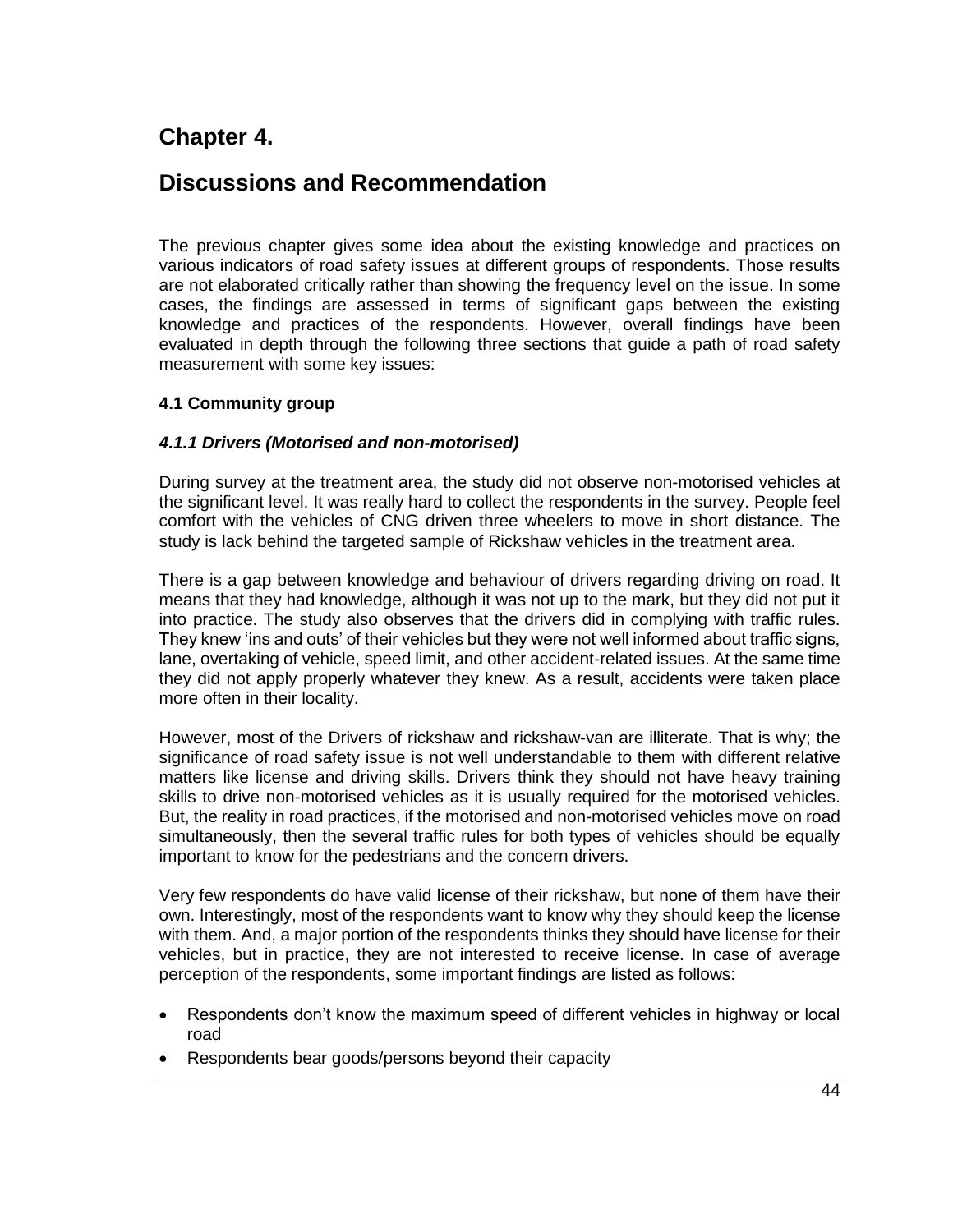# Chapter 4.

# Discussions and Recommendation

The previous chapter gives some idea about the existing knowledge and practices on various indicators of road safety issues at different groups of respondents. Those results are not elaborated critically rather than showing the frequency level on the issue. In some cases, the findings are assessed in terms of significant gaps between the existing knowledge and practices of the respondents. However, overall findings have been evaluated in depth through the following three sections that guide a path of road safety measurement with some key issues:

### 4.1 Community group

#### *4.1.1 Drivers (Motorised and non-motorised)*

During survey at the treatment area, the study did not observe non-motorised vehicles at the significant level. It was really hard to collect the respondents in the survey. People feel comfort with the vehicles of CNG driven three wheelers to move in short distance. The study is lack behind the targeted sample of Rickshaw vehicles in the treatment area.

There is a gap between knowledge and behaviour of drivers regarding driving on road. It means that they had knowledge, although it was not up to the mark, but they did not put it into practice. The study also observes that the drivers did in complying with traffic rules. They knew 'ins and outs' of their vehicles but they were not well informed about traffic signs, lane, overtaking of vehicle, speed limit, and other accident-related issues. At the same time they did not apply properly whatever they knew. As a result, accidents were taken place more often in their locality.

However, most of the Drivers of rickshaw and rickshaw-van are illiterate. That is why; the significance of road safety issue is not well understandable to them with different relative matters like license and driving skills. Drivers think they should not have heavy training skills to drive non-motorised vehicles as it is usually required for the motorised vehicles. But, the reality in road practices, if the motorised and non-motorised vehicles move on road simultaneously, then the several traffic rules for both types of vehicles should be equally important to know for the pedestrians and the concern drivers.

Very few respondents do have valid license of their rickshaw, but none of them have their own. Interestingly, most of the respondents want to know why they should keep the license with them. And, a major portion of the respondents thinks they should have license for their vehicles, but in practice, they are not interested to receive license. In case of average perception of the respondents, some important findings are listed as follows:

- Respondents don't know the maximum speed of different vehicles in highway or local road
- Respondents bear goods/persons beyond their capacity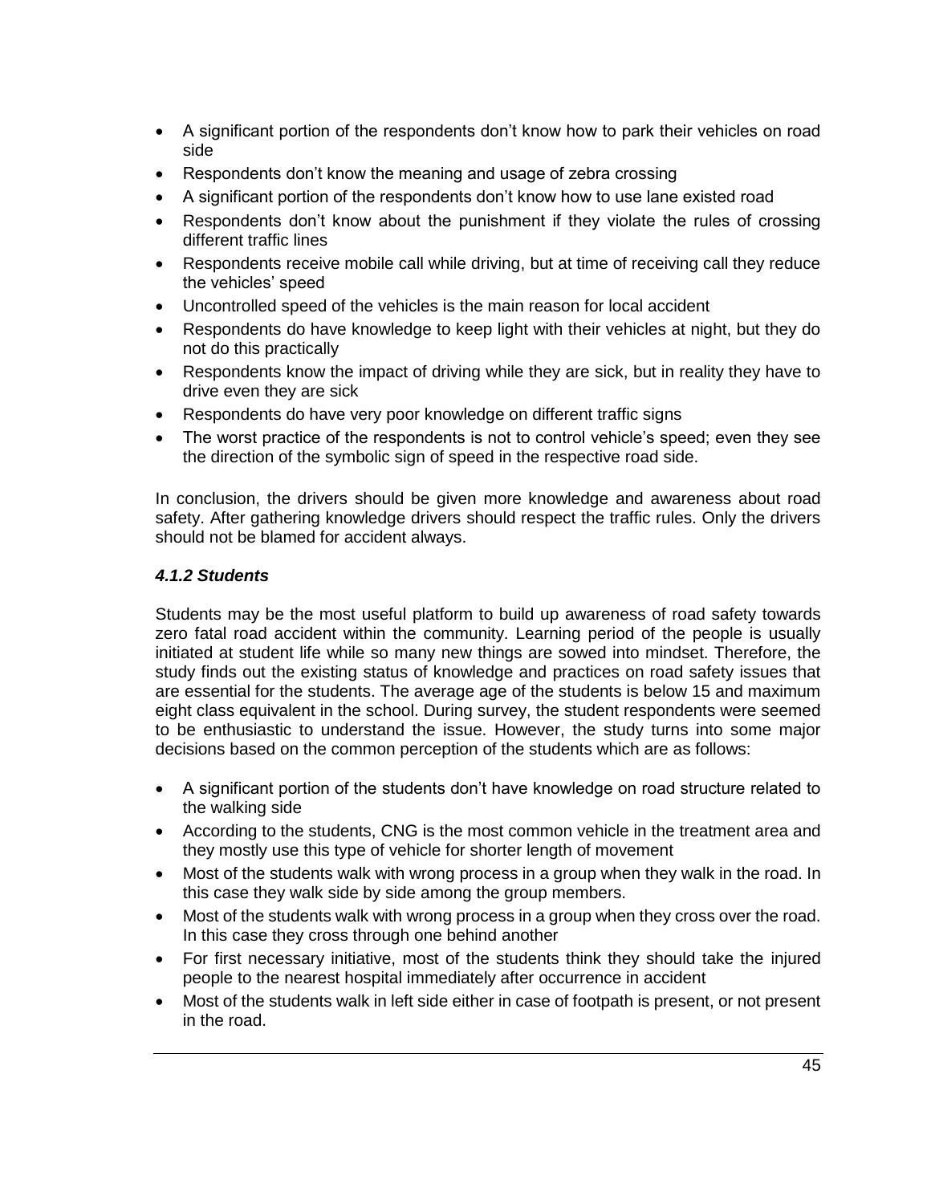- A significant portion of the respondents don't know how to park their vehicles on road side
- Respondents don't know the meaning and usage of zebra crossing
- A significant portion of the respondents don't know how to use lane existed road
- Respondents don't know about the punishment if they violate the rules of crossing different traffic lines
- Respondents receive mobile call while driving, but at time of receiving call they reduce the vehicles' speed
- Uncontrolled speed of the vehicles is the main reason for local accident
- Respondents do have knowledge to keep light with their vehicles at night, but they do not do this practically
- Respondents know the impact of driving while they are sick, but in reality they have to drive even they are sick
- Respondents do have very poor knowledge on different traffic signs
- The worst practice of the respondents is not to control vehicle's speed; even they see the direction of the symbolic sign of speed in the respective road side.

In conclusion, the drivers should be given more knowledge and awareness about road safety. After gathering knowledge drivers should respect the traffic rules. Only the drivers should not be blamed for accident always.

#### *4.1.2 Students*

Students may be the most useful platform to build up awareness of road safety towards zero fatal road accident within the community. Learning period of the people is usually initiated at student life while so many new things are sowed into mindset. Therefore, the study finds out the existing status of knowledge and practices on road safety issues that are essential for the students. The average age of the students is below 15 and maximum eight class equivalent in the school. During survey, the student respondents were seemed to be enthusiastic to understand the issue. However, the study turns into some major decisions based on the common perception of the students which are as follows:

- A significant portion of the students don't have knowledge on road structure related to the walking side
- According to the students, CNG is the most common vehicle in the treatment area and they mostly use this type of vehicle for shorter length of movement
- Most of the students walk with wrong process in a group when they walk in the road. In this case they walk side by side among the group members.
- Most of the students walk with wrong process in a group when they cross over the road. In this case they cross through one behind another
- For first necessary initiative, most of the students think they should take the injured people to the nearest hospital immediately after occurrence in accident
- Most of the students walk in left side either in case of footpath is present, or not present in the road.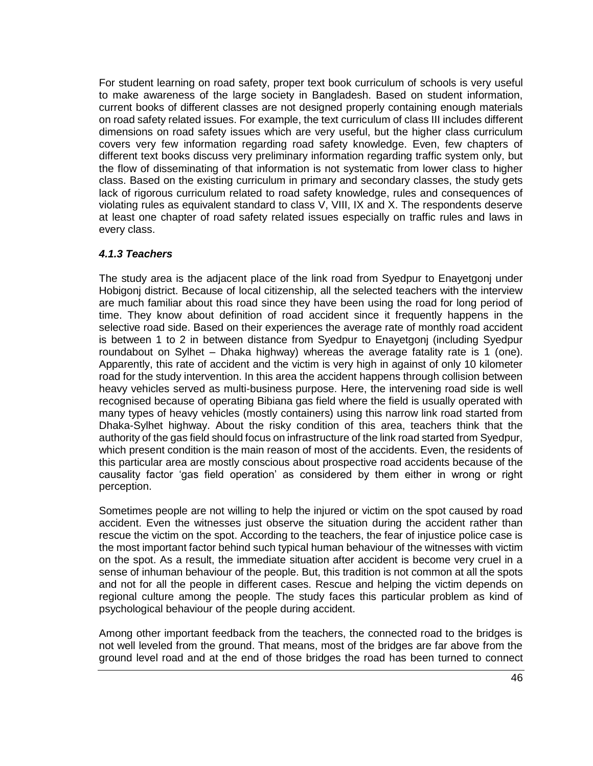For student learning on road safety, proper text book curriculum of schools is very useful to make awareness of the large society in Bangladesh. Based on student information, current books of different classes are not designed properly containing enough materials on road safety related issues. For example, the text curriculum of class III includes different dimensions on road safety issues which are very useful, but the higher class curriculum covers very few information regarding road safety knowledge. Even, few chapters of different text books discuss very preliminary information regarding traffic system only, but the flow of disseminating of that information is not systematic from lower class to higher class. Based on the existing curriculum in primary and secondary classes, the study gets lack of rigorous curriculum related to road safety knowledge, rules and consequences of violating rules as equivalent standard to class V, VIII, IX and X. The respondents deserve at least one chapter of road safety related issues especially on traffic rules and laws in every class.

#### *4.1.3 Teachers*

The study area is the adjacent place of the link road from Syedpur to Enayetgonj under Hobigonj district. Because of local citizenship, all the selected teachers with the interview are much familiar about this road since they have been using the road for long period of time. They know about definition of road accident since it frequently happens in the selective road side. Based on their experiences the average rate of monthly road accident is between 1 to 2 in between distance from Syedpur to Enayetgonj (including Syedpur roundabout on Sylhet – Dhaka highway) whereas the average fatality rate is 1 (one). Apparently, this rate of accident and the victim is very high in against of only 10 kilometer road for the study intervention. In this area the accident happens through collision between heavy vehicles served as multi-business purpose. Here, the intervening road side is well recognised because of operating Bibiana gas field where the field is usually operated with many types of heavy vehicles (mostly containers) using this narrow link road started from Dhaka-Sylhet highway. About the risky condition of this area, teachers think that the authority of the gas field should focus on infrastructure of the link road started from Syedpur, which present condition is the main reason of most of the accidents. Even, the residents of this particular area are mostly conscious about prospective road accidents because of the causality factor 'gas field operation' as considered by them either in wrong or right perception.

Sometimes people are not willing to help the injured or victim on the spot caused by road accident. Even the witnesses just observe the situation during the accident rather than rescue the victim on the spot. According to the teachers, the fear of injustice police case is the most important factor behind such typical human behaviour of the witnesses with victim on the spot. As a result, the immediate situation after accident is become very cruel in a sense of inhuman behaviour of the people. But, this tradition is not common at all the spots and not for all the people in different cases. Rescue and helping the victim depends on regional culture among the people. The study faces this particular problem as kind of psychological behaviour of the people during accident.

Among other important feedback from the teachers, the connected road to the bridges is not well leveled from the ground. That means, most of the bridges are far above from the ground level road and at the end of those bridges the road has been turned to connect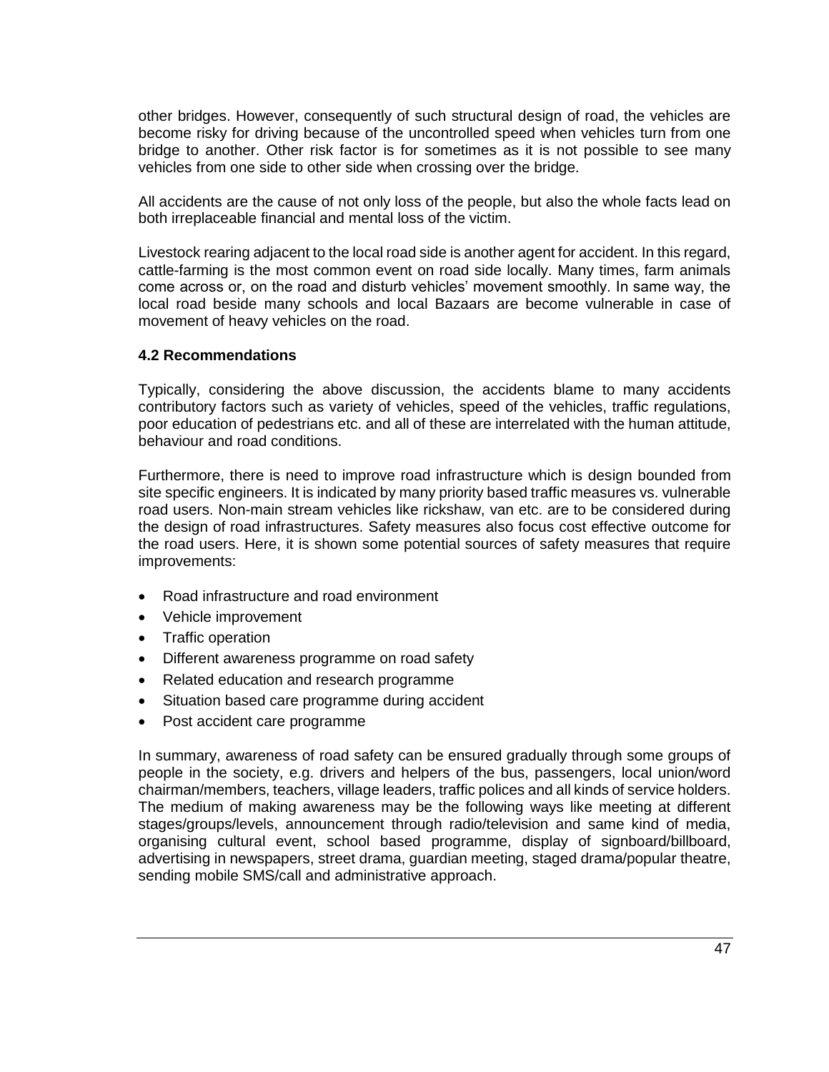other bridges. However, consequently of such structural design of road, the vehicles are become risky for driving because of the uncontrolled speed when vehicles turn from one bridge to another. Other risk factor is for sometimes as it is not possible to see many vehicles from one side to other side when crossing over the bridge.

All accidents are the cause of not only loss of the people, but also the whole facts lead on both irreplaceable financial and mental loss of the victim.

Livestock rearing adjacent to the local road side is another agent for accident. In this regard, cattle-farming is the most common event on road side locally. Many times, farm animals come across or, on the road and disturb vehicles' movement smoothly. In same way, the local road beside many schools and local Bazaars are become vulnerable in case of movement of heavy vehicles on the road.

### 4.2 Recommendations

Typically, considering the above discussion, the accidents blame to many accidents contributory factors such as variety of vehicles, speed of the vehicles, traffic regulations, poor education of pedestrians etc. and all of these are interrelated with the human attitude, behaviour and road conditions.

Furthermore, there is need to improve road infrastructure which is design bounded from site specific engineers. It is indicated by many priority based traffic measures vs. vulnerable road users. Non-main stream vehicles like rickshaw, van etc. are to be considered during the design of road infrastructures. Safety measures also focus cost effective outcome for the road users. Here, it is shown some potential sources of safety measures that require improvements:

- Road infrastructure and road environment
- Vehicle improvement
- Traffic operation
- Different awareness programme on road safety
- Related education and research programme
- Situation based care programme during accident
- Post accident care programme

In summary, awareness of road safety can be ensured gradually through some groups of people in the society, e.g. drivers and helpers of the bus, passengers, local union/word chairman/members, teachers, village leaders, traffic polices and all kinds of service holders. The medium of making awareness may be the following ways like meeting at different stages/groups/levels, announcement through radio/television and same kind of media, organising cultural event, school based programme, display of signboard/billboard, advertising in newspapers, street drama, guardian meeting, staged drama/popular theatre, sending mobile SMS/call and administrative approach.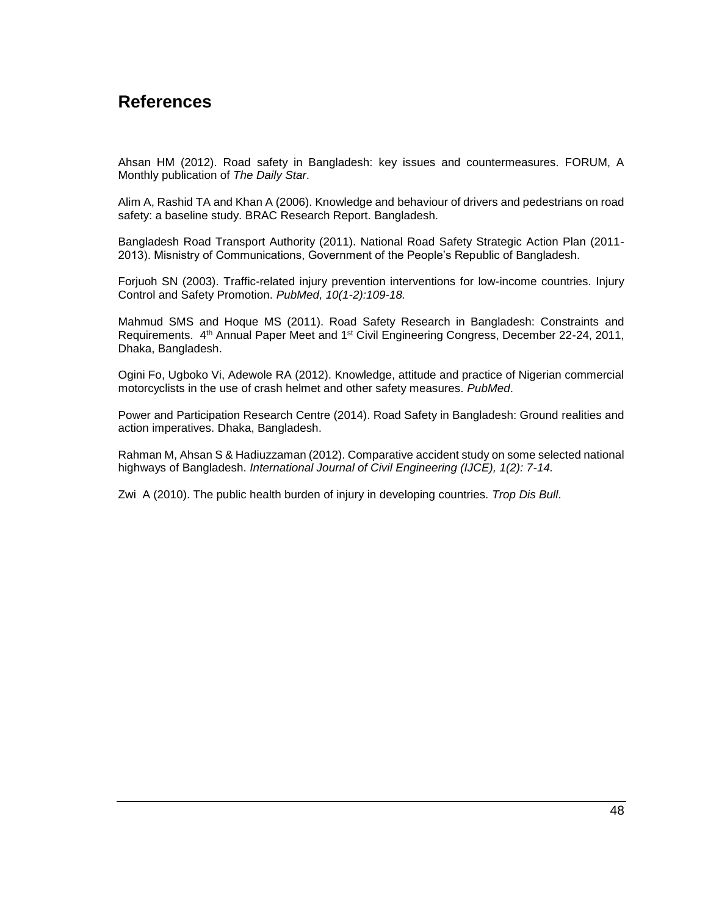# References

Ahsan HM (2012). Road safety in Bangladesh: key issues and countermeasures. FORUM, A Monthly publication of *The Daily Star*.

Alim A, Rashid TA and Khan A (2006). Knowledge and behaviour of drivers and pedestrians on road safety: a baseline study. BRAC Research Report. Bangladesh.

Bangladesh Road Transport Authority (2011). National Road Safety Strategic Action Plan (2011-2013). Misnistry of Communications, Government of the People's Republic of Bangladesh.

Forjuoh SN (2003). Traffic-related injury prevention interventions for low-income countries. Injury Control and Safety Promotion. *PubMed, 10(1-2):109-18.*

Mahmud SMS and Hoque MS (2011). Road Safety Research in Bangladesh: Constraints and Requirements. 4th Annual Paper Meet and 1st Civil Engineering Congress, December 22-24, 2011, Dhaka, Bangladesh.

Ogini Fo, Ugboko Vi, Adewole RA (2012). Knowledge, attitude and practice of Nigerian commercial motorcyclists in the use of crash helmet and other safety measures. *PubMed*.

Power and Participation Research Centre (2014). Road Safety in Bangladesh: Ground realities and action imperatives. Dhaka, Bangladesh.

Rahman M, Ahsan S & Hadiuzzaman (2012). Comparative accident study on some selected national highways of Bangladesh. *International Journal of Civil Engineering (IJCE), 1(2): 7-14.*

Zwi A (2010). The public health burden of injury in developing countries. *Trop Dis Bull*.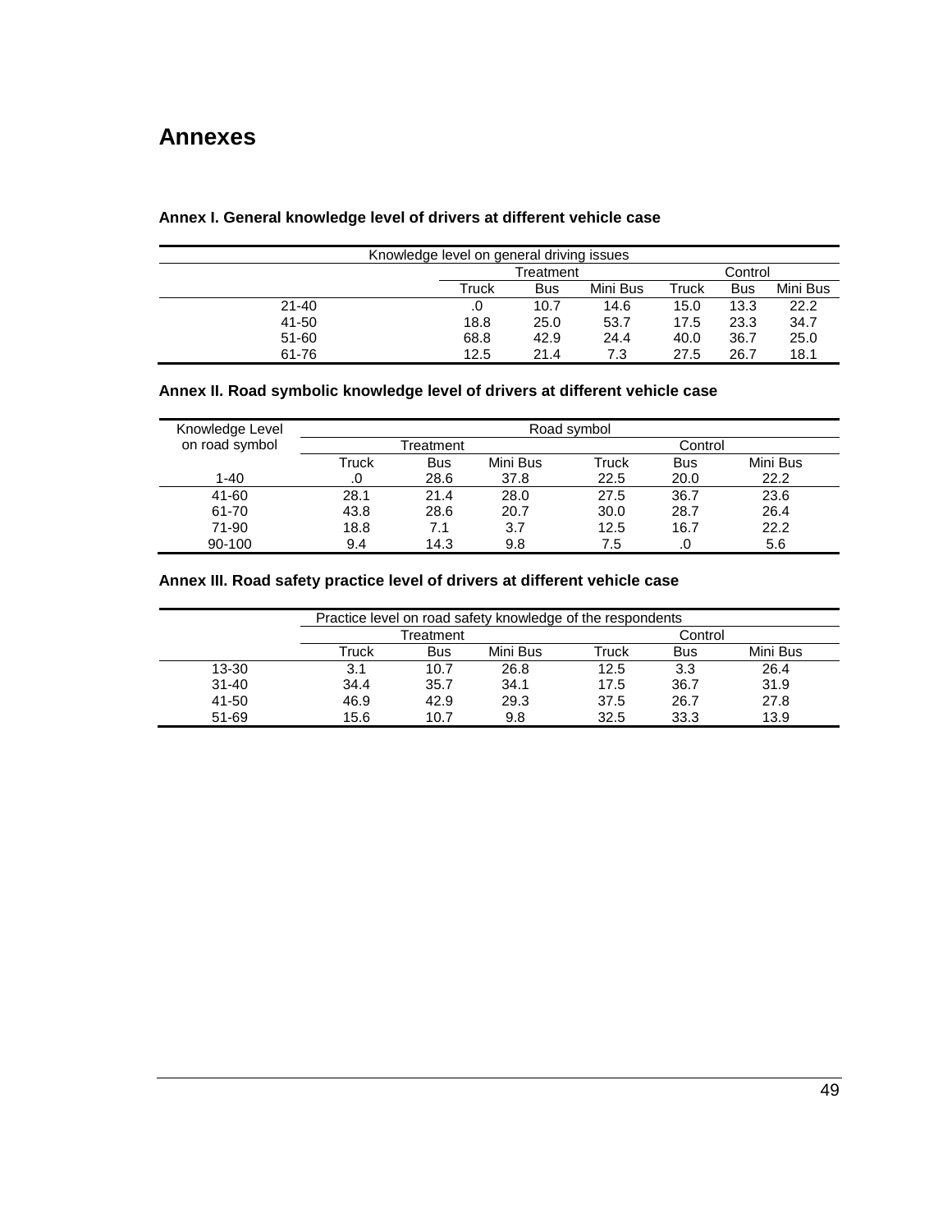# Annexes

### Annex I. General knowledge level of drivers at different vehicle case

| Knowledge level on general driving issues | | | | | | |
|---|---|---|---|---|---|---|
| | Treatment | | | Control | | |
| | Truck | Bus | Mini Bus | Truck | Bus | Mini Bus |
| 21-40 | .0 | 10.7 | 14.6 | 15.0 | 13.3 | 22.2 |
| 41-50 | 18.8 | 25.0 | 53.7 | 17.5 | 23.3 | 34.7 |
| 51-60 | 68.8 | 42.9 | 24.4 | 40.0 | 36.7 | 25.0 |
| 61-76 | 12.5 | 21.4 | 7.3 | 27.5 | 26.7 | 18.1 |

### Annex II. Road symbolic knowledge level of drivers at different vehicle case

| Knowledge Level on road symbol | Road symbol | | | | | |
|---|---|---|---|---|---|---|
| | Treatment | | | Control | | |
| | Truck | Bus | Mini Bus | Truck | Bus | Mini Bus |
| 1-40 | .0 | 28.6 | 37.8 | 22.5 | 20.0 | 22.2 |
| 41-60 | 28.1 | 21.4 | 28.0 | 27.5 | 36.7 | 23.6 |
| 61-70 | 43.8 | 28.6 | 20.7 | 30.0 | 28.7 | 26.4 |
| 71-90 | 18.8 | 7.1 | 3.7 | 12.5 | 16.7 | 22.2 |
| 90-100 | 9.4 | 14.3 | 9.8 | 7.5 | .0 | 5.6 |

### Annex III. Road safety practice level of drivers at different vehicle case

| | Practice level on road safety knowledge of the respondents | | | | | |
|---|---|---|---|---|---|---|
| | Treatment | | | Control | | |
| | Truck | Bus | Mini Bus | Truck | Bus | Mini Bus |
| 13-30 | 3.1 | 10.7 | 26.8 | 12.5 | 3.3 | 26.4 |
| 31-40 | 34.4 | 35.7 | 34.1 | 17.5 | 36.7 | 31.9 |
| 41-50 | 46.9 | 42.9 | 29.3 | 37.5 | 26.7 | 27.8 |
| 51-69 | 15.6 | 10.7 | 9.8 | 32.5 | 33.3 | 13.9 |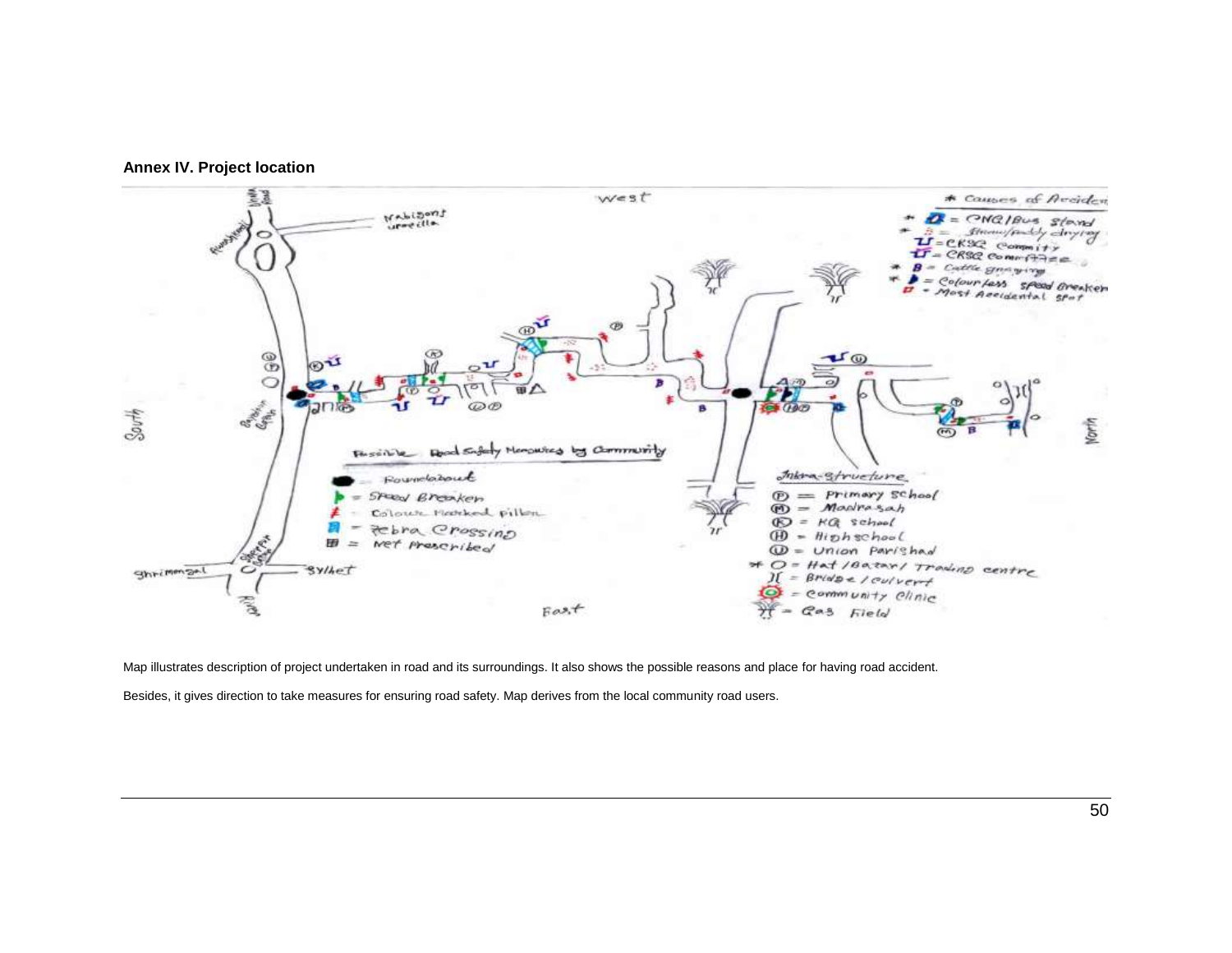## Annex IV. Project location

Map illustrates description of project undertaken in road and its surroundings. It also shows the possible reasons and place for having road accident.

Besides, it gives direction to take measures for ensuring road safety. Map derives from the local community road users.